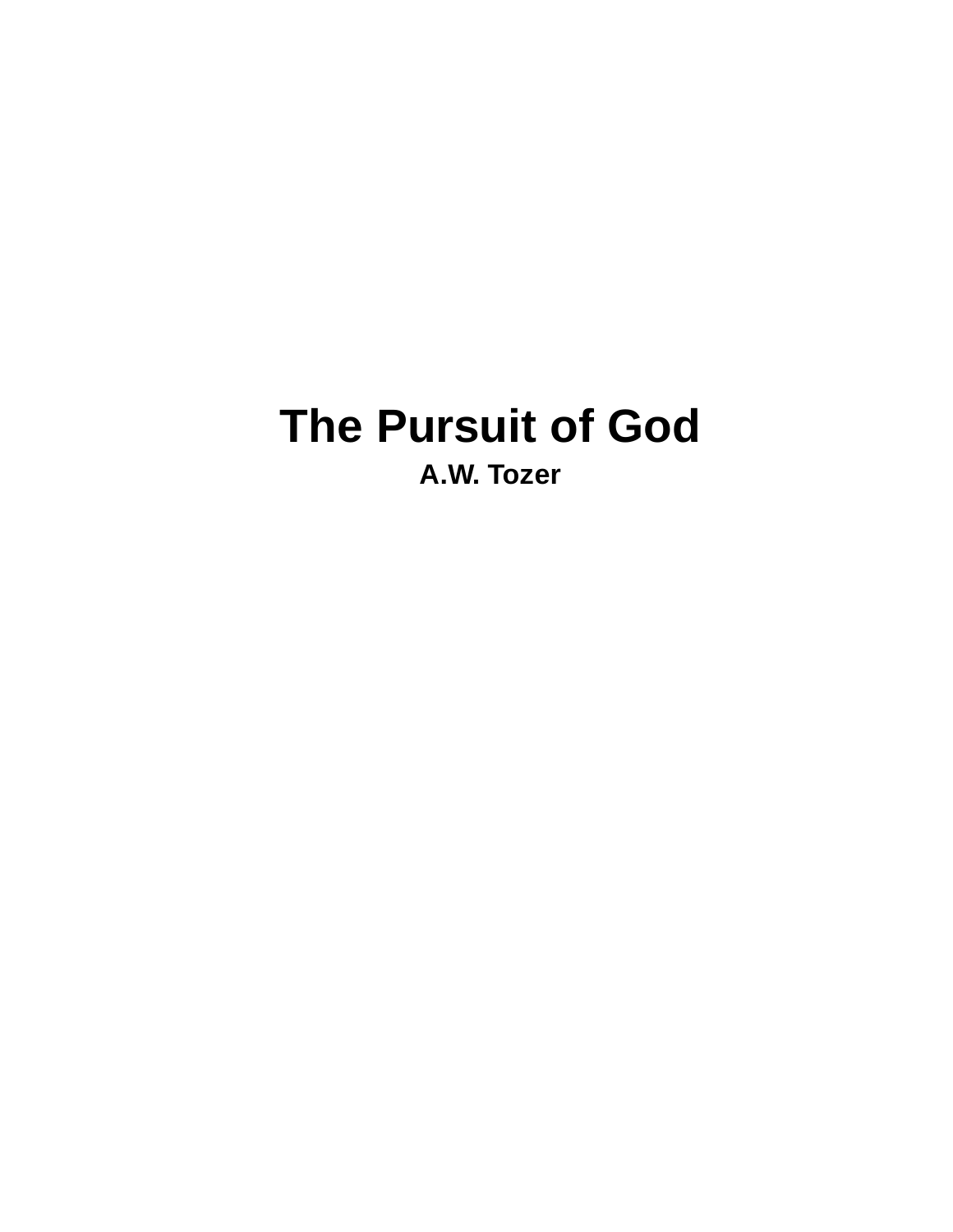# The Pursuit of God

**A.W. Tozer**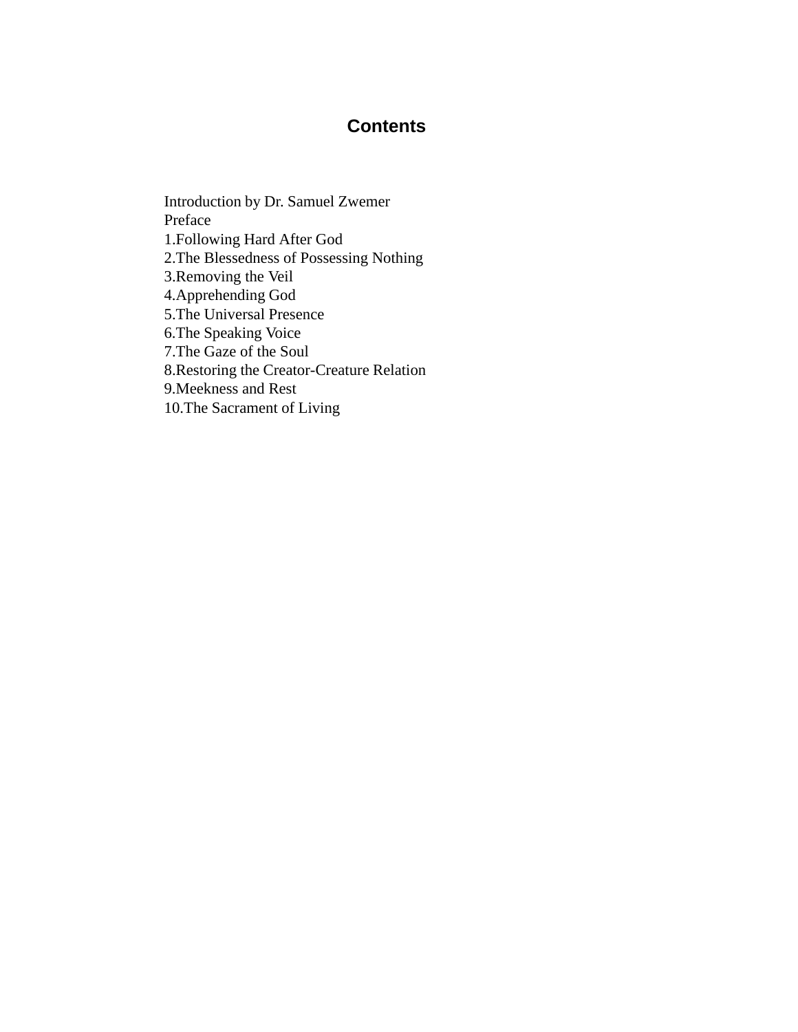# Contents

Introduction by Dr. Samuel Zwemer
Preface
1.Following Hard After God
2.The Blessedness of Possessing Nothing
3.Removing the Veil
4.Apprehending God
5.The Universal Presence
6.The Speaking Voice
7.The Gaze of the Soul
8.Restoring the Creator-Creature Relation
9.Meekness and Rest
10.The Sacrament of Living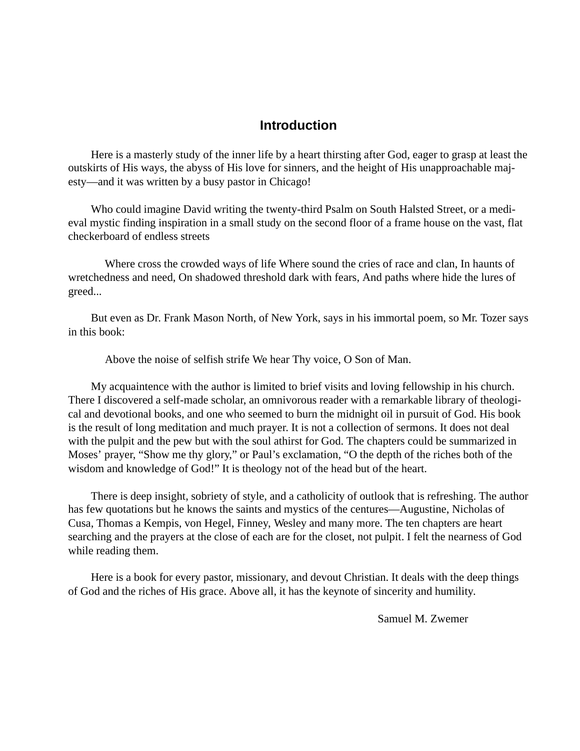## Introduction

Here is a masterly study of the inner life by a heart thirsting after God, eager to grasp at least the outskirts of His ways, the abyss of His love for sinners, and the height of His unapproachable majesty—and it was written by a busy pastor in Chicago!

Who could imagine David writing the twenty-third Psalm on South Halsted Street, or a medieval mystic finding inspiration in a small study on the second floor of a frame house on the vast, flat checkerboard of endless streets

> Where cross the crowded ways of life Where sound the cries of race and clan, In haunts of wretchedness and need, On shadowed threshold dark with fears, And paths where hide the lures of greed...

But even as Dr. Frank Mason North, of New York, says in his immortal poem, so Mr. Tozer says in this book:

> Above the noise of selfish strife We hear Thy voice, O Son of Man.

My acquaintence with the author is limited to brief visits and loving fellowship in his church. There I discovered a self-made scholar, an omnivorous reader with a remarkable library of theological and devotional books, and one who seemed to burn the midnight oil in pursuit of God. His book is the result of long meditation and much prayer. It is not a collection of sermons. It does not deal with the pulpit and the pew but with the soul athirst for God. The chapters could be summarized in Moses' prayer, "Show me thy glory," or Paul's exclamation, "O the depth of the riches both of the wisdom and knowledge of God!" It is theology not of the head but of the heart.

There is deep insight, sobriety of style, and a catholicity of outlook that is refreshing. The author has few quotations but he knows the saints and mystics of the centures—Augustine, Nicholas of Cusa, Thomas a Kempis, von Hegel, Finney, Wesley and many more. The ten chapters are heart searching and the prayers at the close of each are for the closet, not pulpit. I felt the nearness of God while reading them.

Here is a book for every pastor, missionary, and devout Christian. It deals with the deep things of God and the riches of His grace. Above all, it has the keynote of sincerity and humility.

Samuel M. Zwemer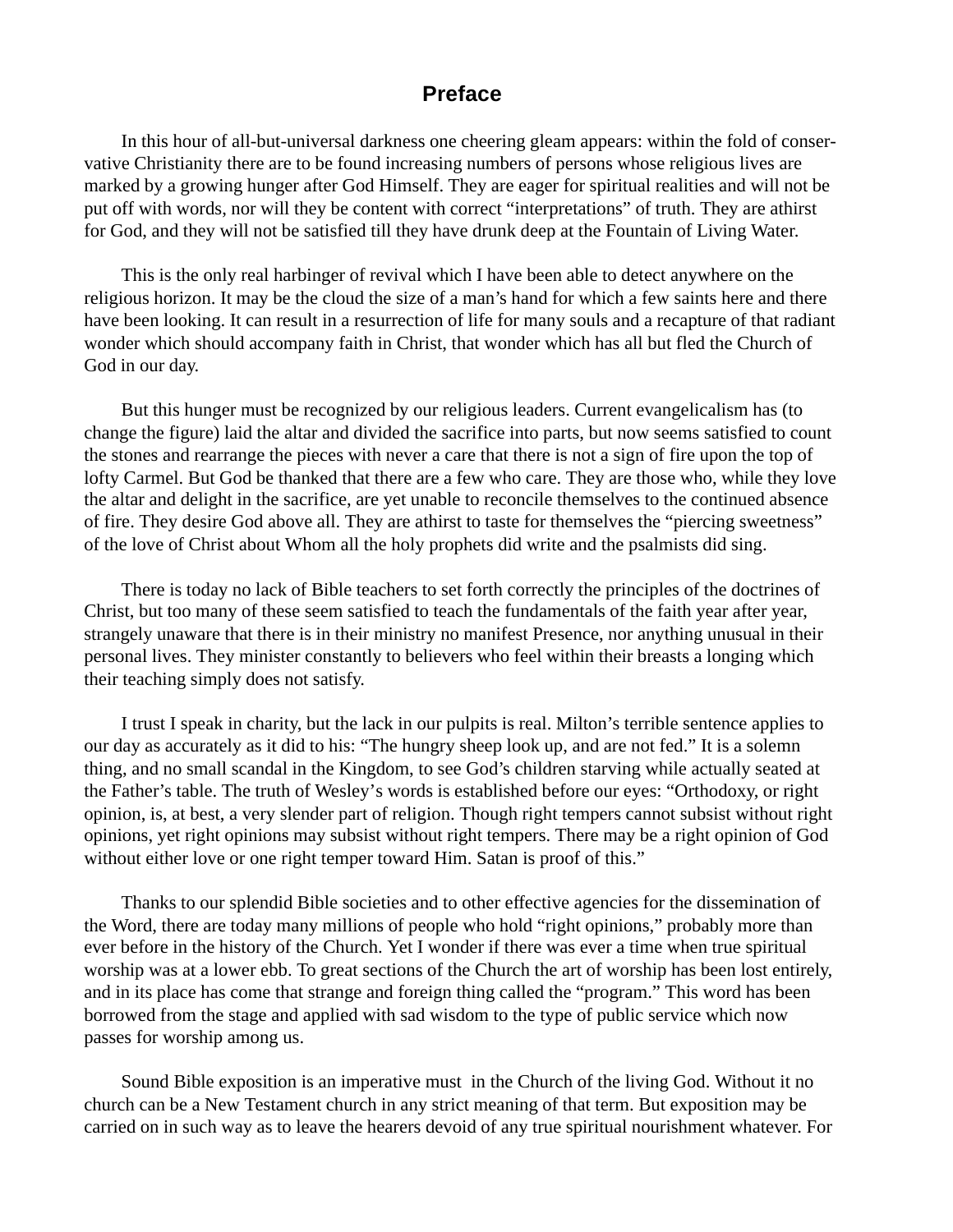# Preface

In this hour of all-but-universal darkness one cheering gleam appears: within the fold of conservative Christianity there are to be found increasing numbers of persons whose religious lives are marked by a growing hunger after God Himself. They are eager for spiritual realities and will not be put off with words, nor will they be content with correct "interpretations" of truth. They are athirst for God, and they will not be satisfied till they have drunk deep at the Fountain of Living Water.

This is the only real harbinger of revival which I have been able to detect anywhere on the religious horizon. It may be the cloud the size of a man's hand for which a few saints here and there have been looking. It can result in a resurrection of life for many souls and a recapture of that radiant wonder which should accompany faith in Christ, that wonder which has all but fled the Church of God in our day.

But this hunger must be recognized by our religious leaders. Current evangelicalism has (to change the figure) laid the altar and divided the sacrifice into parts, but now seems satisfied to count the stones and rearrange the pieces with never a care that there is not a sign of fire upon the top of lofty Carmel. But God be thanked that there are a few who care. They are those who, while they love the altar and delight in the sacrifice, are yet unable to reconcile themselves to the continued absence of fire. They desire God above all. They are athirst to taste for themselves the "piercing sweetness" of the love of Christ about Whom all the holy prophets did write and the psalmists did sing.

There is today no lack of Bible teachers to set forth correctly the principles of the doctrines of Christ, but too many of these seem satisfied to teach the fundamentals of the faith year after year, strangely unaware that there is in their ministry no manifest Presence, nor anything unusual in their personal lives. They minister constantly to believers who feel within their breasts a longing which their teaching simply does not satisfy.

I trust I speak in charity, but the lack in our pulpits is real. Milton's terrible sentence applies to our day as accurately as it did to his: "The hungry sheep look up, and are not fed." It is a solemn thing, and no small scandal in the Kingdom, to see God's children starving while actually seated at the Father's table. The truth of Wesley's words is established before our eyes: "Orthodoxy, or right opinion, is, at best, a very slender part of religion. Though right tempers cannot subsist without right opinions, yet right opinions may subsist without right tempers. There may be a right opinion of God without either love or one right temper toward Him. Satan is proof of this."

Thanks to our splendid Bible societies and to other effective agencies for the dissemination of the Word, there are today many millions of people who hold "right opinions," probably more than ever before in the history of the Church. Yet I wonder if there was ever a time when true spiritual worship was at a lower ebb. To great sections of the Church the art of worship has been lost entirely, and in its place has come that strange and foreign thing called the "program." This word has been borrowed from the stage and applied with sad wisdom to the type of public service which now passes for worship among us.

Sound Bible exposition is an imperative must in the Church of the living God. Without it no church can be a New Testament church in any strict meaning of that term. But exposition may be carried on in such way as to leave the hearers devoid of any true spiritual nourishment whatever. For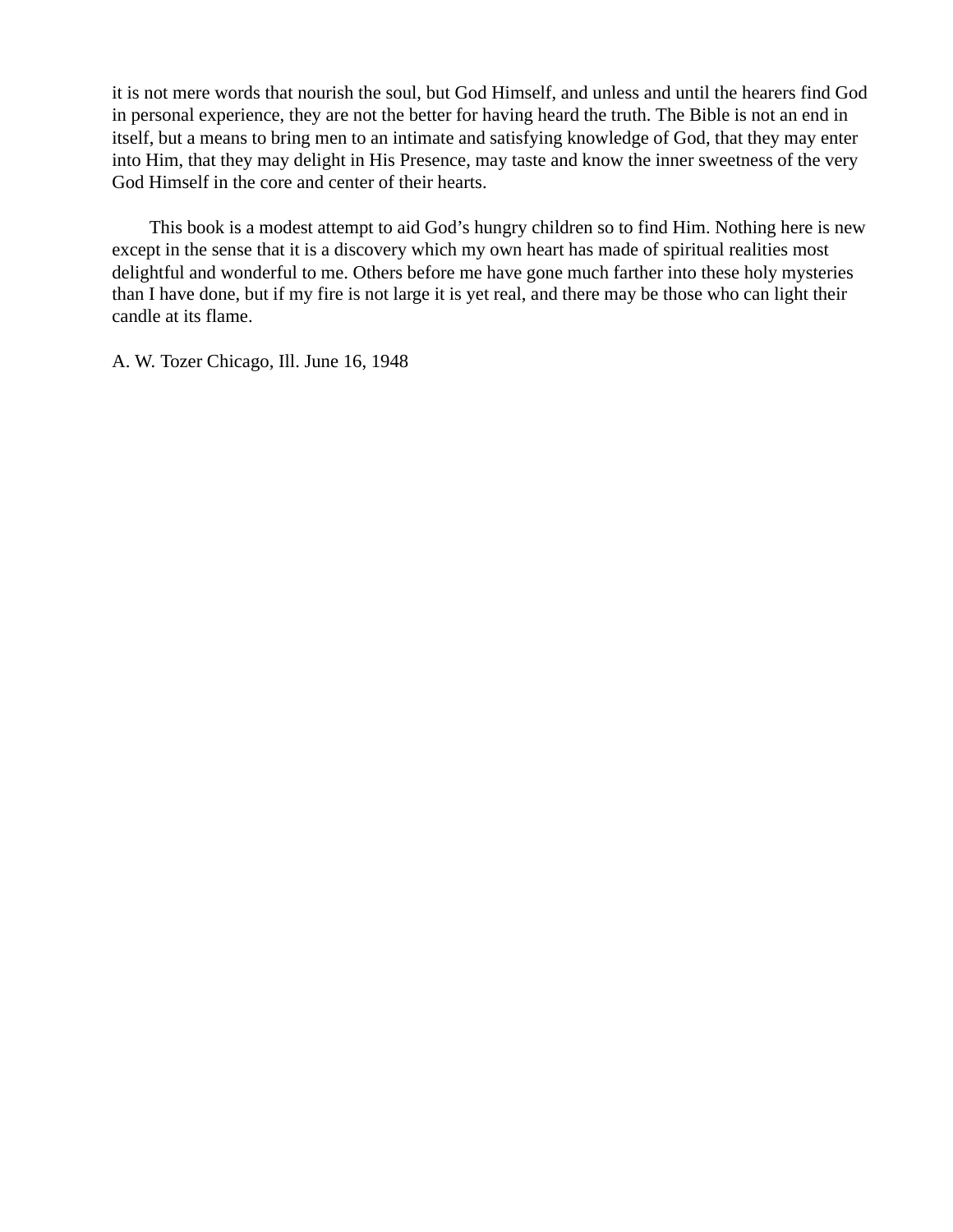it is not mere words that nourish the soul, but God Himself, and unless and until the hearers find God in personal experience, they are not the better for having heard the truth. The Bible is not an end in itself, but a means to bring men to an intimate and satisfying knowledge of God, that they may enter into Him, that they may delight in His Presence, may taste and know the inner sweetness of the very God Himself in the core and center of their hearts.

This book is a modest attempt to aid God's hungry children so to find Him. Nothing here is new except in the sense that it is a discovery which my own heart has made of spiritual realities most delightful and wonderful to me. Others before me have gone much farther into these holy mysteries than I have done, but if my fire is not large it is yet real, and there may be those who can light their candle at its flame.

A. W. Tozer Chicago, Ill. June 16, 1948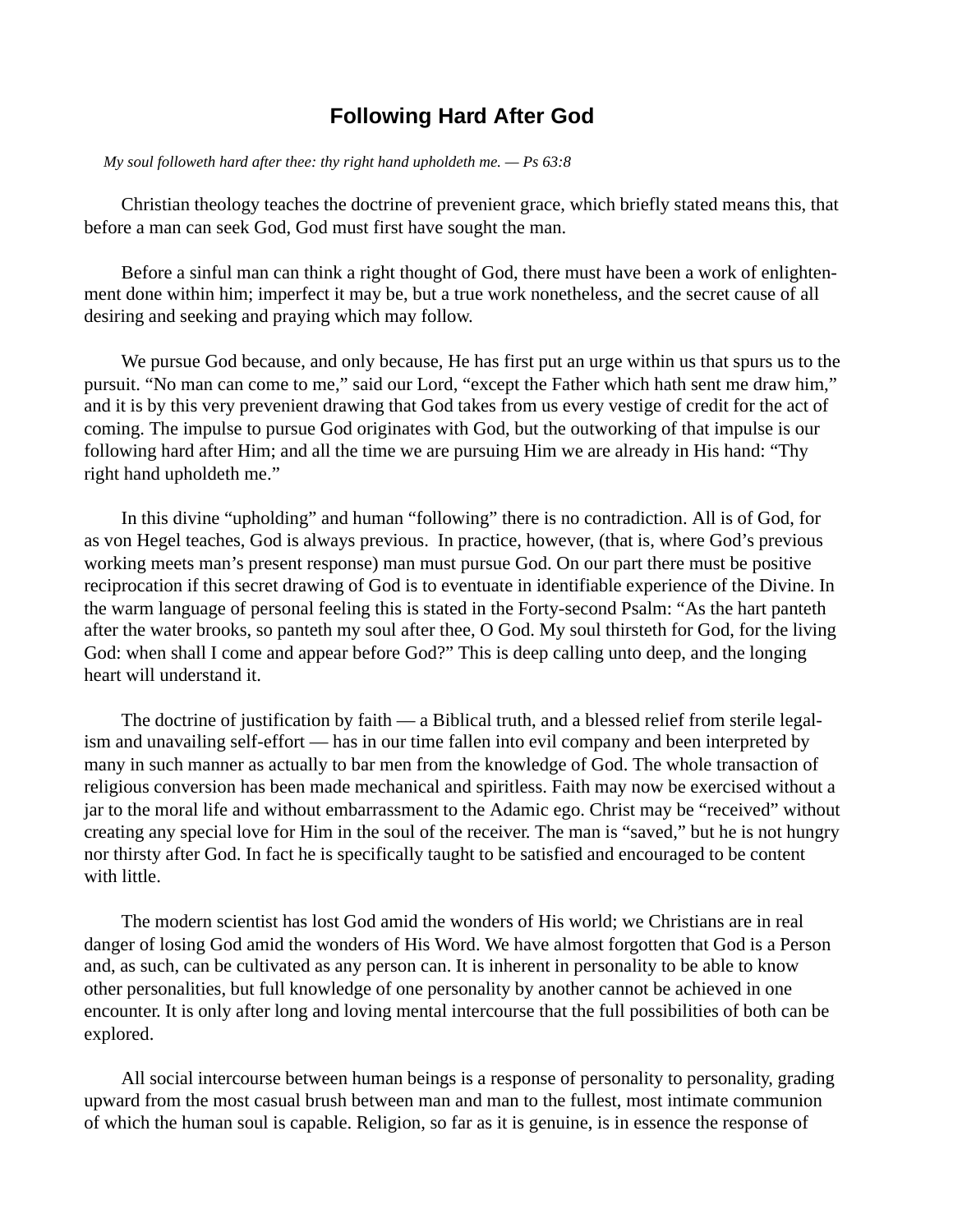# Following Hard After God

*My soul followeth hard after thee: thy right hand upholdeth me. — Ps 63:8*

Christian theology teaches the doctrine of prevenient grace, which briefly stated means this, that before a man can seek God, God must first have sought the man.

Before a sinful man can think a right thought of God, there must have been a work of enlightenment done within him; imperfect it may be, but a true work nonetheless, and the secret cause of all desiring and seeking and praying which may follow.

We pursue God because, and only because, He has first put an urge within us that spurs us to the pursuit. “No man can come to me,” said our Lord, “except the Father which hath sent me draw him,” and it is by this very prevenient drawing that God takes from us every vestige of credit for the act of coming. The impulse to pursue God originates with God, but the outworking of that impulse is our following hard after Him; and all the time we are pursuing Him we are already in His hand: “Thy right hand upholdeth me.”

In this divine “upholding” and human “following” there is no contradiction. All is of God, for as von Hegel teaches, God is always previous. In practice, however, (that is, where God’s previous working meets man’s present response) man must pursue God. On our part there must be positive reciprocation if this secret drawing of God is to eventuate in identifiable experience of the Divine. In the warm language of personal feeling this is stated in the Forty-second Psalm: “As the hart panteth after the water brooks, so panteth my soul after thee, O God. My soul thirsteth for God, for the living God: when shall I come and appear before God?” This is deep calling unto deep, and the longing heart will understand it.

The doctrine of justification by faith — a Biblical truth, and a blessed relief from sterile legalism and unavailing self-effort — has in our time fallen into evil company and been interpreted by many in such manner as actually to bar men from the knowledge of God. The whole transaction of religious conversion has been made mechanical and spiritless. Faith may now be exercised without a jar to the moral life and without embarrassment to the Adamic ego. Christ may be “received” without creating any special love for Him in the soul of the receiver. The man is “saved,” but he is not hungry nor thirsty after God. In fact he is specifically taught to be satisfied and encouraged to be content with little.

The modern scientist has lost God amid the wonders of His world; we Christians are in real danger of losing God amid the wonders of His Word. We have almost forgotten that God is a Person and, as such, can be cultivated as any person can. It is inherent in personality to be able to know other personalities, but full knowledge of one personality by another cannot be achieved in one encounter. It is only after long and loving mental intercourse that the full possibilities of both can be explored.

All social intercourse between human beings is a response of personality to personality, grading upward from the most casual brush between man and man to the fullest, most intimate communion of which the human soul is capable. Religion, so far as it is genuine, is in essence the response of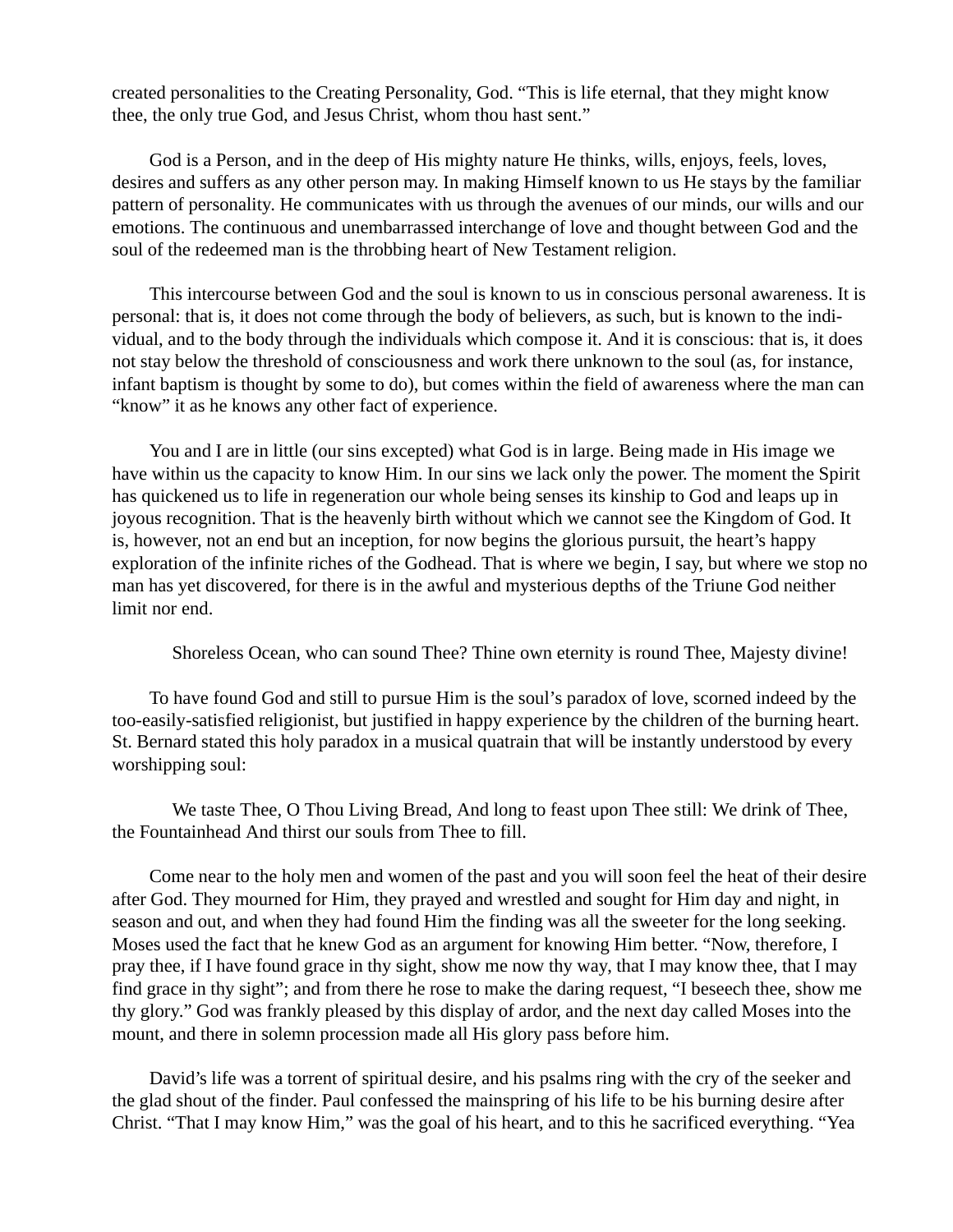created personalities to the Creating Personality, God. “This is life eternal, that they might know thee, the only true God, and Jesus Christ, whom thou hast sent.”

God is a Person, and in the deep of His mighty nature He thinks, wills, enjoys, feels, loves, desires and suffers as any other person may. In making Himself known to us He stays by the familiar pattern of personality. He communicates with us through the avenues of our minds, our wills and our emotions. The continuous and unembarrassed interchange of love and thought between God and the soul of the redeemed man is the throbbing heart of New Testament religion.

This intercourse between God and the soul is known to us in conscious personal awareness. It is personal: that is, it does not come through the body of believers, as such, but is known to the individual, and to the body through the individuals which compose it. And it is conscious: that is, it does not stay below the threshold of consciousness and work there unknown to the soul (as, for instance, infant baptism is thought by some to do), but comes within the field of awareness where the man can “know” it as he knows any other fact of experience.

You and I are in little (our sins excepted) what God is in large. Being made in His image we have within us the capacity to know Him. In our sins we lack only the power. The moment the Spirit has quickened us to life in regeneration our whole being senses its kinship to God and leaps up in joyous recognition. That is the heavenly birth without which we cannot see the Kingdom of God. It is, however, not an end but an inception, for now begins the glorious pursuit, the heart’s happy exploration of the infinite riches of the Godhead. That is where we begin, I say, but where we stop no man has yet discovered, for there is in the awful and mysterious depths of the Triune God neither limit nor end.

Shoreless Ocean, who can sound Thee? Thine own eternity is round Thee, Majesty divine!

To have found God and still to pursue Him is the soul’s paradox of love, scorned indeed by the too-easily-satisfied religionist, but justified in happy experience by the children of the burning heart. St. Bernard stated this holy paradox in a musical quatrain that will be instantly understood by every worshipping soul:

We taste Thee, O Thou Living Bread, And long to feast upon Thee still: We drink of Thee, the Fountainhead And thirst our souls from Thee to fill.

Come near to the holy men and women of the past and you will soon feel the heat of their desire after God. They mourned for Him, they prayed and wrestled and sought for Him day and night, in season and out, and when they had found Him the finding was all the sweeter for the long seeking. Moses used the fact that he knew God as an argument for knowing Him better. “Now, therefore, I pray thee, if I have found grace in thy sight, show me now thy way, that I may know thee, that I may find grace in thy sight”; and from there he rose to make the daring request, “I beseech thee, show me thy glory.” God was frankly pleased by this display of ardor, and the next day called Moses into the mount, and there in solemn procession made all His glory pass before him.

David’s life was a torrent of spiritual desire, and his psalms ring with the cry of the seeker and the glad shout of the finder. Paul confessed the mainspring of his life to be his burning desire after Christ. “That I may know Him,” was the goal of his heart, and to this he sacrificed everything. “Yea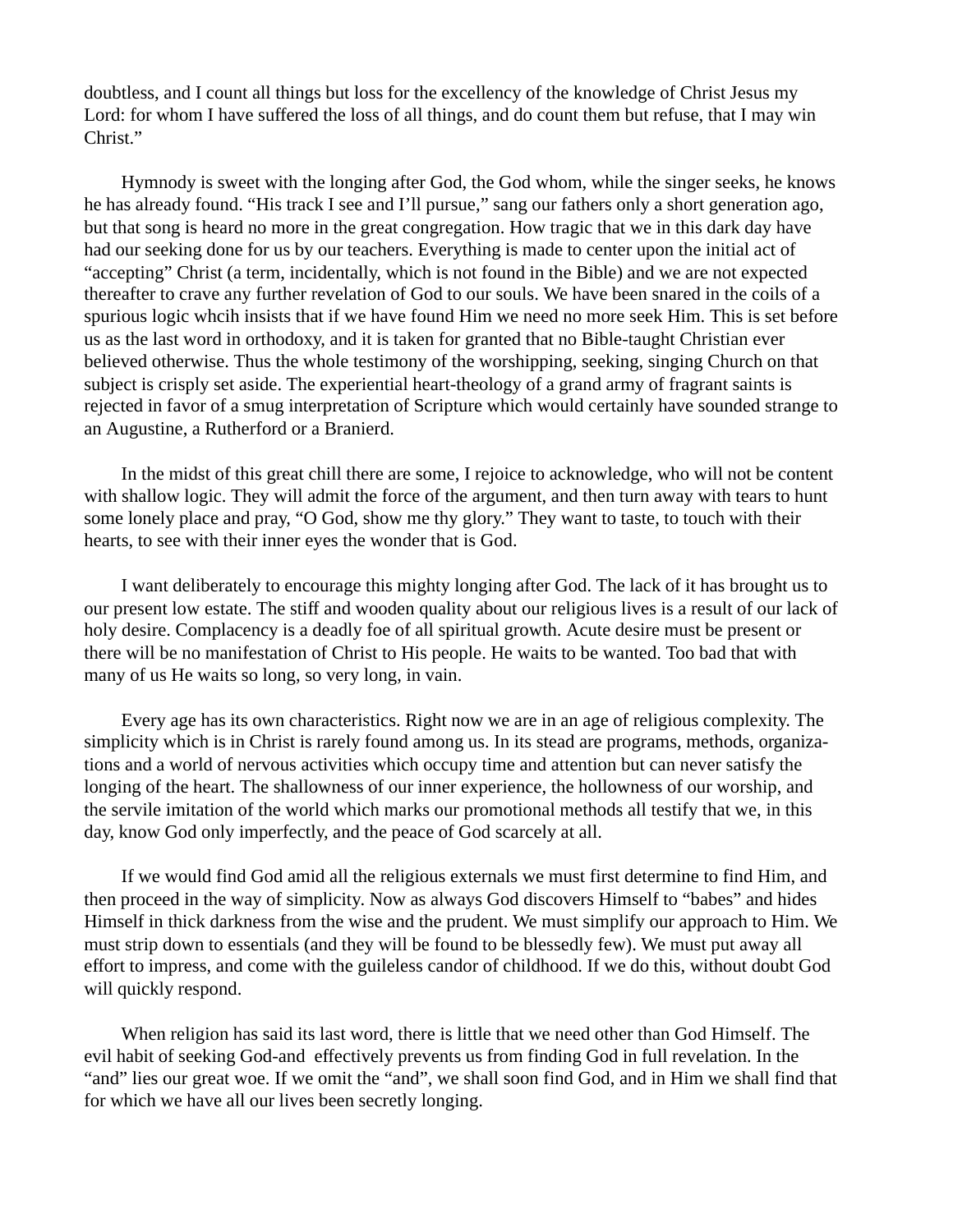doubtless, and I count all things but loss for the excellency of the knowledge of Christ Jesus my Lord: for whom I have suffered the loss of all things, and do count them but refuse, that I may win Christ."

Hymnody is sweet with the longing after God, the God whom, while the singer seeks, he knows he has already found. "His track I see and I'll pursue," sang our fathers only a short generation ago, but that song is heard no more in the great congregation. How tragic that we in this dark day have had our seeking done for us by our teachers. Everything is made to center upon the initial act of "accepting" Christ (a term, incidentally, which is not found in the Bible) and we are not expected thereafter to crave any further revelation of God to our souls. We have been snared in the coils of a spurious logic whcih insists that if we have found Him we need no more seek Him. This is set before us as the last word in orthodoxy, and it is taken for granted that no Bible-taught Christian ever believed otherwise. Thus the whole testimony of the worshipping, seeking, singing Church on that subject is crisply set aside. The experiential heart-theology of a grand army of fragrant saints is rejected in favor of a smug interpretation of Scripture which would certainly have sounded strange to an Augustine, a Rutherford or a Branierd.

In the midst of this great chill there are some, I rejoice to acknowledge, who will not be content with shallow logic. They will admit the force of the argument, and then turn away with tears to hunt some lonely place and pray, "O God, show me thy glory." They want to taste, to touch with their hearts, to see with their inner eyes the wonder that is God.

I want deliberately to encourage this mighty longing after God. The lack of it has brought us to our present low estate. The stiff and wooden quality about our religious lives is a result of our lack of holy desire. Complacency is a deadly foe of all spiritual growth. Acute desire must be present or there will be no manifestation of Christ to His people. He waits to be wanted. Too bad that with many of us He waits so long, so very long, in vain.

Every age has its own characteristics. Right now we are in an age of religious complexity. The simplicity which is in Christ is rarely found among us. In its stead are programs, methods, organizations and a world of nervous activities which occupy time and attention but can never satisfy the longing of the heart. The shallowness of our inner experience, the hollowness of our worship, and the servile imitation of the world which marks our promotional methods all testify that we, in this day, know God only imperfectly, and the peace of God scarcely at all.

If we would find God amid all the religious externals we must first determine to find Him, and then proceed in the way of simplicity. Now as always God discovers Himself to "babes" and hides Himself in thick darkness from the wise and the prudent. We must simplify our approach to Him. We must strip down to essentials (and they will be found to be blessedly few). We must put away all effort to impress, and come with the guileless candor of childhood. If we do this, without doubt God will quickly respond.

When religion has said its last word, there is little that we need other than God Himself. The evil habit of seeking God-and effectively prevents us from finding God in full revelation. In the "and" lies our great woe. If we omit the "and", we shall soon find God, and in Him we shall find that for which we have all our lives been secretly longing.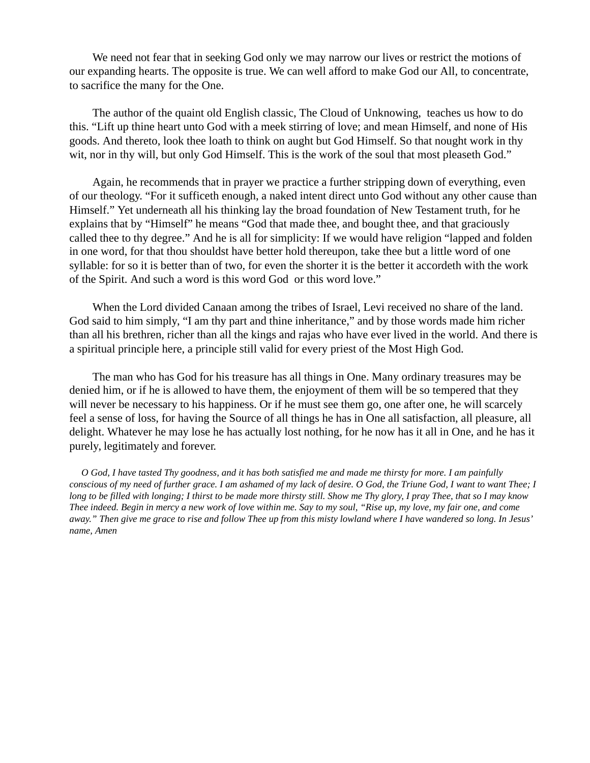We need not fear that in seeking God only we may narrow our lives or restrict the motions of our expanding hearts. The opposite is true. We can well afford to make God our All, to concentrate, to sacrifice the many for the One.

The author of the quaint old English classic, The Cloud of Unknowing, teaches us how to do this. "Lift up thine heart unto God with a meek stirring of love; and mean Himself, and none of His goods. And thereto, look thee loath to think on aught but God Himself. So that nought work in thy wit, nor in thy will, but only God Himself. This is the work of the soul that most pleaseth God."

Again, he recommends that in prayer we practice a further stripping down of everything, even of our theology. "For it sufficeth enough, a naked intent direct unto God without any other cause than Himself." Yet underneath all his thinking lay the broad foundation of New Testament truth, for he explains that by "Himself" he means "God that made thee, and bought thee, and that graciously called thee to thy degree." And he is all for simplicity: If we would have religion "lapped and folden in one word, for that thou shouldst have better hold thereupon, take thee but a little word of one syllable: for so it is better than of two, for even the shorter it is the better it accordeth with the work of the Spirit. And such a word is this word God or this word love."

When the Lord divided Canaan among the tribes of Israel, Levi received no share of the land. God said to him simply, "I am thy part and thine inheritance," and by those words made him richer than all his brethren, richer than all the kings and rajas who have ever lived in the world. And there is a spiritual principle here, a principle still valid for every priest of the Most High God.

The man who has God for his treasure has all things in One. Many ordinary treasures may be denied him, or if he is allowed to have them, the enjoyment of them will be so tempered that they will never be necessary to his happiness. Or if he must see them go, one after one, he will scarcely feel a sense of loss, for having the Source of all things he has in One all satisfaction, all pleasure, all delight. Whatever he may lose he has actually lost nothing, for he now has it all in One, and he has it purely, legitimately and forever.

*O God, I have tasted Thy goodness, and it has both satisfied me and made me thirsty for more. I am painfully conscious of my need of further grace. I am ashamed of my lack of desire. O God, the Triune God, I want to want Thee; I long to be filled with longing; I thirst to be made more thirsty still. Show me Thy glory, I pray Thee, that so I may know Thee indeed. Begin in mercy a new work of love within me. Say to my soul, "Rise up, my love, my fair one, and come away." Then give me grace to rise and follow Thee up from this misty lowland where I have wandered so long. In Jesus' name, Amen*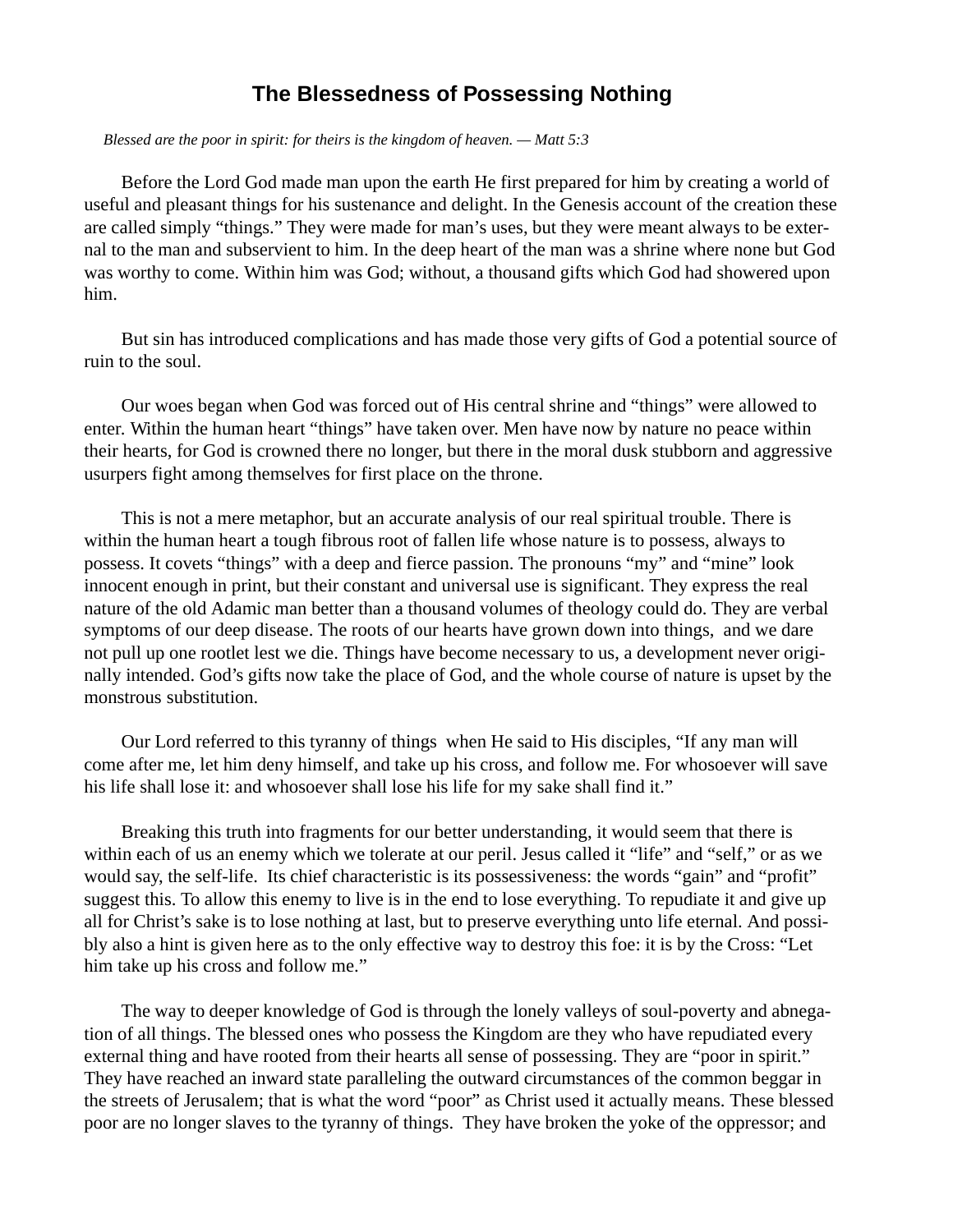# The Blessedness of Possessing Nothing

*Blessed are the poor in spirit: for theirs is the kingdom of heaven. — Matt 5:3*

Before the Lord God made man upon the earth He first prepared for him by creating a world of useful and pleasant things for his sustenance and delight. In the Genesis account of the creation these are called simply "things." They were made for man's uses, but they were meant always to be external to the man and subservient to him. In the deep heart of the man was a shrine where none but God was worthy to come. Within him was God; without, a thousand gifts which God had showered upon him.

But sin has introduced complications and has made those very gifts of God a potential source of ruin to the soul.

Our woes began when God was forced out of His central shrine and "things" were allowed to enter. Within the human heart "things" have taken over. Men have now by nature no peace within their hearts, for God is crowned there no longer, but there in the moral dusk stubborn and aggressive usurpers fight among themselves for first place on the throne.

This is not a mere metaphor, but an accurate analysis of our real spiritual trouble. There is within the human heart a tough fibrous root of fallen life whose nature is to possess, always to possess. It covets "things" with a deep and fierce passion. The pronouns "my" and "mine" look innocent enough in print, but their constant and universal use is significant. They express the real nature of the old Adamic man better than a thousand volumes of theology could do. They are verbal symptoms of our deep disease. The roots of our hearts have grown down into things, and we dare not pull up one rootlet lest we die. Things have become necessary to us, a development never originally intended. God's gifts now take the place of God, and the whole course of nature is upset by the monstrous substitution.

Our Lord referred to this tyranny of things when He said to His disciples, "If any man will come after me, let him deny himself, and take up his cross, and follow me. For whosoever will save his life shall lose it: and whosoever shall lose his life for my sake shall find it."

Breaking this truth into fragments for our better understanding, it would seem that there is within each of us an enemy which we tolerate at our peril. Jesus called it "life" and "self," or as we would say, the self-life. Its chief characteristic is its possessiveness: the words "gain" and "profit" suggest this. To allow this enemy to live is in the end to lose everything. To repudiate it and give up all for Christ's sake is to lose nothing at last, but to preserve everything unto life eternal. And possibly also a hint is given here as to the only effective way to destroy this foe: it is by the Cross: "Let him take up his cross and follow me."

The way to deeper knowledge of God is through the lonely valleys of soul-poverty and abnegation of all things. The blessed ones who possess the Kingdom are they who have repudiated every external thing and have rooted from their hearts all sense of possessing. They are "poor in spirit." They have reached an inward state paralleling the outward circumstances of the common beggar in the streets of Jerusalem; that is what the word "poor" as Christ used it actually means. These blessed poor are no longer slaves to the tyranny of things. They have broken the yoke of the oppressor; and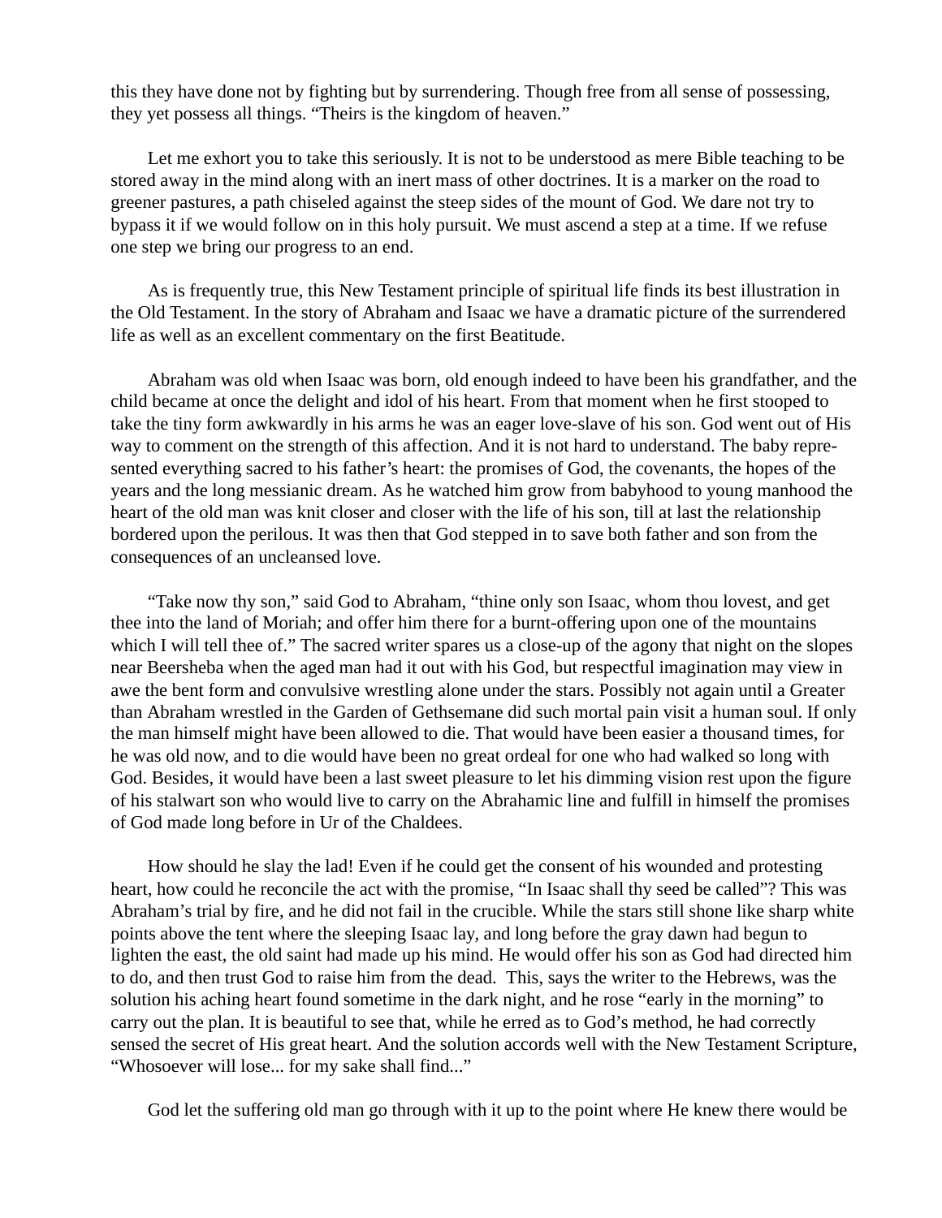this they have done not by fighting but by surrendering. Though free from all sense of possessing, they yet possess all things. “Theirs is the kingdom of heaven.”

Let me exhort you to take this seriously. It is not to be understood as mere Bible teaching to be stored away in the mind along with an inert mass of other doctrines. It is a marker on the road to greener pastures, a path chiseled against the steep sides of the mount of God. We dare not try to bypass it if we would follow on in this holy pursuit. We must ascend a step at a time. If we refuse one step we bring our progress to an end.

As is frequently true, this New Testament principle of spiritual life finds its best illustration in the Old Testament. In the story of Abraham and Isaac we have a dramatic picture of the surrendered life as well as an excellent commentary on the first Beatitude.

Abraham was old when Isaac was born, old enough indeed to have been his grandfather, and the child became at once the delight and idol of his heart. From that moment when he first stooped to take the tiny form awkwardly in his arms he was an eager love-slave of his son. God went out of His way to comment on the strength of this affection. And it is not hard to understand. The baby represented everything sacred to his father’s heart: the promises of God, the covenants, the hopes of the years and the long messianic dream. As he watched him grow from babyhood to young manhood the heart of the old man was knit closer and closer with the life of his son, till at last the relationship bordered upon the perilous. It was then that God stepped in to save both father and son from the consequences of an uncleansed love.

“Take now thy son,” said God to Abraham, “thine only son Isaac, whom thou lovest, and get thee into the land of Moriah; and offer him there for a burnt-offering upon one of the mountains which I will tell thee of.” The sacred writer spares us a close-up of the agony that night on the slopes near Beersheba when the aged man had it out with his God, but respectful imagination may view in awe the bent form and convulsive wrestling alone under the stars. Possibly not again until a Greater than Abraham wrestled in the Garden of Gethsemane did such mortal pain visit a human soul. If only the man himself might have been allowed to die. That would have been easier a thousand times, for he was old now, and to die would have been no great ordeal for one who had walked so long with God. Besides, it would have been a last sweet pleasure to let his dimming vision rest upon the figure of his stalwart son who would live to carry on the Abrahamic line and fulfill in himself the promises of God made long before in Ur of the Chaldees.

How should he slay the lad! Even if he could get the consent of his wounded and protesting heart, how could he reconcile the act with the promise, “In Isaac shall thy seed be called”? This was Abraham’s trial by fire, and he did not fail in the crucible. While the stars still shone like sharp white points above the tent where the sleeping Isaac lay, and long before the gray dawn had begun to lighten the east, the old saint had made up his mind. He would offer his son as God had directed him to do, and then trust God to raise him from the dead. This, says the writer to the Hebrews, was the solution his aching heart found sometime in the dark night, and he rose “early in the morning” to carry out the plan. It is beautiful to see that, while he erred as to God’s method, he had correctly sensed the secret of His great heart. And the solution accords well with the New Testament Scripture, “Whosoever will lose... for my sake shall find...”

God let the suffering old man go through with it up to the point where He knew there would be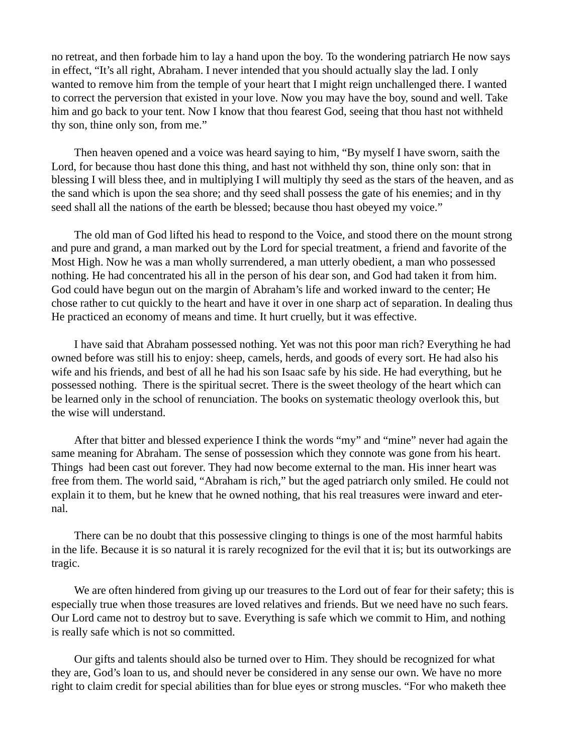no retreat, and then forbade him to lay a hand upon the boy. To the wondering patriarch He now says in effect, “It’s all right, Abraham. I never intended that you should actually slay the lad. I only wanted to remove him from the temple of your heart that I might reign unchallenged there. I wanted to correct the perversion that existed in your love. Now you may have the boy, sound and well. Take him and go back to your tent. Now I know that thou fearest God, seeing that thou hast not withheld thy son, thine only son, from me.”

Then heaven opened and a voice was heard saying to him, “By myself I have sworn, saith the Lord, for because thou hast done this thing, and hast not withheld thy son, thine only son: that in blessing I will bless thee, and in multiplying I will multiply thy seed as the stars of the heaven, and as the sand which is upon the sea shore; and thy seed shall possess the gate of his enemies; and in thy seed shall all the nations of the earth be blessed; because thou hast obeyed my voice.”

The old man of God lifted his head to respond to the Voice, and stood there on the mount strong and pure and grand, a man marked out by the Lord for special treatment, a friend and favorite of the Most High. Now he was a man wholly surrendered, a man utterly obedient, a man who possessed nothing. He had concentrated his all in the person of his dear son, and God had taken it from him. God could have begun out on the margin of Abraham’s life and worked inward to the center; He chose rather to cut quickly to the heart and have it over in one sharp act of separation. In dealing thus He practiced an economy of means and time. It hurt cruelly, but it was effective.

I have said that Abraham possessed nothing. Yet was not this poor man rich? Everything he had owned before was still his to enjoy: sheep, camels, herds, and goods of every sort. He had also his wife and his friends, and best of all he had his son Isaac safe by his side. He had everything, but he possessed nothing. There is the spiritual secret. There is the sweet theology of the heart which can be learned only in the school of renunciation. The books on systematic theology overlook this, but the wise will understand.

After that bitter and blessed experience I think the words “my” and “mine” never had again the same meaning for Abraham. The sense of possession which they connote was gone from his heart. Things had been cast out forever. They had now become external to the man. His inner heart was free from them. The world said, “Abraham is rich,” but the aged patriarch only smiled. He could not explain it to them, but he knew that he owned nothing, that his real treasures were inward and eternal.

There can be no doubt that this possessive clinging to things is one of the most harmful habits in the life. Because it is so natural it is rarely recognized for the evil that it is; but its outworkings are tragic.

We are often hindered from giving up our treasures to the Lord out of fear for their safety; this is especially true when those treasures are loved relatives and friends. But we need have no such fears. Our Lord came not to destroy but to save. Everything is safe which we commit to Him, and nothing is really safe which is not so committed.

Our gifts and talents should also be turned over to Him. They should be recognized for what they are, God’s loan to us, and should never be considered in any sense our own. We have no more right to claim credit for special abilities than for blue eyes or strong muscles. “For who maketh thee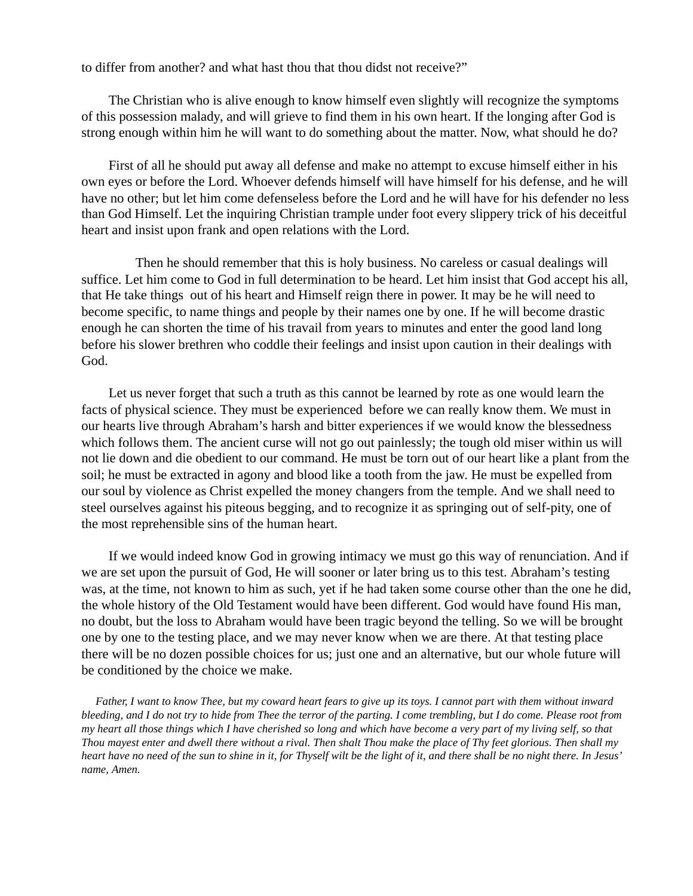to differ from another? and what hast thou that thou didst not receive?"

The Christian who is alive enough to know himself even slightly will recognize the symptoms of this possession malady, and will grieve to find them in his own heart. If the longing after God is strong enough within him he will want to do something about the matter. Now, what should he do?

First of all he should put away all defense and make no attempt to excuse himself either in his own eyes or before the Lord. Whoever defends himself will have himself for his defense, and he will have no other; but let him come defenseless before the Lord and he will have for his defender no less than God Himself. Let the inquiring Christian trample under foot every slippery trick of his deceitful heart and insist upon frank and open relations with the Lord.

Then he should remember that this is holy business. No careless or casual dealings will suffice. Let him come to God in full determination to be heard. Let him insist that God accept his all, that He take things out of his heart and Himself reign there in power. It may be he will need to become specific, to name things and people by their names one by one. If he will become drastic enough he can shorten the time of his travail from years to minutes and enter the good land long before his slower brethren who coddle their feelings and insist upon caution in their dealings with God.

Let us never forget that such a truth as this cannot be learned by rote as one would learn the facts of physical science. They must be experienced before we can really know them. We must in our hearts live through Abraham's harsh and bitter experiences if we would know the blessedness which follows them. The ancient curse will not go out painlessly; the tough old miser within us will not lie down and die obedient to our command. He must be torn out of our heart like a plant from the soil; he must be extracted in agony and blood like a tooth from the jaw. He must be expelled from our soul by violence as Christ expelled the money changers from the temple. And we shall need to steel ourselves against his piteous begging, and to recognize it as springing out of self-pity, one of the most reprehensible sins of the human heart.

If we would indeed know God in growing intimacy we must go this way of renunciation. And if we are set upon the pursuit of God, He will sooner or later bring us to this test. Abraham's testing was, at the time, not known to him as such, yet if he had taken some course other than the one he did, the whole history of the Old Testament would have been different. God would have found His man, no doubt, but the loss to Abraham would have been tragic beyond the telling. So we will be brought one by one to the testing place, and we may never know when we are there. At that testing place there will be no dozen possible choices for us; just one and an alternative, but our whole future will be conditioned by the choice we make.

*Father, I want to know Thee, but my coward heart fears to give up its toys. I cannot part with them without inward bleeding, and I do not try to hide from Thee the terror of the parting. I come trembling, but I do come. Please root from my heart all those things which I have cherished so long and which have become a very part of my living self, so that Thou mayest enter and dwell there without a rival. Then shalt Thou make the place of Thy feet glorious. Then shall my heart have no need of the sun to shine in it, for Thyself wilt be the light of it, and there shall be no night there. In Jesus' name, Amen.*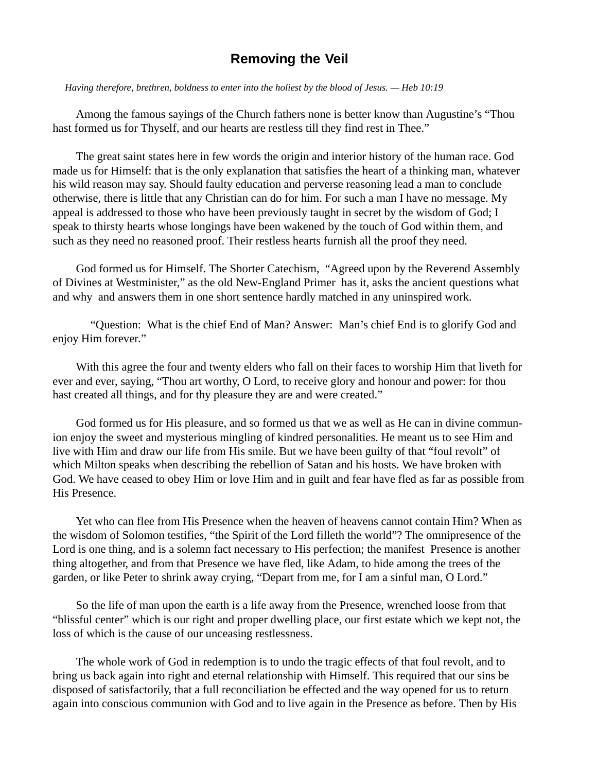## Removing the Veil

*Having therefore, brethren, boldness to enter into the holiest by the blood of Jesus. — Heb 10:19*

Among the famous sayings of the Church fathers none is better know than Augustine's "Thou hast formed us for Thyself, and our hearts are restless till they find rest in Thee."

The great saint states here in few words the origin and interior history of the human race. God made us for Himself: that is the only explanation that satisfies the heart of a thinking man, whatever his wild reason may say. Should faulty education and perverse reasoning lead a man to conclude otherwise, there is little that any Christian can do for him. For such a man I have no message. My appeal is addressed to those who have been previously taught in secret by the wisdom of God; I speak to thirsty hearts whose longings have been wakened by the touch of God within them, and such as they need no reasoned proof. Their restless hearts furnish all the proof they need.

God formed us for Himself. The Shorter Catechism, "Agreed upon by the Reverend Assembly of Divines at Westminister," as the old New-England Primer has it, asks the ancient questions what and why and answers them in one short sentence hardly matched in any uninspired work.

"Question: What is the chief End of Man? Answer: Man's chief End is to glorify God and enjoy Him forever."

With this agree the four and twenty elders who fall on their faces to worship Him that liveth for ever and ever, saying, "Thou art worthy, O Lord, to receive glory and honour and power: for thou hast created all things, and for thy pleasure they are and were created."

God formed us for His pleasure, and so formed us that we as well as He can in divine communion enjoy the sweet and mysterious mingling of kindred personalities. He meant us to see Him and live with Him and draw our life from His smile. But we have been guilty of that "foul revolt" of which Milton speaks when describing the rebellion of Satan and his hosts. We have broken with God. We have ceased to obey Him or love Him and in guilt and fear have fled as far as possible from His Presence.

Yet who can flee from His Presence when the heaven of heavens cannot contain Him? When as the wisdom of Solomon testifies, "the Spirit of the Lord filleth the world"? The omnipresence of the Lord is one thing, and is a solemn fact necessary to His perfection; the manifest Presence is another thing altogether, and from that Presence we have fled, like Adam, to hide among the trees of the garden, or like Peter to shrink away crying, "Depart from me, for I am a sinful man, O Lord."

So the life of man upon the earth is a life away from the Presence, wrenched loose from that "blissful center" which is our right and proper dwelling place, our first estate which we kept not, the loss of which is the cause of our unceasing restlessness.

The whole work of God in redemption is to undo the tragic effects of that foul revolt, and to bring us back again into right and eternal relationship with Himself. This required that our sins be disposed of satisfactorily, that a full reconciliation be effected and the way opened for us to return again into conscious communion with God and to live again in the Presence as before. Then by His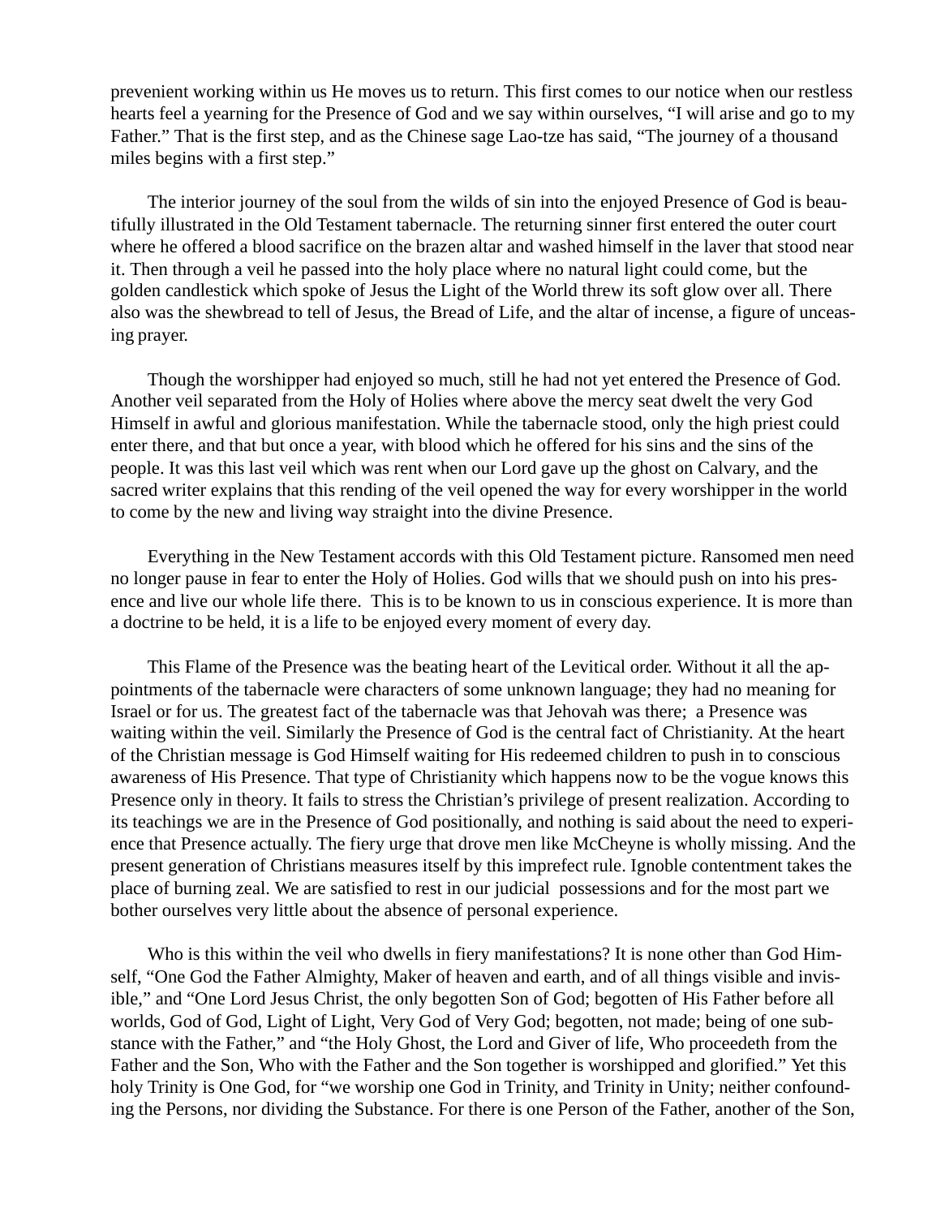prevenient working within us He moves us to return. This first comes to our notice when our restless hearts feel a yearning for the Presence of God and we say within ourselves, "I will arise and go to my Father." That is the first step, and as the Chinese sage Lao-tze has said, "The journey of a thousand miles begins with a first step."

The interior journey of the soul from the wilds of sin into the enjoyed Presence of God is beautifully illustrated in the Old Testament tabernacle. The returning sinner first entered the outer court where he offered a blood sacrifice on the brazen altar and washed himself in the laver that stood near it. Then through a veil he passed into the holy place where no natural light could come, but the golden candlestick which spoke of Jesus the Light of the World threw its soft glow over all. There also was the shewbread to tell of Jesus, the Bread of Life, and the altar of incense, a figure of unceasing prayer.

Though the worshipper had enjoyed so much, still he had not yet entered the Presence of God. Another veil separated from the Holy of Holies where above the mercy seat dwelt the very God Himself in awful and glorious manifestation. While the tabernacle stood, only the high priest could enter there, and that but once a year, with blood which he offered for his sins and the sins of the people. It was this last veil which was rent when our Lord gave up the ghost on Calvary, and the sacred writer explains that this rending of the veil opened the way for every worshipper in the world to come by the new and living way straight into the divine Presence.

Everything in the New Testament accords with this Old Testament picture. Ransomed men need no longer pause in fear to enter the Holy of Holies. God wills that we should push on into his presence and live our whole life there. This is to be known to us in conscious experience. It is more than a doctrine to be held, it is a life to be enjoyed every moment of every day.

This Flame of the Presence was the beating heart of the Levitical order. Without it all the appointments of the tabernacle were characters of some unknown language; they had no meaning for Israel or for us. The greatest fact of the tabernacle was that Jehovah was there; a Presence was waiting within the veil. Similarly the Presence of God is the central fact of Christianity. At the heart of the Christian message is God Himself waiting for His redeemed children to push in to conscious awareness of His Presence. That type of Christianity which happens now to be the vogue knows this Presence only in theory. It fails to stress the Christian's privilege of present realization. According to its teachings we are in the Presence of God positionally, and nothing is said about the need to experience that Presence actually. The fiery urge that drove men like McCheyne is wholly missing. And the present generation of Christians measures itself by this imprefect rule. Ignoble contentment takes the place of burning zeal. We are satisfied to rest in our judicial possessions and for the most part we bother ourselves very little about the absence of personal experience.

Who is this within the veil who dwells in fiery manifestations? It is none other than God Himself, "One God the Father Almighty, Maker of heaven and earth, and of all things visible and invisible," and "One Lord Jesus Christ, the only begotten Son of God; begotten of His Father before all worlds, God of God, Light of Light, Very God of Very God; begotten, not made; being of one substance with the Father," and "the Holy Ghost, the Lord and Giver of life, Who proceedeth from the Father and the Son, Who with the Father and the Son together is worshipped and glorified." Yet this holy Trinity is One God, for "we worship one God in Trinity, and Trinity in Unity; neither confounding the Persons, nor dividing the Substance. For there is one Person of the Father, another of the Son,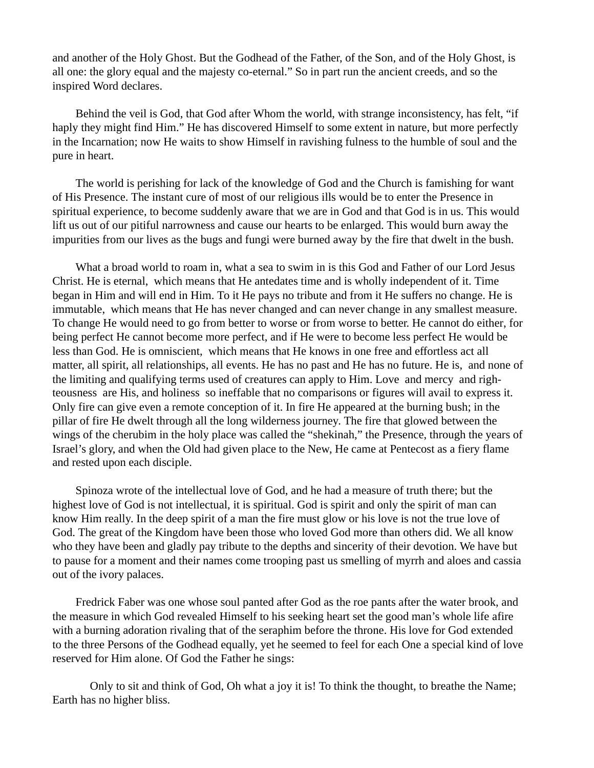and another of the Holy Ghost. But the Godhead of the Father, of the Son, and of the Holy Ghost, is all one: the glory equal and the majesty co-eternal." So in part run the ancient creeds, and so the inspired Word declares.

Behind the veil is God, that God after Whom the world, with strange inconsistency, has felt, "if haply they might find Him." He has discovered Himself to some extent in nature, but more perfectly in the Incarnation; now He waits to show Himself in ravishing fulness to the humble of soul and the pure in heart.

The world is perishing for lack of the knowledge of God and the Church is famishing for want of His Presence. The instant cure of most of our religious ills would be to enter the Presence in spiritual experience, to become suddenly aware that we are in God and that God is in us. This would lift us out of our pitiful narrowness and cause our hearts to be enlarged. This would burn away the impurities from our lives as the bugs and fungi were burned away by the fire that dwelt in the bush.

What a broad world to roam in, what a sea to swim in is this God and Father of our Lord Jesus Christ. He is eternal, which means that He antedates time and is wholly independent of it. Time began in Him and will end in Him. To it He pays no tribute and from it He suffers no change. He is immutable, which means that He has never changed and can never change in any smallest measure. To change He would need to go from better to worse or from worse to better. He cannot do either, for being perfect He cannot become more perfect, and if He were to become less perfect He would be less than God. He is omniscient, which means that He knows in one free and effortless act all matter, all spirit, all relationships, all events. He has no past and He has no future. He is, and none of the limiting and qualifying terms used of creatures can apply to Him. Love and mercy and righteousness are His, and holiness so ineffable that no comparisons or figures will avail to express it. Only fire can give even a remote conception of it. In fire He appeared at the burning bush; in the pillar of fire He dwelt through all the long wilderness journey. The fire that glowed between the wings of the cherubim in the holy place was called the "shekinah," the Presence, through the years of Israel's glory, and when the Old had given place to the New, He came at Pentecost as a fiery flame and rested upon each disciple.

Spinoza wrote of the intellectual love of God, and he had a measure of truth there; but the highest love of God is not intellectual, it is spiritual. God is spirit and only the spirit of man can know Him really. In the deep spirit of a man the fire must glow or his love is not the true love of God. The great of the Kingdom have been those who loved God more than others did. We all know who they have been and gladly pay tribute to the depths and sincerity of their devotion. We have but to pause for a moment and their names come trooping past us smelling of myrrh and aloes and cassia out of the ivory palaces.

Fredrick Faber was one whose soul panted after God as the roe pants after the water brook, and the measure in which God revealed Himself to his seeking heart set the good man's whole life afire with a burning adoration rivaling that of the seraphim before the throne. His love for God extended to the three Persons of the Godhead equally, yet he seemed to feel for each One a special kind of love reserved for Him alone. Of God the Father he sings:

Only to sit and think of God, Oh what a joy it is! To think the thought, to breathe the Name; Earth has no higher bliss.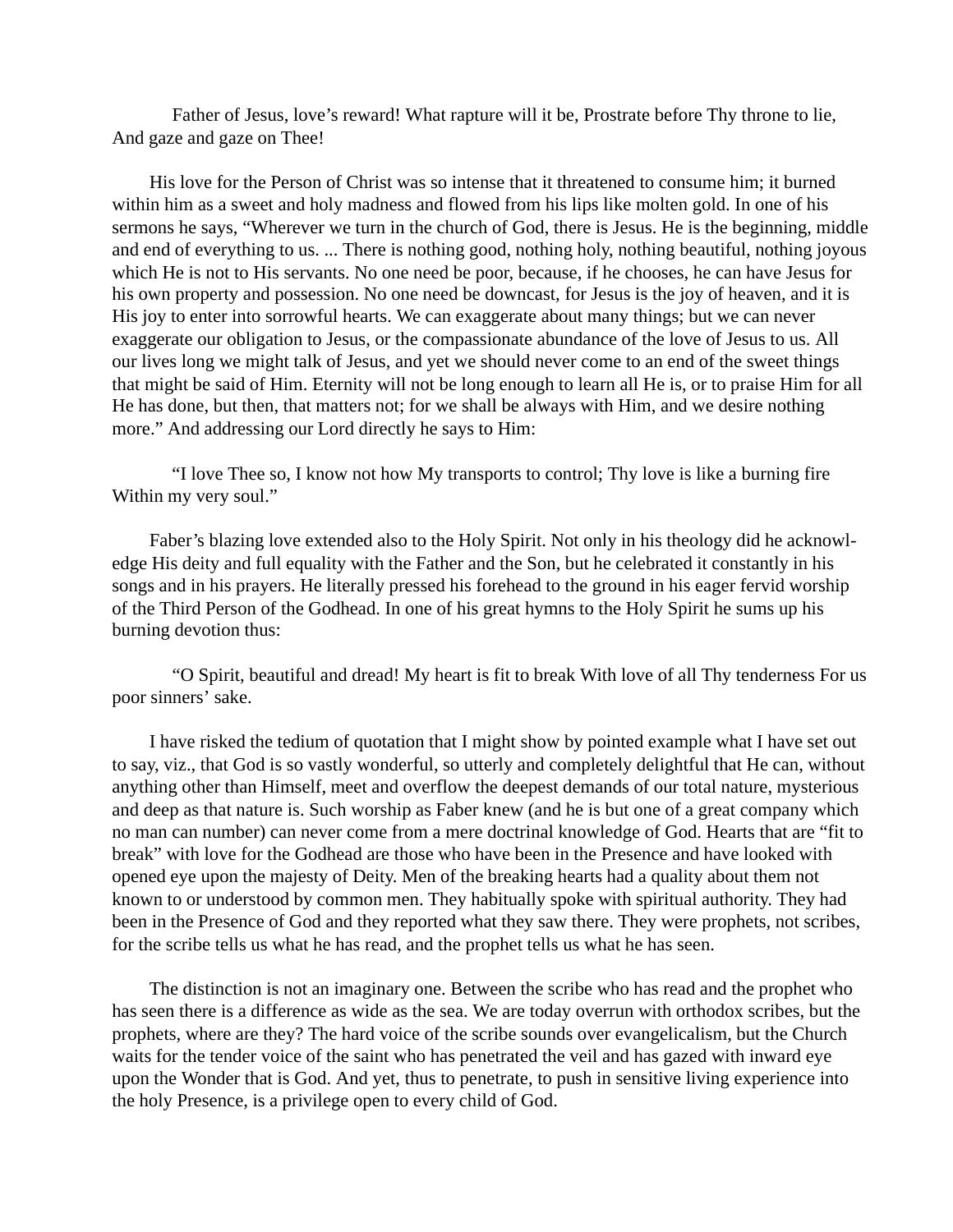Father of Jesus, love's reward! What rapture will it be, Prostrate before Thy throne to lie, And gaze and gaze on Thee!

His love for the Person of Christ was so intense that it threatened to consume him; it burned within him as a sweet and holy madness and flowed from his lips like molten gold. In one of his sermons he says, "Wherever we turn in the church of God, there is Jesus. He is the beginning, middle and end of everything to us. ... There is nothing good, nothing holy, nothing beautiful, nothing joyous which He is not to His servants. No one need be poor, because, if he chooses, he can have Jesus for his own property and possession. No one need be downcast, for Jesus is the joy of heaven, and it is His joy to enter into sorrowful hearts. We can exaggerate about many things; but we can never exaggerate our obligation to Jesus, or the compassionate abundance of the love of Jesus to us. All our lives long we might talk of Jesus, and yet we should never come to an end of the sweet things that might be said of Him. Eternity will not be long enough to learn all He is, or to praise Him for all He has done, but then, that matters not; for we shall be always with Him, and we desire nothing more." And addressing our Lord directly he says to Him:

"I love Thee so, I know not how My transports to control; Thy love is like a burning fire Within my very soul."

Faber's blazing love extended also to the Holy Spirit. Not only in his theology did he acknowledge His deity and full equality with the Father and the Son, but he celebrated it constantly in his songs and in his prayers. He literally pressed his forehead to the ground in his eager fervid worship of the Third Person of the Godhead. In one of his great hymns to the Holy Spirit he sums up his burning devotion thus:

"O Spirit, beautiful and dread! My heart is fit to break With love of all Thy tenderness For us poor sinners' sake.

I have risked the tedium of quotation that I might show by pointed example what I have set out to say, viz., that God is so vastly wonderful, so utterly and completely delightful that He can, without anything other than Himself, meet and overflow the deepest demands of our total nature, mysterious and deep as that nature is. Such worship as Faber knew (and he is but one of a great company which no man can number) can never come from a mere doctrinal knowledge of God. Hearts that are "fit to break" with love for the Godhead are those who have been in the Presence and have looked with opened eye upon the majesty of Deity. Men of the breaking hearts had a quality about them not known to or understood by common men. They habitually spoke with spiritual authority. They had been in the Presence of God and they reported what they saw there. They were prophets, not scribes, for the scribe tells us what he has read, and the prophet tells us what he has seen.

The distinction is not an imaginary one. Between the scribe who has read and the prophet who has seen there is a difference as wide as the sea. We are today overrun with orthodox scribes, but the prophets, where are they? The hard voice of the scribe sounds over evangelicalism, but the Church waits for the tender voice of the saint who has penetrated the veil and has gazed with inward eye upon the Wonder that is God. And yet, thus to penetrate, to push in sensitive living experience into the holy Presence, is a privilege open to every child of God.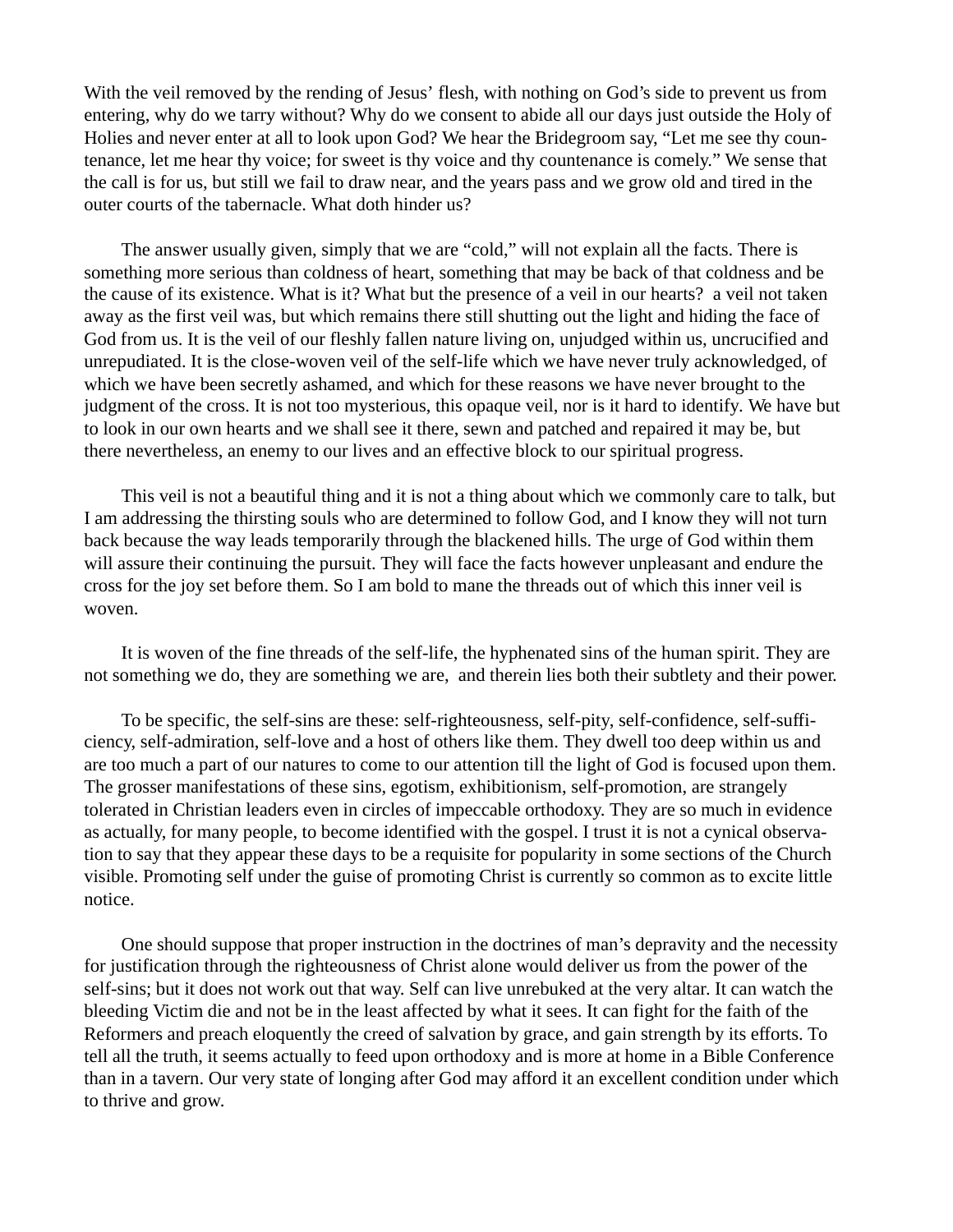With the veil removed by the rending of Jesus' flesh, with nothing on God's side to prevent us from entering, why do we tarry without? Why do we consent to abide all our days just outside the Holy of Holies and never enter at all to look upon God? We hear the Bridegroom say, "Let me see thy countenance, let me hear thy voice; for sweet is thy voice and thy countenance is comely." We sense that the call is for us, but still we fail to draw near, and the years pass and we grow old and tired in the outer courts of the tabernacle. What doth hinder us?

The answer usually given, simply that we are "cold," will not explain all the facts. There is something more serious than coldness of heart, something that may be back of that coldness and be the cause of its existence. What is it? What but the presence of a veil in our hearts? a veil not taken away as the first veil was, but which remains there still shutting out the light and hiding the face of God from us. It is the veil of our fleshly fallen nature living on, unjudged within us, uncrucified and unrepudiated. It is the close-woven veil of the self-life which we have never truly acknowledged, of which we have been secretly ashamed, and which for these reasons we have never brought to the judgment of the cross. It is not too mysterious, this opaque veil, nor is it hard to identify. We have but to look in our own hearts and we shall see it there, sewn and patched and repaired it may be, but there nevertheless, an enemy to our lives and an effective block to our spiritual progress.

This veil is not a beautiful thing and it is not a thing about which we commonly care to talk, but I am addressing the thirsting souls who are determined to follow God, and I know they will not turn back because the way leads temporarily through the blackened hills. The urge of God within them will assure their continuing the pursuit. They will face the facts however unpleasant and endure the cross for the joy set before them. So I am bold to mane the threads out of which this inner veil is woven.

It is woven of the fine threads of the self-life, the hyphenated sins of the human spirit. They are not something we do, they are something we are, and therein lies both their subtlety and their power.

To be specific, the self-sins are these: self-righteousness, self-pity, self-confidence, self-sufficiency, self-admiration, self-love and a host of others like them. They dwell too deep within us and are too much a part of our natures to come to our attention till the light of God is focused upon them. The grosser manifestations of these sins, egotism, exhibitionism, self-promotion, are strangely tolerated in Christian leaders even in circles of impeccable orthodoxy. They are so much in evidence as actually, for many people, to become identified with the gospel. I trust it is not a cynical observation to say that they appear these days to be a requisite for popularity in some sections of the Church visible. Promoting self under the guise of promoting Christ is currently so common as to excite little notice.

One should suppose that proper instruction in the doctrines of man's depravity and the necessity for justification through the righteousness of Christ alone would deliver us from the power of the self-sins; but it does not work out that way. Self can live unrebuked at the very altar. It can watch the bleeding Victim die and not be in the least affected by what it sees. It can fight for the faith of the Reformers and preach eloquently the creed of salvation by grace, and gain strength by its efforts. To tell all the truth, it seems actually to feed upon orthodoxy and is more at home in a Bible Conference than in a tavern. Our very state of longing after God may afford it an excellent condition under which to thrive and grow.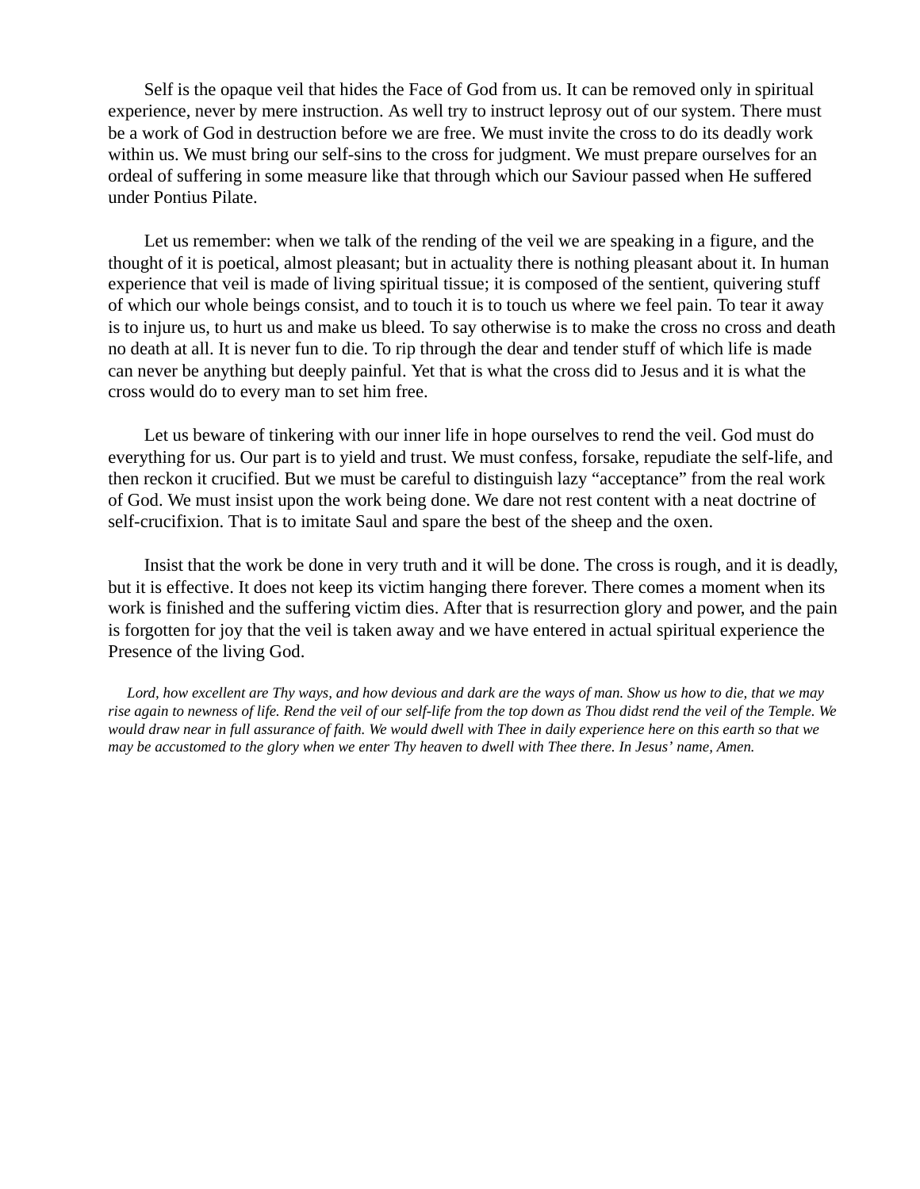Self is the opaque veil that hides the Face of God from us. It can be removed only in spiritual experience, never by mere instruction. As well try to instruct leprosy out of our system. There must be a work of God in destruction before we are free. We must invite the cross to do its deadly work within us. We must bring our self-sins to the cross for judgment. We must prepare ourselves for an ordeal of suffering in some measure like that through which our Saviour passed when He suffered under Pontius Pilate.

Let us remember: when we talk of the rending of the veil we are speaking in a figure, and the thought of it is poetical, almost pleasant; but in actuality there is nothing pleasant about it. In human experience that veil is made of living spiritual tissue; it is composed of the sentient, quivering stuff of which our whole beings consist, and to touch it is to touch us where we feel pain. To tear it away is to injure us, to hurt us and make us bleed. To say otherwise is to make the cross no cross and death no death at all. It is never fun to die. To rip through the dear and tender stuff of which life is made can never be anything but deeply painful. Yet that is what the cross did to Jesus and it is what the cross would do to every man to set him free.

Let us beware of tinkering with our inner life in hope ourselves to rend the veil. God must do everything for us. Our part is to yield and trust. We must confess, forsake, repudiate the self-life, and then reckon it crucified. But we must be careful to distinguish lazy "acceptance" from the real work of God. We must insist upon the work being done. We dare not rest content with a neat doctrine of self-crucifixion. That is to imitate Saul and spare the best of the sheep and the oxen.

Insist that the work be done in very truth and it will be done. The cross is rough, and it is deadly, but it is effective. It does not keep its victim hanging there forever. There comes a moment when its work is finished and the suffering victim dies. After that is resurrection glory and power, and the pain is forgotten for joy that the veil is taken away and we have entered in actual spiritual experience the Presence of the living God.

*Lord, how excellent are Thy ways, and how devious and dark are the ways of man. Show us how to die, that we may rise again to newness of life. Rend the veil of our self-life from the top down as Thou didst rend the veil of the Temple. We would draw near in full assurance of faith. We would dwell with Thee in daily experience here on this earth so that we may be accustomed to the glory when we enter Thy heaven to dwell with Thee there. In Jesus' name, Amen.*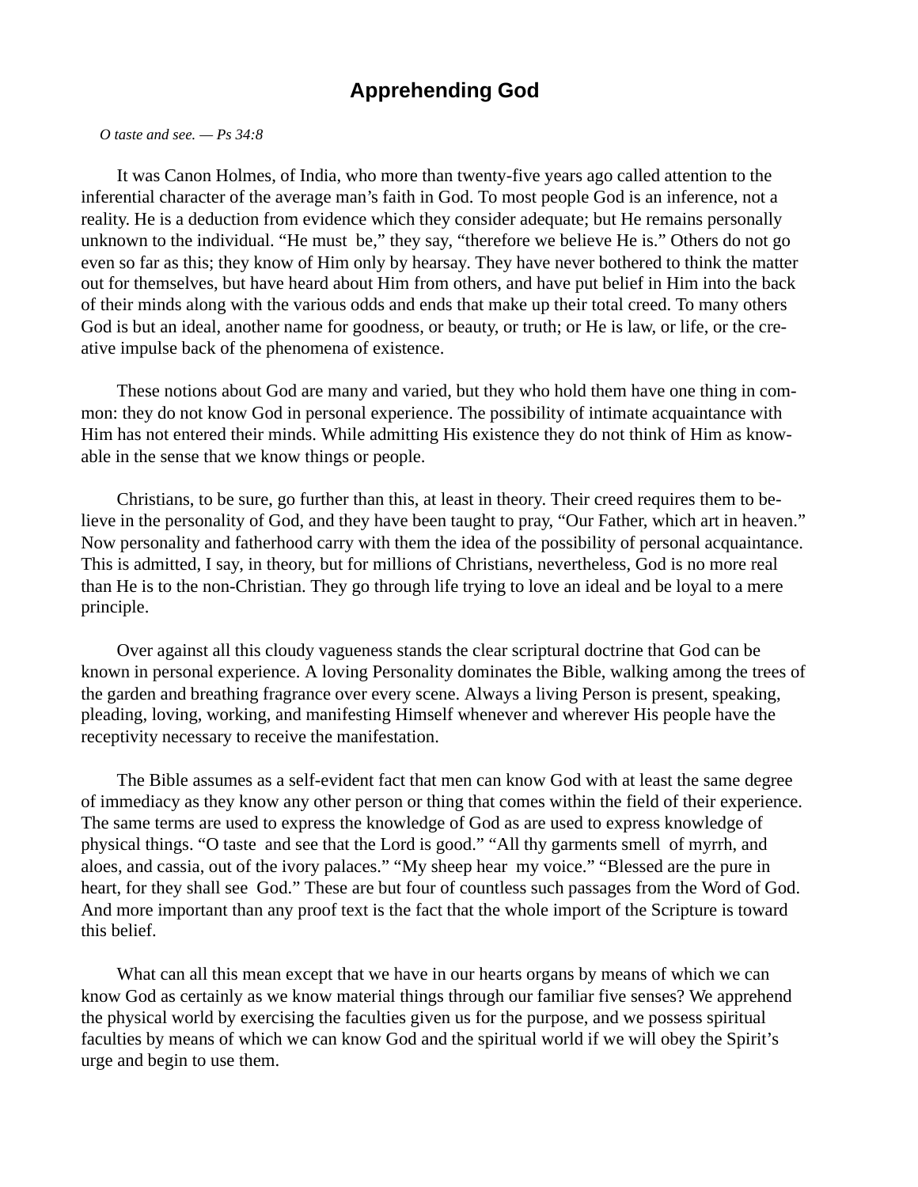# Apprehending God

*O taste and see. — Ps 34:8*

It was Canon Holmes, of India, who more than twenty-five years ago called attention to the inferential character of the average man's faith in God. To most people God is an inference, not a reality. He is a deduction from evidence which they consider adequate; but He remains personally unknown to the individual. "He must be," they say, "therefore we believe He is." Others do not go even so far as this; they know of Him only by hearsay. They have never bothered to think the matter out for themselves, but have heard about Him from others, and have put belief in Him into the back of their minds along with the various odds and ends that make up their total creed. To many others God is but an ideal, another name for goodness, or beauty, or truth; or He is law, or life, or the creative impulse back of the phenomena of existence.

These notions about God are many and varied, but they who hold them have one thing in common: they do not know God in personal experience. The possibility of intimate acquaintance with Him has not entered their minds. While admitting His existence they do not think of Him as knowable in the sense that we know things or people.

Christians, to be sure, go further than this, at least in theory. Their creed requires them to believe in the personality of God, and they have been taught to pray, "Our Father, which art in heaven." Now personality and fatherhood carry with them the idea of the possibility of personal acquaintance. This is admitted, I say, in theory, but for millions of Christians, nevertheless, God is no more real than He is to the non-Christian. They go through life trying to love an ideal and be loyal to a mere principle.

Over against all this cloudy vagueness stands the clear scriptural doctrine that God can be known in personal experience. A loving Personality dominates the Bible, walking among the trees of the garden and breathing fragrance over every scene. Always a living Person is present, speaking, pleading, loving, working, and manifesting Himself whenever and wherever His people have the receptivity necessary to receive the manifestation.

The Bible assumes as a self-evident fact that men can know God with at least the same degree of immediacy as they know any other person or thing that comes within the field of their experience. The same terms are used to express the knowledge of God as are used to express knowledge of physical things. "O taste and see that the Lord is good." "All thy garments smell of myrrh, and aloes, and cassia, out of the ivory palaces." "My sheep hear my voice." "Blessed are the pure in heart, for they shall see God." These are but four of countless such passages from the Word of God. And more important than any proof text is the fact that the whole import of the Scripture is toward this belief.

What can all this mean except that we have in our hearts organs by means of which we can know God as certainly as we know material things through our familiar five senses? We apprehend the physical world by exercising the faculties given us for the purpose, and we possess spiritual faculties by means of which we can know God and the spiritual world if we will obey the Spirit's urge and begin to use them.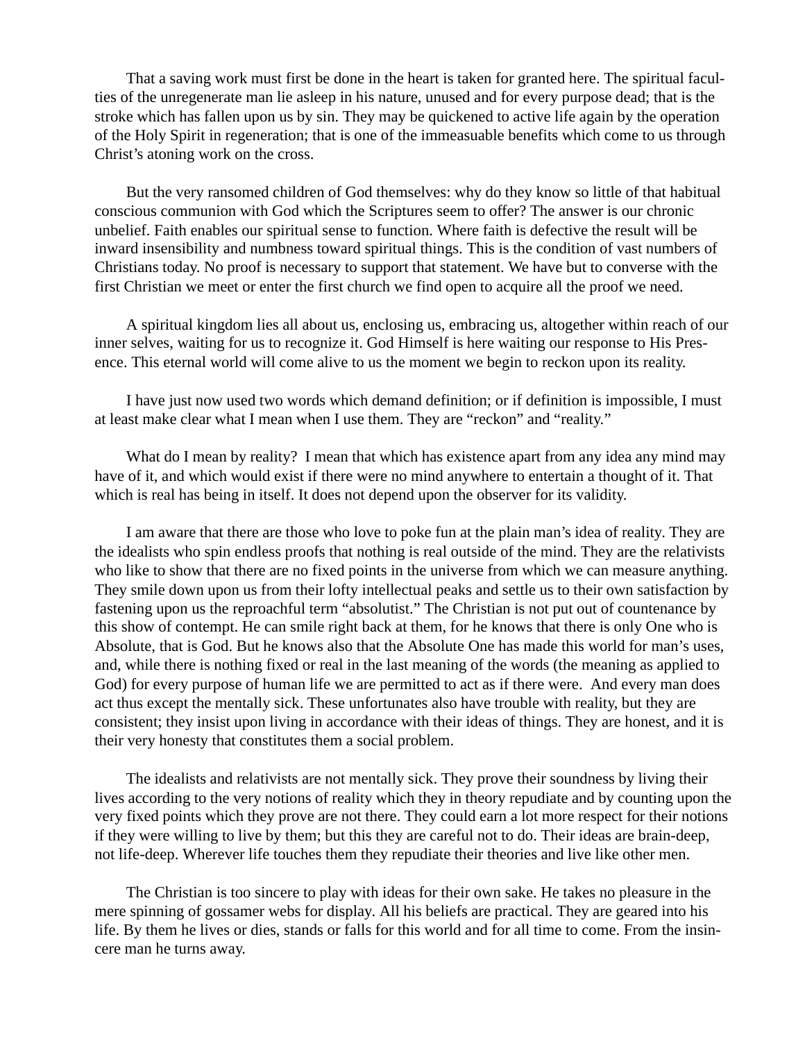That a saving work must first be done in the heart is taken for granted here. The spiritual faculties of the unregenerate man lie asleep in his nature, unused and for every purpose dead; that is the stroke which has fallen upon us by sin. They may be quickened to active life again by the operation of the Holy Spirit in regeneration; that is one of the immeasuable benefits which come to us through Christ's atoning work on the cross.

But the very ransomed children of God themselves: why do they know so little of that habitual conscious communion with God which the Scriptures seem to offer? The answer is our chronic unbelief. Faith enables our spiritual sense to function. Where faith is defective the result will be inward insensibility and numbness toward spiritual things. This is the condition of vast numbers of Christians today. No proof is necessary to support that statement. We have but to converse with the first Christian we meet or enter the first church we find open to acquire all the proof we need.

A spiritual kingdom lies all about us, enclosing us, embracing us, altogether within reach of our inner selves, waiting for us to recognize it. God Himself is here waiting our response to His Presence. This eternal world will come alive to us the moment we begin to reckon upon its reality.

I have just now used two words which demand definition; or if definition is impossible, I must at least make clear what I mean when I use them. They are "reckon" and "reality."

What do I mean by reality? I mean that which has existence apart from any idea any mind may have of it, and which would exist if there were no mind anywhere to entertain a thought of it. That which is real has being in itself. It does not depend upon the observer for its validity.

I am aware that there are those who love to poke fun at the plain man's idea of reality. They are the idealists who spin endless proofs that nothing is real outside of the mind. They are the relativists who like to show that there are no fixed points in the universe from which we can measure anything. They smile down upon us from their lofty intellectual peaks and settle us to their own satisfaction by fastening upon us the reproachful term "absolutist." The Christian is not put out of countenance by this show of contempt. He can smile right back at them, for he knows that there is only One who is Absolute, that is God. But he knows also that the Absolute One has made this world for man's uses, and, while there is nothing fixed or real in the last meaning of the words (the meaning as applied to God) for every purpose of human life we are permitted to act as if there were. And every man does act thus except the mentally sick. These unfortunates also have trouble with reality, but they are consistent; they insist upon living in accordance with their ideas of things. They are honest, and it is their very honesty that constitutes them a social problem.

The idealists and relativists are not mentally sick. They prove their soundness by living their lives according to the very notions of reality which they in theory repudiate and by counting upon the very fixed points which they prove are not there. They could earn a lot more respect for their notions if they were willing to live by them; but this they are careful not to do. Their ideas are brain-deep, not life-deep. Wherever life touches them they repudiate their theories and live like other men.

The Christian is too sincere to play with ideas for their own sake. He takes no pleasure in the mere spinning of gossamer webs for display. All his beliefs are practical. They are geared into his life. By them he lives or dies, stands or falls for this world and for all time to come. From the insincere man he turns away.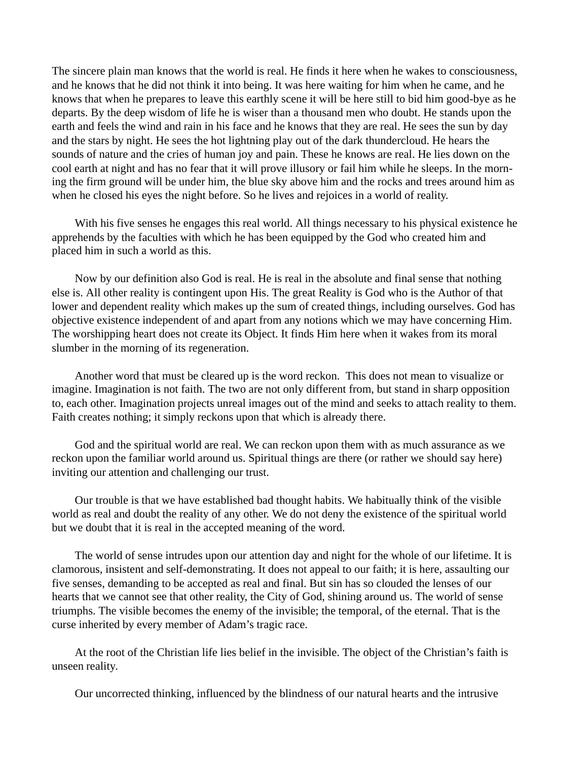The sincere plain man knows that the world is real. He finds it here when he wakes to consciousness, and he knows that he did not think it into being. It was here waiting for him when he came, and he knows that when he prepares to leave this earthly scene it will be here still to bid him good-bye as he departs. By the deep wisdom of life he is wiser than a thousand men who doubt. He stands upon the earth and feels the wind and rain in his face and he knows that they are real. He sees the sun by day and the stars by night. He sees the hot lightning play out of the dark thundercloud. He hears the sounds of nature and the cries of human joy and pain. These he knows are real. He lies down on the cool earth at night and has no fear that it will prove illusory or fail him while he sleeps. In the morning the firm ground will be under him, the blue sky above him and the rocks and trees around him as when he closed his eyes the night before. So he lives and rejoices in a world of reality.

With his five senses he engages this real world. All things necessary to his physical existence he apprehends by the faculties with which he has been equipped by the God who created him and placed him in such a world as this.

Now by our definition also God is real. He is real in the absolute and final sense that nothing else is. All other reality is contingent upon His. The great Reality is God who is the Author of that lower and dependent reality which makes up the sum of created things, including ourselves. God has objective existence independent of and apart from any notions which we may have concerning Him. The worshipping heart does not create its Object. It finds Him here when it wakes from its moral slumber in the morning of its regeneration.

Another word that must be cleared up is the word reckon. This does not mean to visualize or imagine. Imagination is not faith. The two are not only different from, but stand in sharp opposition to, each other. Imagination projects unreal images out of the mind and seeks to attach reality to them. Faith creates nothing; it simply reckons upon that which is already there.

God and the spiritual world are real. We can reckon upon them with as much assurance as we reckon upon the familiar world around us. Spiritual things are there (or rather we should say here) inviting our attention and challenging our trust.

Our trouble is that we have established bad thought habits. We habitually think of the visible world as real and doubt the reality of any other. We do not deny the existence of the spiritual world but we doubt that it is real in the accepted meaning of the word.

The world of sense intrudes upon our attention day and night for the whole of our lifetime. It is clamorous, insistent and self-demonstrating. It does not appeal to our faith; it is here, assaulting our five senses, demanding to be accepted as real and final. But sin has so clouded the lenses of our hearts that we cannot see that other reality, the City of God, shining around us. The world of sense triumphs. The visible becomes the enemy of the invisible; the temporal, of the eternal. That is the curse inherited by every member of Adam's tragic race.

At the root of the Christian life lies belief in the invisible. The object of the Christian's faith is unseen reality.

Our uncorrected thinking, influenced by the blindness of our natural hearts and the intrusive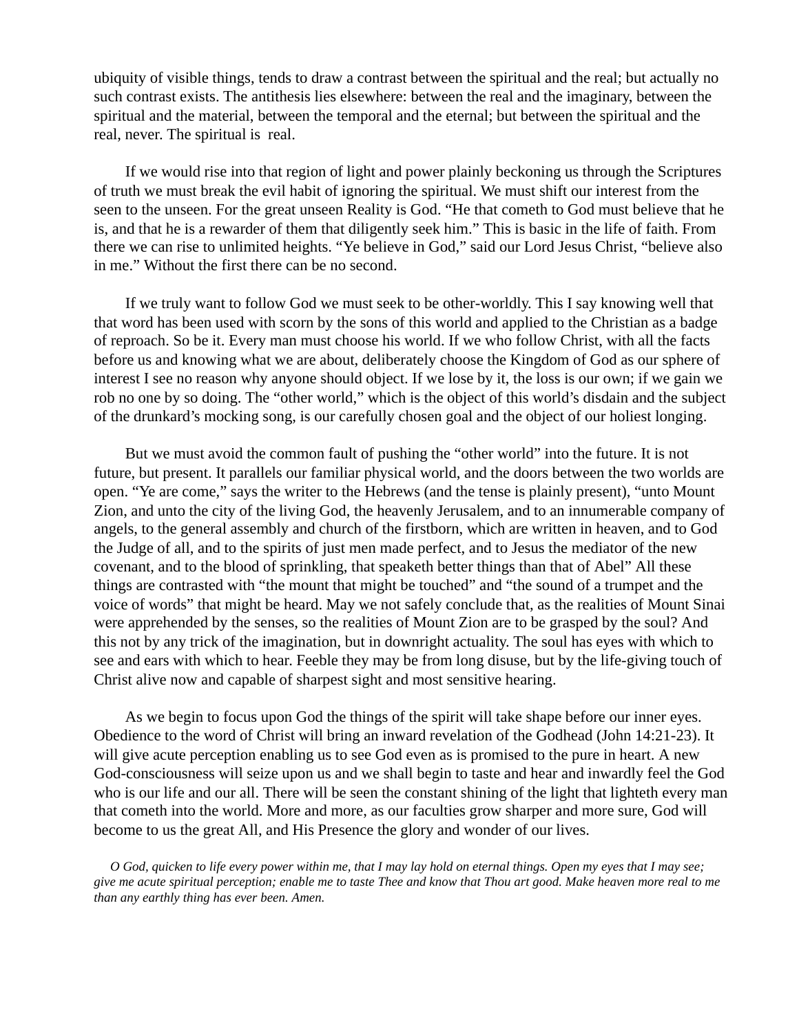ubiquity of visible things, tends to draw a contrast between the spiritual and the real; but actually no such contrast exists. The antithesis lies elsewhere: between the real and the imaginary, between the spiritual and the material, between the temporal and the eternal; but between the spiritual and the real, never. The spiritual is real.

If we would rise into that region of light and power plainly beckoning us through the Scriptures of truth we must break the evil habit of ignoring the spiritual. We must shift our interest from the seen to the unseen. For the great unseen Reality is God. "He that cometh to God must believe that he is, and that he is a rewarder of them that diligently seek him." This is basic in the life of faith. From there we can rise to unlimited heights. "Ye believe in God," said our Lord Jesus Christ, "believe also in me." Without the first there can be no second.

If we truly want to follow God we must seek to be other-worldly. This I say knowing well that that word has been used with scorn by the sons of this world and applied to the Christian as a badge of reproach. So be it. Every man must choose his world. If we who follow Christ, with all the facts before us and knowing what we are about, deliberately choose the Kingdom of God as our sphere of interest I see no reason why anyone should object. If we lose by it, the loss is our own; if we gain we rob no one by so doing. The "other world," which is the object of this world's disdain and the subject of the drunkard's mocking song, is our carefully chosen goal and the object of our holiest longing.

But we must avoid the common fault of pushing the "other world" into the future. It is not future, but present. It parallels our familiar physical world, and the doors between the two worlds are open. "Ye are come," says the writer to the Hebrews (and the tense is plainly present), "unto Mount Zion, and unto the city of the living God, the heavenly Jerusalem, and to an innumerable company of angels, to the general assembly and church of the firstborn, which are written in heaven, and to God the Judge of all, and to the spirits of just men made perfect, and to Jesus the mediator of the new covenant, and to the blood of sprinkling, that speaketh better things than that of Abel" All these things are contrasted with "the mount that might be touched" and "the sound of a trumpet and the voice of words" that might be heard. May we not safely conclude that, as the realities of Mount Sinai were apprehended by the senses, so the realities of Mount Zion are to be grasped by the soul? And this not by any trick of the imagination, but in downright actuality. The soul has eyes with which to see and ears with which to hear. Feeble they may be from long disuse, but by the life-giving touch of Christ alive now and capable of sharpest sight and most sensitive hearing.

As we begin to focus upon God the things of the spirit will take shape before our inner eyes. Obedience to the word of Christ will bring an inward revelation of the Godhead (John 14:21-23). It will give acute perception enabling us to see God even as is promised to the pure in heart. A new God-consciousness will seize upon us and we shall begin to taste and hear and inwardly feel the God who is our life and our all. There will be seen the constant shining of the light that lighteth every man that cometh into the world. More and more, as our faculties grow sharper and more sure, God will become to us the great All, and His Presence the glory and wonder of our lives.

*O God, quicken to life every power within me, that I may lay hold on eternal things. Open my eyes that I may see; give me acute spiritual perception; enable me to taste Thee and know that Thou art good. Make heaven more real to me than any earthly thing has ever been. Amen.*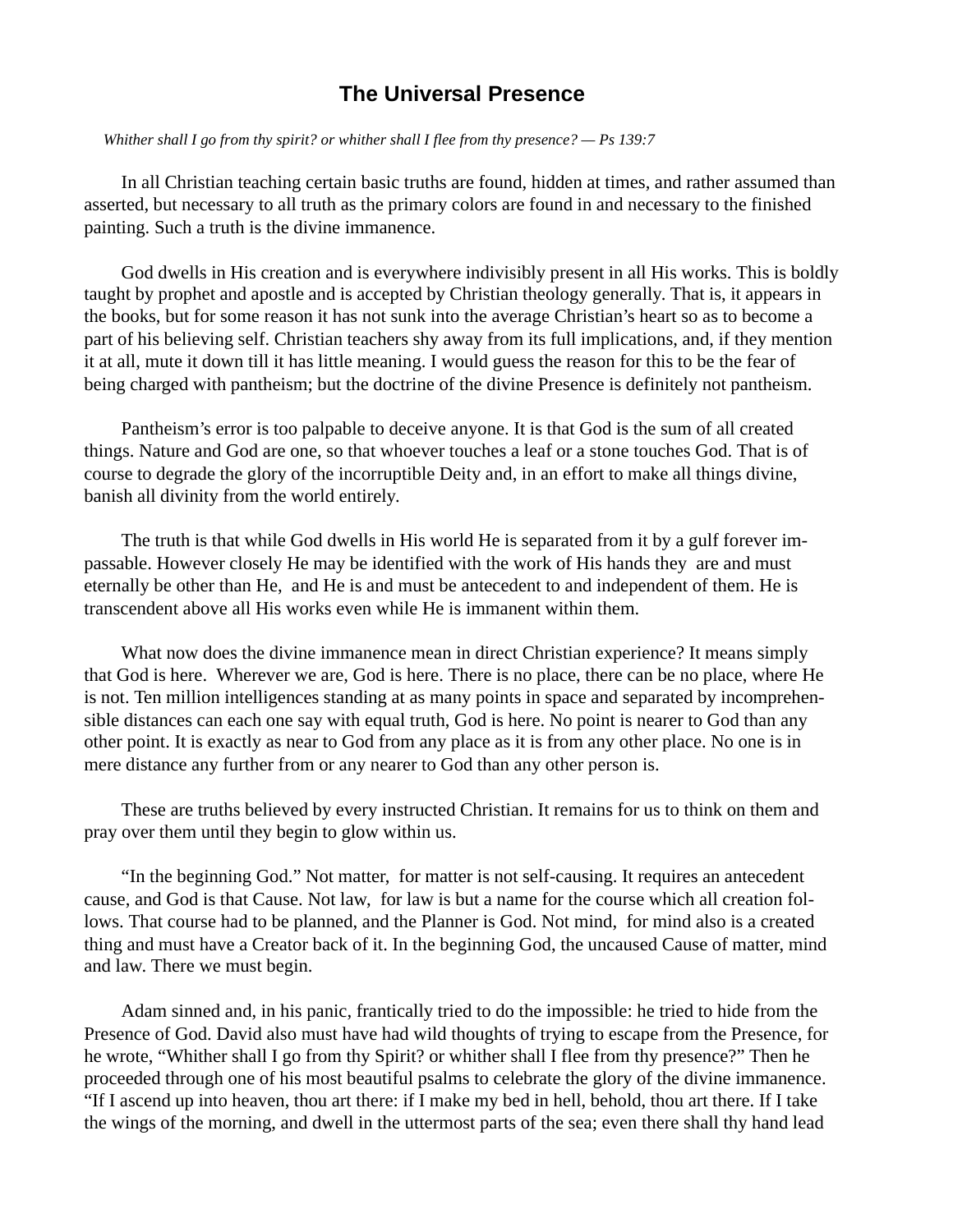# The Universal Presence

*Whither shall I go from thy spirit? or whither shall I flee from thy presence? — Ps 139:7*

In all Christian teaching certain basic truths are found, hidden at times, and rather assumed than asserted, but necessary to all truth as the primary colors are found in and necessary to the finished painting. Such a truth is the divine immanence.

God dwells in His creation and is everywhere indivisibly present in all His works. This is boldly taught by prophet and apostle and is accepted by Christian theology generally. That is, it appears in the books, but for some reason it has not sunk into the average Christian's heart so as to become a part of his believing self. Christian teachers shy away from its full implications, and, if they mention it at all, mute it down till it has little meaning. I would guess the reason for this to be the fear of being charged with pantheism; but the doctrine of the divine Presence is definitely not pantheism.

Pantheism's error is too palpable to deceive anyone. It is that God is the sum of all created things. Nature and God are one, so that whoever touches a leaf or a stone touches God. That is of course to degrade the glory of the incorruptible Deity and, in an effort to make all things divine, banish all divinity from the world entirely.

The truth is that while God dwells in His world He is separated from it by a gulf forever impassable. However closely He may be identified with the work of His hands they are and must eternally be other than He, and He is and must be antecedent to and independent of them. He is transcendent above all His works even while He is immanent within them.

What now does the divine immanence mean in direct Christian experience? It means simply that God is here. Wherever we are, God is here. There is no place, there can be no place, where He is not. Ten million intelligences standing at as many points in space and separated by incomprehensible distances can each one say with equal truth, God is here. No point is nearer to God than any other point. It is exactly as near to God from any place as it is from any other place. No one is in mere distance any further from or any nearer to God than any other person is.

These are truths believed by every instructed Christian. It remains for us to think on them and pray over them until they begin to glow within us.

"In the beginning God." Not matter, for matter is not self-causing. It requires an antecedent cause, and God is that Cause. Not law, for law is but a name for the course which all creation follows. That course had to be planned, and the Planner is God. Not mind, for mind also is a created thing and must have a Creator back of it. In the beginning God, the uncaused Cause of matter, mind and law. There we must begin.

Adam sinned and, in his panic, frantically tried to do the impossible: he tried to hide from the Presence of God. David also must have had wild thoughts of trying to escape from the Presence, for he wrote, "Whither shall I go from thy Spirit? or whither shall I flee from thy presence?" Then he proceeded through one of his most beautiful psalms to celebrate the glory of the divine immanence. "If I ascend up into heaven, thou art there: if I make my bed in hell, behold, thou art there. If I take the wings of the morning, and dwell in the uttermost parts of the sea; even there shall thy hand lead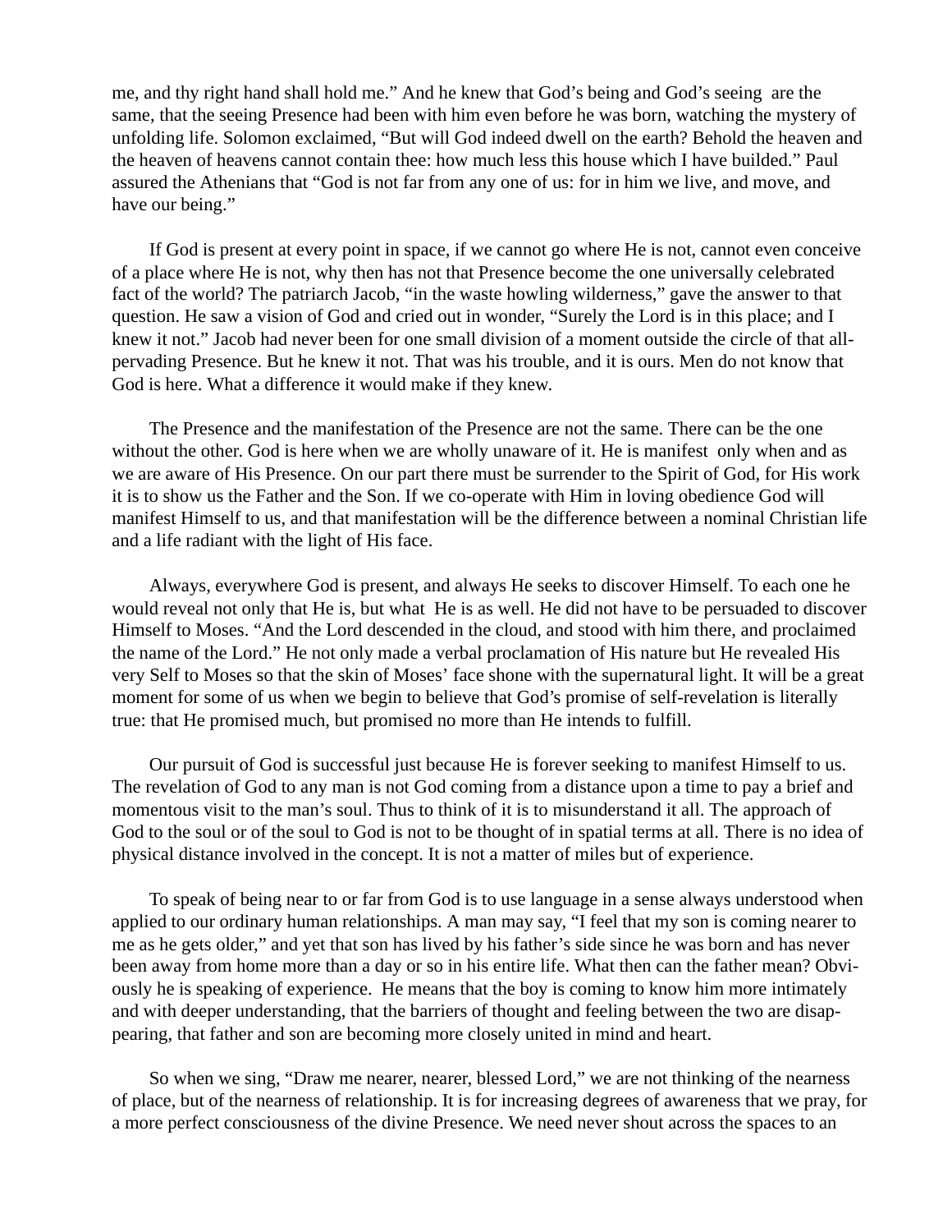me, and thy right hand shall hold me." And he knew that God's being and God's seeing are the same, that the seeing Presence had been with him even before he was born, watching the mystery of unfolding life. Solomon exclaimed, "But will God indeed dwell on the earth? Behold the heaven and the heaven of heavens cannot contain thee: how much less this house which I have builded." Paul assured the Athenians that "God is not far from any one of us: for in him we live, and move, and have our being."

If God is present at every point in space, if we cannot go where He is not, cannot even conceive of a place where He is not, why then has not that Presence become the one universally celebrated fact of the world? The patriarch Jacob, "in the waste howling wilderness," gave the answer to that question. He saw a vision of God and cried out in wonder, "Surely the Lord is in this place; and I knew it not." Jacob had never been for one small division of a moment outside the circle of that all-pervading Presence. But he knew it not. That was his trouble, and it is ours. Men do not know that God is here. What a difference it would make if they knew.

The Presence and the manifestation of the Presence are not the same. There can be the one without the other. God is here when we are wholly unaware of it. He is manifest only when and as we are aware of His Presence. On our part there must be surrender to the Spirit of God, for His work it is to show us the Father and the Son. If we co-operate with Him in loving obedience God will manifest Himself to us, and that manifestation will be the difference between a nominal Christian life and a life radiant with the light of His face.

Always, everywhere God is present, and always He seeks to discover Himself. To each one he would reveal not only that He is, but what He is as well. He did not have to be persuaded to discover Himself to Moses. "And the Lord descended in the cloud, and stood with him there, and proclaimed the name of the Lord." He not only made a verbal proclamation of His nature but He revealed His very Self to Moses so that the skin of Moses' face shone with the supernatural light. It will be a great moment for some of us when we begin to believe that God's promise of self-revelation is literally true: that He promised much, but promised no more than He intends to fulfill.

Our pursuit of God is successful just because He is forever seeking to manifest Himself to us. The revelation of God to any man is not God coming from a distance upon a time to pay a brief and momentous visit to the man's soul. Thus to think of it is to misunderstand it all. The approach of God to the soul or of the soul to God is not to be thought of in spatial terms at all. There is no idea of physical distance involved in the concept. It is not a matter of miles but of experience.

To speak of being near to or far from God is to use language in a sense always understood when applied to our ordinary human relationships. A man may say, "I feel that my son is coming nearer to me as he gets older," and yet that son has lived by his father's side since he was born and has never been away from home more than a day or so in his entire life. What then can the father mean? Obviously he is speaking of experience. He means that the boy is coming to know him more intimately and with deeper understanding, that the barriers of thought and feeling between the two are disappearing, that father and son are becoming more closely united in mind and heart.

So when we sing, "Draw me nearer, nearer, blessed Lord," we are not thinking of the nearness of place, but of the nearness of relationship. It is for increasing degrees of awareness that we pray, for a more perfect consciousness of the divine Presence. We need never shout across the spaces to an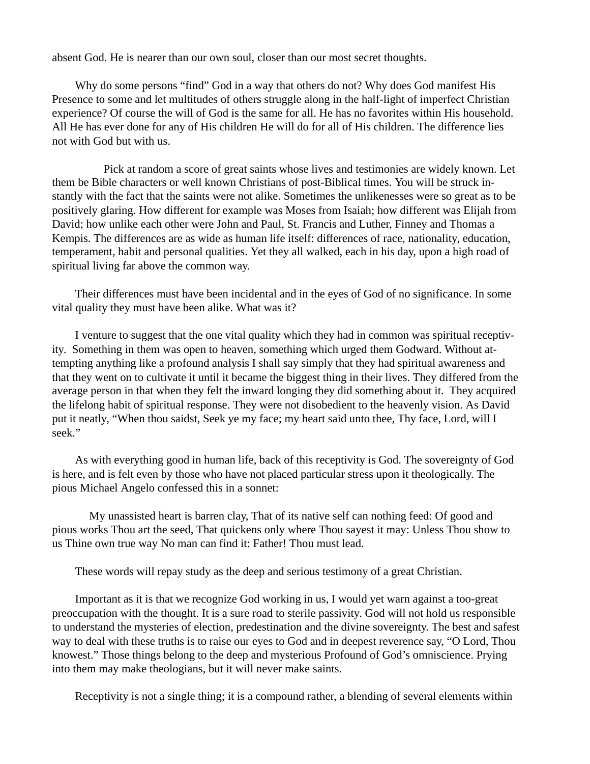absent God. He is nearer than our own soul, closer than our most secret thoughts.

Why do some persons “find” God in a way that others do not? Why does God manifest His Presence to some and let multitudes of others struggle along in the half-light of imperfect Christian experience? Of course the will of God is the same for all. He has no favorites within His household. All He has ever done for any of His children He will do for all of His children. The difference lies not with God but with us.

Pick at random a score of great saints whose lives and testimonies are widely known. Let them be Bible characters or well known Christians of post-Biblical times. You will be struck instantly with the fact that the saints were not alike. Sometimes the unlikenesses were so great as to be positively glaring. How different for example was Moses from Isaiah; how different was Elijah from David; how unlike each other were John and Paul, St. Francis and Luther, Finney and Thomas a Kempis. The differences are as wide as human life itself: differences of race, nationality, education, temperament, habit and personal qualities. Yet they all walked, each in his day, upon a high road of spiritual living far above the common way.

Their differences must have been incidental and in the eyes of God of no significance. In some vital quality they must have been alike. What was it?

I venture to suggest that the one vital quality which they had in common was spiritual receptivity. Something in them was open to heaven, something which urged them Godward. Without attempting anything like a profound analysis I shall say simply that they had spiritual awareness and that they went on to cultivate it until it became the biggest thing in their lives. They differed from the average person in that when they felt the inward longing they did something about it. They acquired the lifelong habit of spiritual response. They were not disobedient to the heavenly vision. As David put it neatly, “When thou saidst, Seek ye my face; my heart said unto thee, Thy face, Lord, will I seek.”

As with everything good in human life, back of this receptivity is God. The sovereignty of God is here, and is felt even by those who have not placed particular stress upon it theologically. The pious Michael Angelo confessed this in a sonnet:

My unassisted heart is barren clay, That of its native self can nothing feed: Of good and pious works Thou art the seed, That quickens only where Thou sayest it may: Unless Thou show to us Thine own true way No man can find it: Father! Thou must lead.

These words will repay study as the deep and serious testimony of a great Christian.

Important as it is that we recognize God working in us, I would yet warn against a too-great preoccupation with the thought. It is a sure road to sterile passivity. God will not hold us responsible to understand the mysteries of election, predestination and the divine sovereignty. The best and safest way to deal with these truths is to raise our eyes to God and in deepest reverence say, “O Lord, Thou knowest.” Those things belong to the deep and mysterious Profound of God’s omniscience. Prying into them may make theologians, but it will never make saints.

Receptivity is not a single thing; it is a compound rather, a blending of several elements within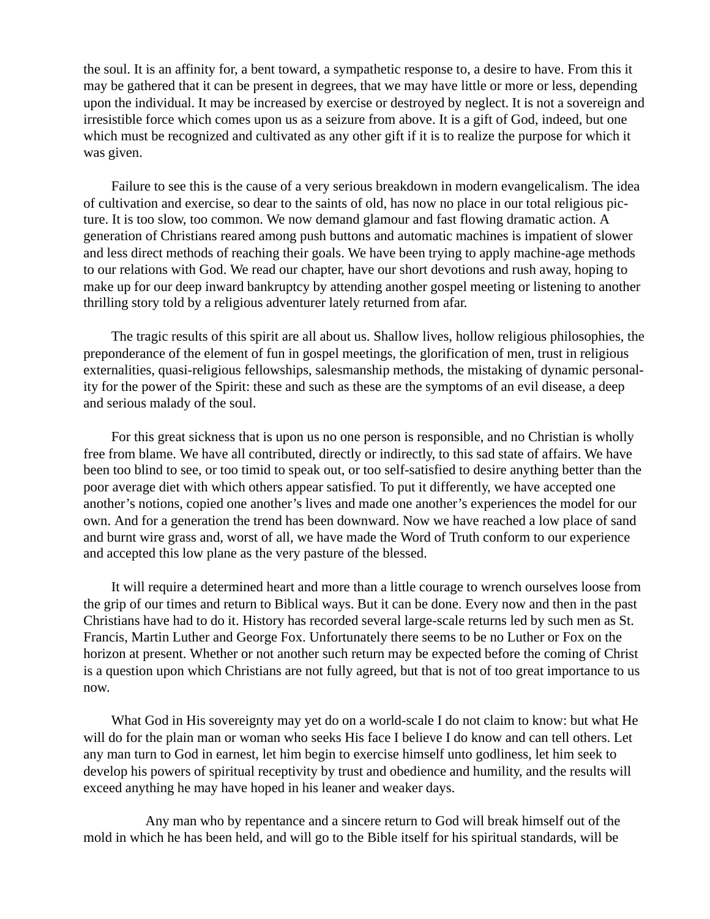the soul. It is an affinity for, a bent toward, a sympathetic response to, a desire to have. From this it may be gathered that it can be present in degrees, that we may have little or more or less, depending upon the individual. It may be increased by exercise or destroyed by neglect. It is not a sovereign and irresistible force which comes upon us as a seizure from above. It is a gift of God, indeed, but one which must be recognized and cultivated as any other gift if it is to realize the purpose for which it was given.

Failure to see this is the cause of a very serious breakdown in modern evangelicalism. The idea of cultivation and exercise, so dear to the saints of old, has now no place in our total religious picture. It is too slow, too common. We now demand glamour and fast flowing dramatic action. A generation of Christians reared among push buttons and automatic machines is impatient of slower and less direct methods of reaching their goals. We have been trying to apply machine-age methods to our relations with God. We read our chapter, have our short devotions and rush away, hoping to make up for our deep inward bankruptcy by attending another gospel meeting or listening to another thrilling story told by a religious adventurer lately returned from afar.

The tragic results of this spirit are all about us. Shallow lives, hollow religious philosophies, the preponderance of the element of fun in gospel meetings, the glorification of men, trust in religious externalities, quasi-religious fellowships, salesmanship methods, the mistaking of dynamic personality for the power of the Spirit: these and such as these are the symptoms of an evil disease, a deep and serious malady of the soul.

For this great sickness that is upon us no one person is responsible, and no Christian is wholly free from blame. We have all contributed, directly or indirectly, to this sad state of affairs. We have been too blind to see, or too timid to speak out, or too self-satisfied to desire anything better than the poor average diet with which others appear satisfied. To put it differently, we have accepted one another's notions, copied one another's lives and made one another's experiences the model for our own. And for a generation the trend has been downward. Now we have reached a low place of sand and burnt wire grass and, worst of all, we have made the Word of Truth conform to our experience and accepted this low plane as the very pasture of the blessed.

It will require a determined heart and more than a little courage to wrench ourselves loose from the grip of our times and return to Biblical ways. But it can be done. Every now and then in the past Christians have had to do it. History has recorded several large-scale returns led by such men as St. Francis, Martin Luther and George Fox. Unfortunately there seems to be no Luther or Fox on the horizon at present. Whether or not another such return may be expected before the coming of Christ is a question upon which Christians are not fully agreed, but that is not of too great importance to us now.

What God in His sovereignty may yet do on a world-scale I do not claim to know: but what He will do for the plain man or woman who seeks His face I believe I do know and can tell others. Let any man turn to God in earnest, let him begin to exercise himself unto godliness, let him seek to develop his powers of spiritual receptivity by trust and obedience and humility, and the results will exceed anything he may have hoped in his leaner and weaker days.

Any man who by repentance and a sincere return to God will break himself out of the mold in which he has been held, and will go to the Bible itself for his spiritual standards, will be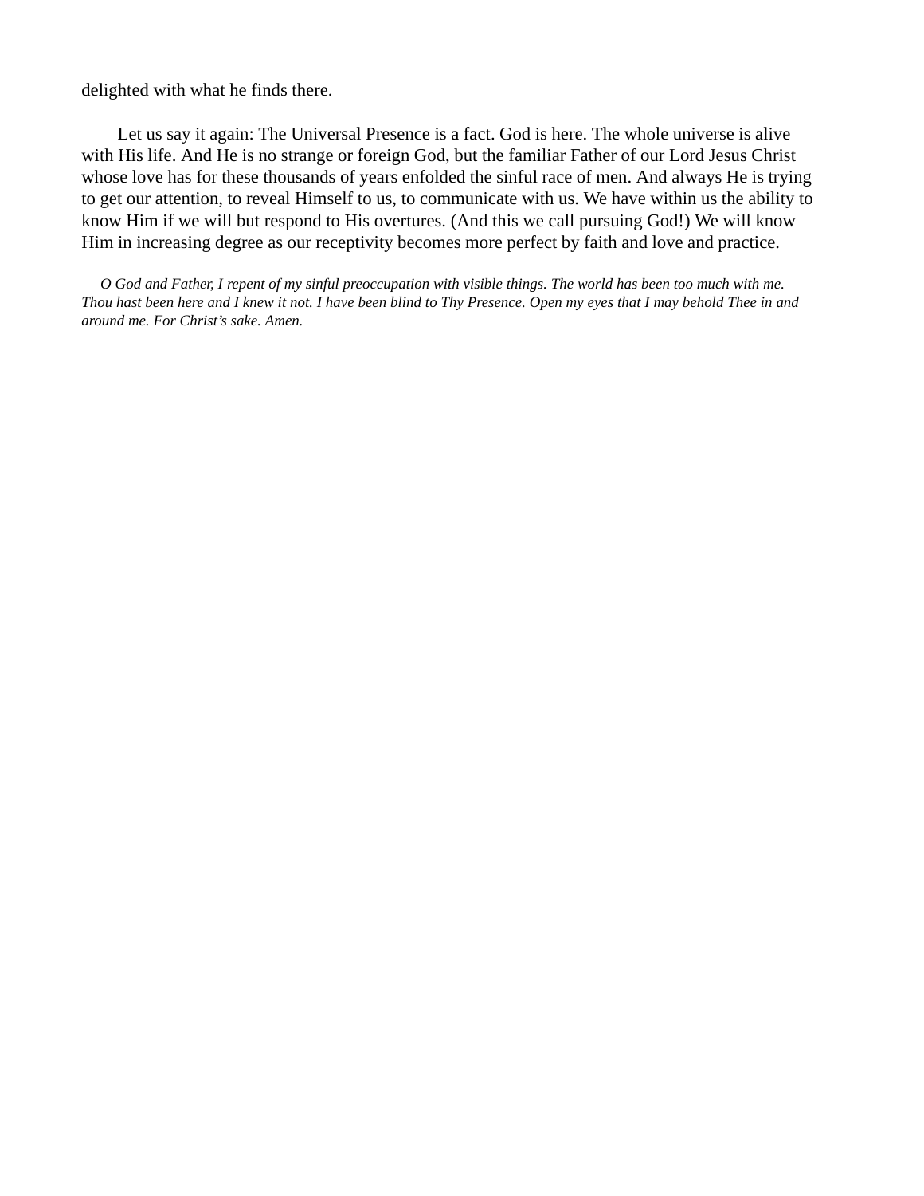delighted with what he finds there.

Let us say it again: The Universal Presence is a fact. God is here. The whole universe is alive with His life. And He is no strange or foreign God, but the familiar Father of our Lord Jesus Christ whose love has for these thousands of years enfolded the sinful race of men. And always He is trying to get our attention, to reveal Himself to us, to communicate with us. We have within us the ability to know Him if we will but respond to His overtures. (And this we call pursuing God!) We will know Him in increasing degree as our receptivity becomes more perfect by faith and love and practice.

*O God and Father, I repent of my sinful preoccupation with visible things. The world has been too much with me. Thou hast been here and I knew it not. I have been blind to Thy Presence. Open my eyes that I may behold Thee in and around me. For Christ's sake. Amen.*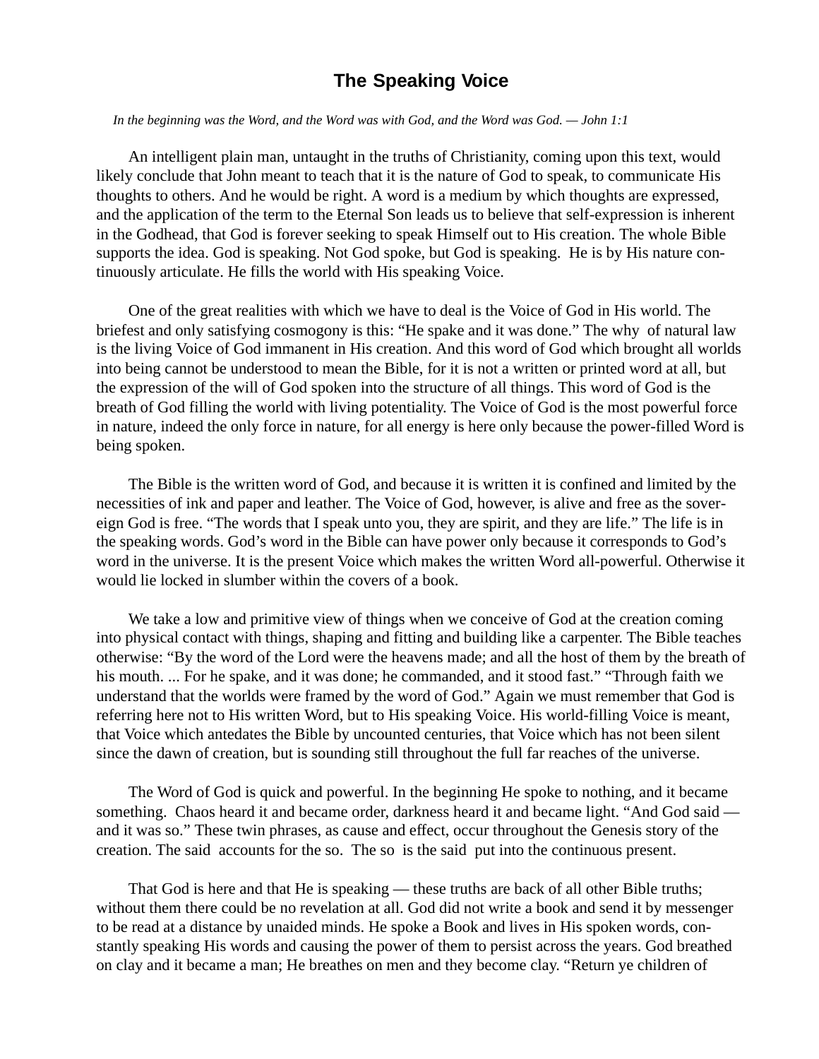# The Speaking Voice

*In the beginning was the Word, and the Word was with God, and the Word was God. — John 1:1*

An intelligent plain man, untaught in the truths of Christianity, coming upon this text, would likely conclude that John meant to teach that it is the nature of God to speak, to communicate His thoughts to others. And he would be right. A word is a medium by which thoughts are expressed, and the application of the term to the Eternal Son leads us to believe that self-expression is inherent in the Godhead, that God is forever seeking to speak Himself out to His creation. The whole Bible supports the idea. God is speaking. Not God spoke, but God is speaking. He is by His nature continuously articulate. He fills the world with His speaking Voice.

One of the great realities with which we have to deal is the Voice of God in His world. The briefest and only satisfying cosmogony is this: "He spake and it was done." The why of natural law is the living Voice of God immanent in His creation. And this word of God which brought all worlds into being cannot be understood to mean the Bible, for it is not a written or printed word at all, but the expression of the will of God spoken into the structure of all things. This word of God is the breath of God filling the world with living potentiality. The Voice of God is the most powerful force in nature, indeed the only force in nature, for all energy is here only because the power-filled Word is being spoken.

The Bible is the written word of God, and because it is written it is confined and limited by the necessities of ink and paper and leather. The Voice of God, however, is alive and free as the sovereign God is free. "The words that I speak unto you, they are spirit, and they are life." The life is in the speaking words. God's word in the Bible can have power only because it corresponds to God's word in the universe. It is the present Voice which makes the written Word all-powerful. Otherwise it would lie locked in slumber within the covers of a book.

We take a low and primitive view of things when we conceive of God at the creation coming into physical contact with things, shaping and fitting and building like a carpenter. The Bible teaches otherwise: "By the word of the Lord were the heavens made; and all the host of them by the breath of his mouth. ... For he spake, and it was done; he commanded, and it stood fast." "Through faith we understand that the worlds were framed by the word of God." Again we must remember that God is referring here not to His written Word, but to His speaking Voice. His world-filling Voice is meant, that Voice which antedates the Bible by uncounted centuries, that Voice which has not been silent since the dawn of creation, but is sounding still throughout the full far reaches of the universe.

The Word of God is quick and powerful. In the beginning He spoke to nothing, and it became something. Chaos heard it and became order, darkness heard it and became light. "And God said — and it was so." These twin phrases, as cause and effect, occur throughout the Genesis story of the creation. The said accounts for the so. The so is the said put into the continuous present.

That God is here and that He is speaking — these truths are back of all other Bible truths; without them there could be no revelation at all. God did not write a book and send it by messenger to be read at a distance by unaided minds. He spoke a Book and lives in His spoken words, constantly speaking His words and causing the power of them to persist across the years. God breathed on clay and it became a man; He breathes on men and they become clay. "Return ye children of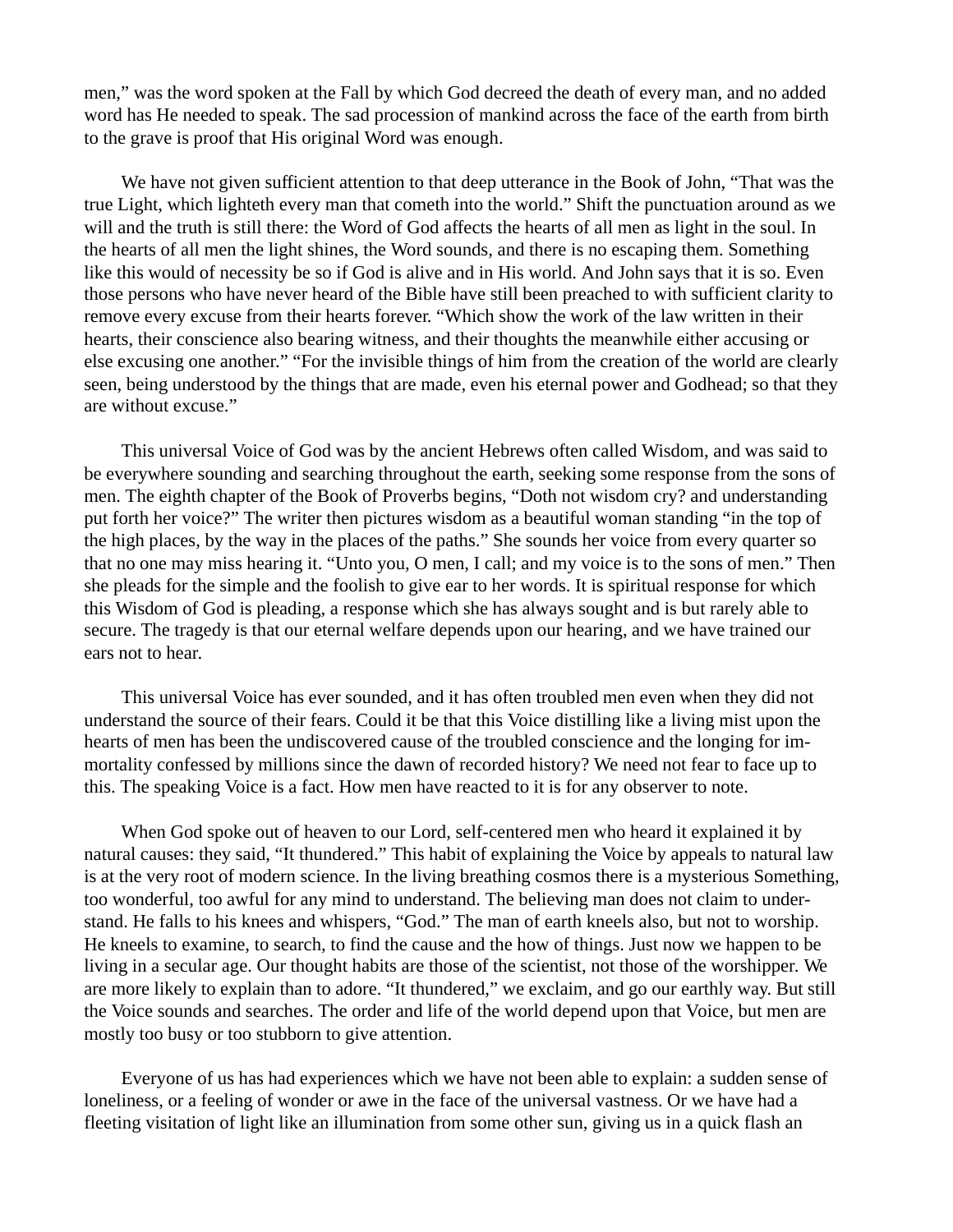men," was the word spoken at the Fall by which God decreed the death of every man, and no added word has He needed to speak. The sad procession of mankind across the face of the earth from birth to the grave is proof that His original Word was enough.

We have not given sufficient attention to that deep utterance in the Book of John, "That was the true Light, which lighteth every man that cometh into the world." Shift the punctuation around as we will and the truth is still there: the Word of God affects the hearts of all men as light in the soul. In the hearts of all men the light shines, the Word sounds, and there is no escaping them. Something like this would of necessity be so if God is alive and in His world. And John says that it is so. Even those persons who have never heard of the Bible have still been preached to with sufficient clarity to remove every excuse from their hearts forever. "Which show the work of the law written in their hearts, their conscience also bearing witness, and their thoughts the meanwhile either accusing or else excusing one another." "For the invisible things of him from the creation of the world are clearly seen, being understood by the things that are made, even his eternal power and Godhead; so that they are without excuse."

This universal Voice of God was by the ancient Hebrews often called Wisdom, and was said to be everywhere sounding and searching throughout the earth, seeking some response from the sons of men. The eighth chapter of the Book of Proverbs begins, "Doth not wisdom cry? and understanding put forth her voice?" The writer then pictures wisdom as a beautiful woman standing "in the top of the high places, by the way in the places of the paths." She sounds her voice from every quarter so that no one may miss hearing it. "Unto you, O men, I call; and my voice is to the sons of men." Then she pleads for the simple and the foolish to give ear to her words. It is spiritual response for which this Wisdom of God is pleading, a response which she has always sought and is but rarely able to secure. The tragedy is that our eternal welfare depends upon our hearing, and we have trained our ears not to hear.

This universal Voice has ever sounded, and it has often troubled men even when they did not understand the source of their fears. Could it be that this Voice distilling like a living mist upon the hearts of men has been the undiscovered cause of the troubled conscience and the longing for immortality confessed by millions since the dawn of recorded history? We need not fear to face up to this. The speaking Voice is a fact. How men have reacted to it is for any observer to note.

When God spoke out of heaven to our Lord, self-centered men who heard it explained it by natural causes: they said, "It thundered." This habit of explaining the Voice by appeals to natural law is at the very root of modern science. In the living breathing cosmos there is a mysterious Something, too wonderful, too awful for any mind to understand. The believing man does not claim to understand. He falls to his knees and whispers, "God." The man of earth kneels also, but not to worship. He kneels to examine, to search, to find the cause and the how of things. Just now we happen to be living in a secular age. Our thought habits are those of the scientist, not those of the worshipper. We are more likely to explain than to adore. "It thundered," we exclaim, and go our earthly way. But still the Voice sounds and searches. The order and life of the world depend upon that Voice, but men are mostly too busy or too stubborn to give attention.

Everyone of us has had experiences which we have not been able to explain: a sudden sense of loneliness, or a feeling of wonder or awe in the face of the universal vastness. Or we have had a fleeting visitation of light like an illumination from some other sun, giving us in a quick flash an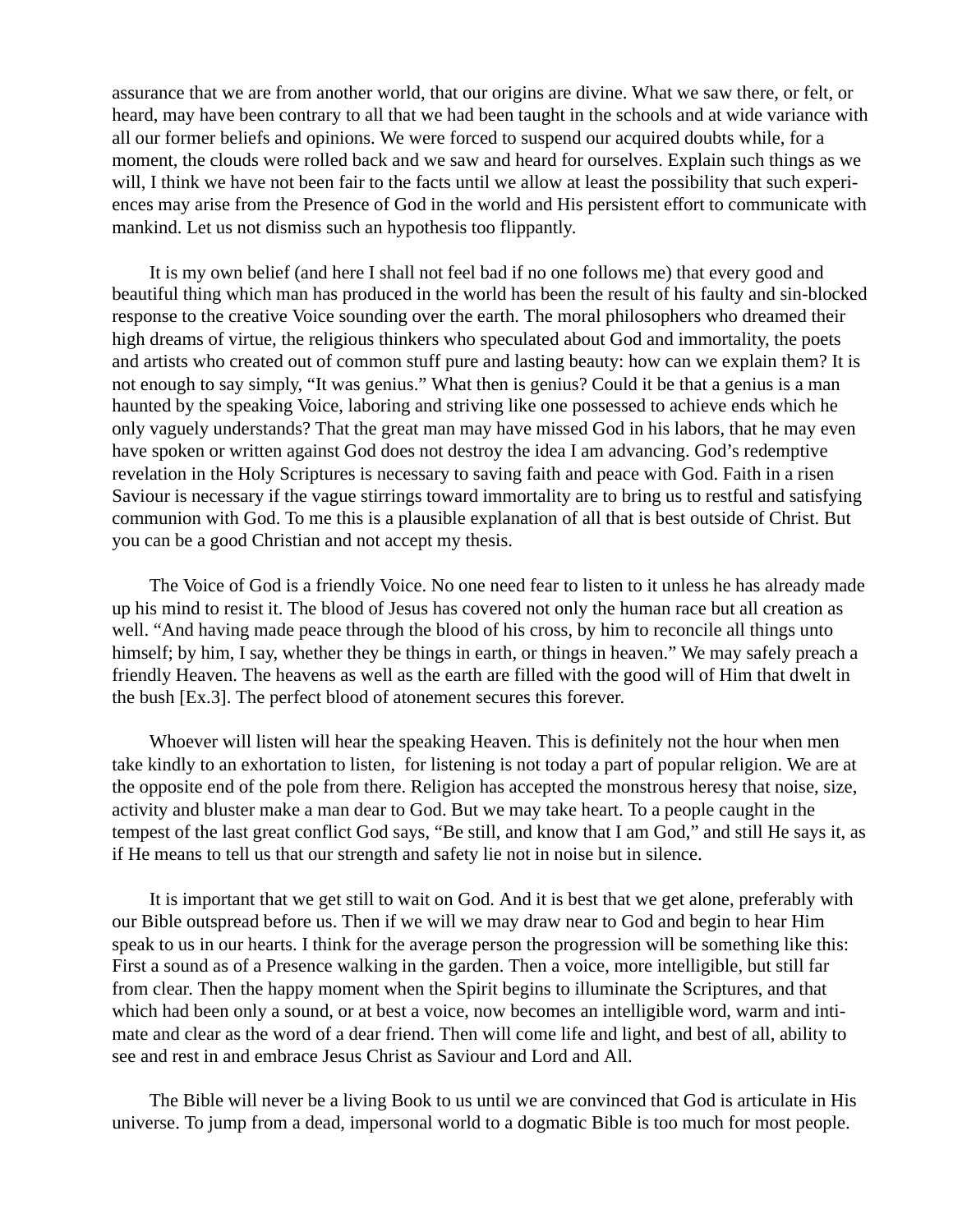assurance that we are from another world, that our origins are divine. What we saw there, or felt, or heard, may have been contrary to all that we had been taught in the schools and at wide variance with all our former beliefs and opinions. We were forced to suspend our acquired doubts while, for a moment, the clouds were rolled back and we saw and heard for ourselves. Explain such things as we will, I think we have not been fair to the facts until we allow at least the possibility that such experiences may arise from the Presence of God in the world and His persistent effort to communicate with mankind. Let us not dismiss such an hypothesis too flippantly.

It is my own belief (and here I shall not feel bad if no one follows me) that every good and beautiful thing which man has produced in the world has been the result of his faulty and sin-blocked response to the creative Voice sounding over the earth. The moral philosophers who dreamed their high dreams of virtue, the religious thinkers who speculated about God and immortality, the poets and artists who created out of common stuff pure and lasting beauty: how can we explain them? It is not enough to say simply, “It was genius.” What then is genius? Could it be that a genius is a man haunted by the speaking Voice, laboring and striving like one possessed to achieve ends which he only vaguely understands? That the great man may have missed God in his labors, that he may even have spoken or written against God does not destroy the idea I am advancing. God’s redemptive revelation in the Holy Scriptures is necessary to saving faith and peace with God. Faith in a risen Saviour is necessary if the vague stirrings toward immortality are to bring us to restful and satisfying communion with God. To me this is a plausible explanation of all that is best outside of Christ. But you can be a good Christian and not accept my thesis.

The Voice of God is a friendly Voice. No one need fear to listen to it unless he has already made up his mind to resist it. The blood of Jesus has covered not only the human race but all creation as well. “And having made peace through the blood of his cross, by him to reconcile all things unto himself; by him, I say, whether they be things in earth, or things in heaven.” We may safely preach a friendly Heaven. The heavens as well as the earth are filled with the good will of Him that dwelt in the bush [Ex.3]. The perfect blood of atonement secures this forever.

Whoever will listen will hear the speaking Heaven. This is definitely not the hour when men take kindly to an exhortation to listen, for listening is not today a part of popular religion. We are at the opposite end of the pole from there. Religion has accepted the monstrous heresy that noise, size, activity and bluster make a man dear to God. But we may take heart. To a people caught in the tempest of the last great conflict God says, “Be still, and know that I am God,” and still He says it, as if He means to tell us that our strength and safety lie not in noise but in silence.

It is important that we get still to wait on God. And it is best that we get alone, preferably with our Bible outspread before us. Then if we will we may draw near to God and begin to hear Him speak to us in our hearts. I think for the average person the progression will be something like this: First a sound as of a Presence walking in the garden. Then a voice, more intelligible, but still far from clear. Then the happy moment when the Spirit begins to illuminate the Scriptures, and that which had been only a sound, or at best a voice, now becomes an intelligible word, warm and intimate and clear as the word of a dear friend. Then will come life and light, and best of all, ability to see and rest in and embrace Jesus Christ as Saviour and Lord and All.

The Bible will never be a living Book to us until we are convinced that God is articulate in His universe. To jump from a dead, impersonal world to a dogmatic Bible is too much for most people.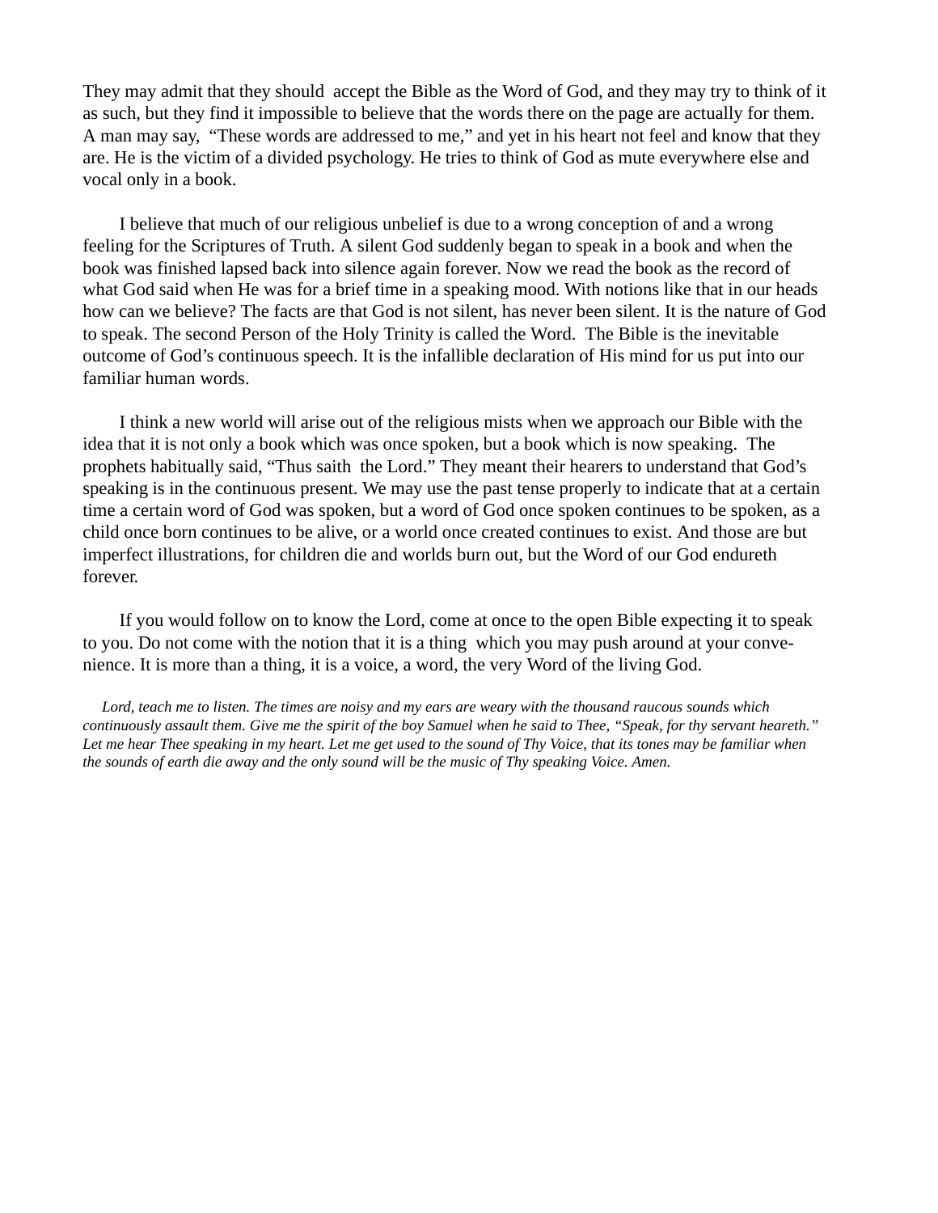They may admit that they should accept the Bible as the Word of God, and they may try to think of it as such, but they find it impossible to believe that the words there on the page are actually for them. A man may say, "These words are addressed to me," and yet in his heart not feel and know that they are. He is the victim of a divided psychology. He tries to think of God as mute everywhere else and vocal only in a book.

I believe that much of our religious unbelief is due to a wrong conception of and a wrong feeling for the Scriptures of Truth. A silent God suddenly began to speak in a book and when the book was finished lapsed back into silence again forever. Now we read the book as the record of what God said when He was for a brief time in a speaking mood. With notions like that in our heads how can we believe? The facts are that God is not silent, has never been silent. It is the nature of God to speak. The second Person of the Holy Trinity is called the Word. The Bible is the inevitable outcome of God's continuous speech. It is the infallible declaration of His mind for us put into our familiar human words.

I think a new world will arise out of the religious mists when we approach our Bible with the idea that it is not only a book which was once spoken, but a book which is now speaking. The prophets habitually said, "Thus saith the Lord." They meant their hearers to understand that God's speaking is in the continuous present. We may use the past tense properly to indicate that at a certain time a certain word of God was spoken, but a word of God once spoken continues to be spoken, as a child once born continues to be alive, or a world once created continues to exist. And those are but imperfect illustrations, for children die and worlds burn out, but the Word of our God endureth forever.

If you would follow on to know the Lord, come at once to the open Bible expecting it to speak to you. Do not come with the notion that it is a thing which you may push around at your convenience. It is more than a thing, it is a voice, a word, the very Word of the living God.

*Lord, teach me to listen. The times are noisy and my ears are weary with the thousand raucous sounds which continuously assault them. Give me the spirit of the boy Samuel when he said to Thee, "Speak, for thy servant heareth." Let me hear Thee speaking in my heart. Let me get used to the sound of Thy Voice, that its tones may be familiar when the sounds of earth die away and the only sound will be the music of Thy speaking Voice. Amen.*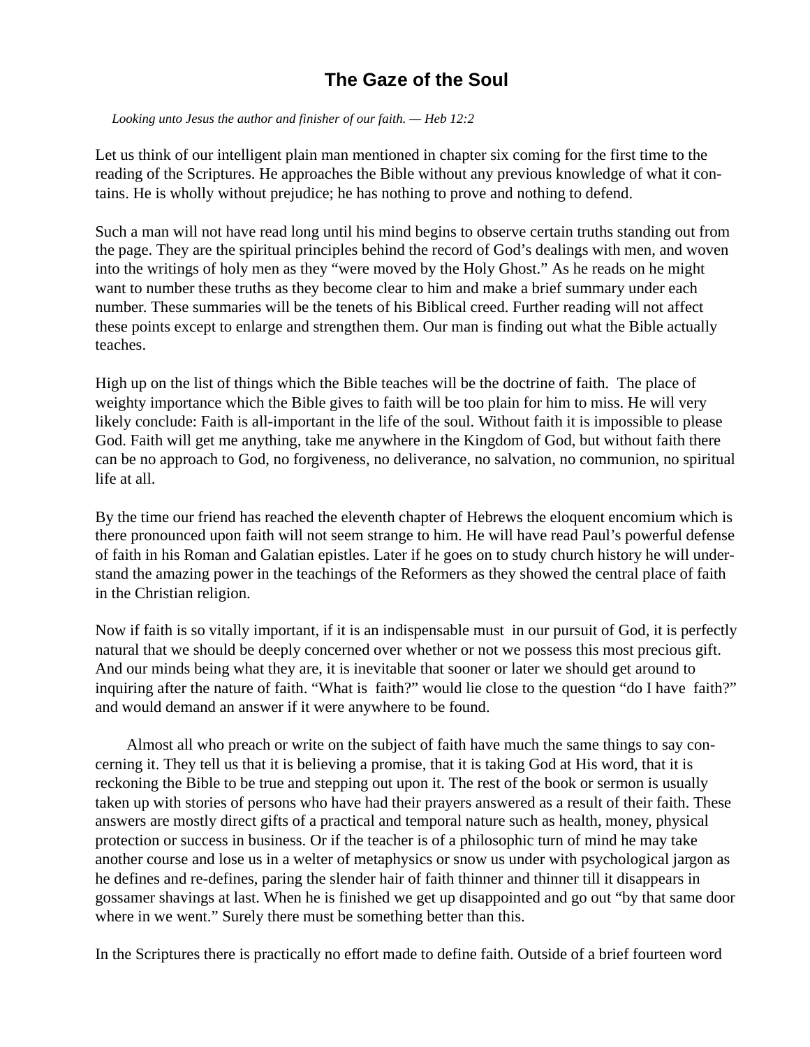# The Gaze of the Soul

*Looking unto Jesus the author and finisher of our faith. — Heb 12:2*

Let us think of our intelligent plain man mentioned in chapter six coming for the first time to the reading of the Scriptures. He approaches the Bible without any previous knowledge of what it contains. He is wholly without prejudice; he has nothing to prove and nothing to defend.

Such a man will not have read long until his mind begins to observe certain truths standing out from the page. They are the spiritual principles behind the record of God's dealings with men, and woven into the writings of holy men as they "were moved by the Holy Ghost." As he reads on he might want to number these truths as they become clear to him and make a brief summary under each number. These summaries will be the tenets of his Biblical creed. Further reading will not affect these points except to enlarge and strengthen them. Our man is finding out what the Bible actually teaches.

High up on the list of things which the Bible teaches will be the doctrine of faith. The place of weighty importance which the Bible gives to faith will be too plain for him to miss. He will very likely conclude: Faith is all-important in the life of the soul. Without faith it is impossible to please God. Faith will get me anything, take me anywhere in the Kingdom of God, but without faith there can be no approach to God, no forgiveness, no deliverance, no salvation, no communion, no spiritual life at all.

By the time our friend has reached the eleventh chapter of Hebrews the eloquent encomium which is there pronounced upon faith will not seem strange to him. He will have read Paul's powerful defense of faith in his Roman and Galatian epistles. Later if he goes on to study church history he will understand the amazing power in the teachings of the Reformers as they showed the central place of faith in the Christian religion.

Now if faith is so vitally important, if it is an indispensable must in our pursuit of God, it is perfectly natural that we should be deeply concerned over whether or not we possess this most precious gift. And our minds being what they are, it is inevitable that sooner or later we should get around to inquiring after the nature of faith. "What is faith?" would lie close to the question "do I have faith?" and would demand an answer if it were anywhere to be found.

Almost all who preach or write on the subject of faith have much the same things to say concerning it. They tell us that it is believing a promise, that it is taking God at His word, that it is reckoning the Bible to be true and stepping out upon it. The rest of the book or sermon is usually taken up with stories of persons who have had their prayers answered as a result of their faith. These answers are mostly direct gifts of a practical and temporal nature such as health, money, physical protection or success in business. Or if the teacher is of a philosophic turn of mind he may take another course and lose us in a welter of metaphysics or snow us under with psychological jargon as he defines and re-defines, paring the slender hair of faith thinner and thinner till it disappears in gossamer shavings at last. When he is finished we get up disappointed and go out "by that same door where in we went." Surely there must be something better than this.

In the Scriptures there is practically no effort made to define faith. Outside of a brief fourteen word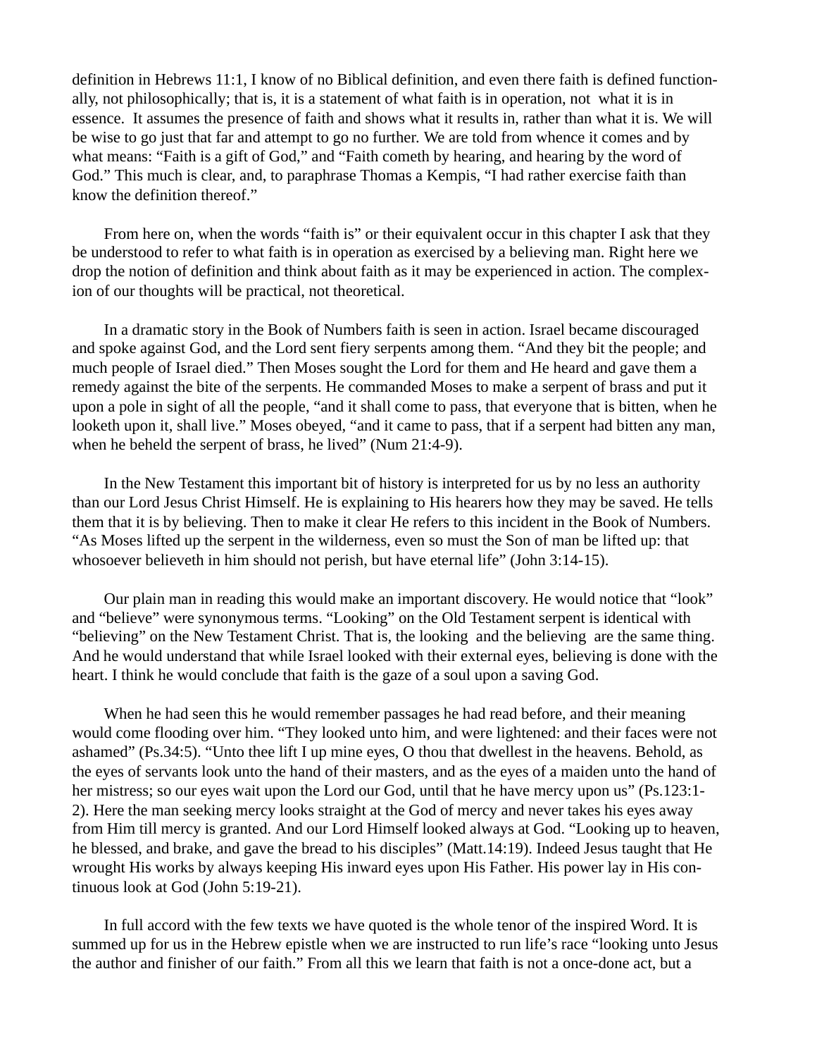definition in Hebrews 11:1, I know of no Biblical definition, and even there faith is defined functionally, not philosophically; that is, it is a statement of what faith is in operation, not what it is in essence. It assumes the presence of faith and shows what it results in, rather than what it is. We will be wise to go just that far and attempt to go no further. We are told from whence it comes and by what means: "Faith is a gift of God," and "Faith cometh by hearing, and hearing by the word of God." This much is clear, and, to paraphrase Thomas a Kempis, "I had rather exercise faith than know the definition thereof."

From here on, when the words "faith is" or their equivalent occur in this chapter I ask that they be understood to refer to what faith is in operation as exercised by a believing man. Right here we drop the notion of definition and think about faith as it may be experienced in action. The complexion of our thoughts will be practical, not theoretical.

In a dramatic story in the Book of Numbers faith is seen in action. Israel became discouraged and spoke against God, and the Lord sent fiery serpents among them. "And they bit the people; and much people of Israel died." Then Moses sought the Lord for them and He heard and gave them a remedy against the bite of the serpents. He commanded Moses to make a serpent of brass and put it upon a pole in sight of all the people, "and it shall come to pass, that everyone that is bitten, when he looketh upon it, shall live." Moses obeyed, "and it came to pass, that if a serpent had bitten any man, when he beheld the serpent of brass, he lived" (Num 21:4-9).

In the New Testament this important bit of history is interpreted for us by no less an authority than our Lord Jesus Christ Himself. He is explaining to His hearers how they may be saved. He tells them that it is by believing. Then to make it clear He refers to this incident in the Book of Numbers. "As Moses lifted up the serpent in the wilderness, even so must the Son of man be lifted up: that whosoever believeth in him should not perish, but have eternal life" (John 3:14-15).

Our plain man in reading this would make an important discovery. He would notice that "look" and "believe" were synonymous terms. "Looking" on the Old Testament serpent is identical with "believing" on the New Testament Christ. That is, the looking and the believing are the same thing. And he would understand that while Israel looked with their external eyes, believing is done with the heart. I think he would conclude that faith is the gaze of a soul upon a saving God.

When he had seen this he would remember passages he had read before, and their meaning would come flooding over him. "They looked unto him, and were lightened: and their faces were not ashamed" (Ps.34:5). "Unto thee lift I up mine eyes, O thou that dwellest in the heavens. Behold, as the eyes of servants look unto the hand of their masters, and as the eyes of a maiden unto the hand of her mistress; so our eyes wait upon the Lord our God, until that he have mercy upon us" (Ps.123:1-2). Here the man seeking mercy looks straight at the God of mercy and never takes his eyes away from Him till mercy is granted. And our Lord Himself looked always at God. "Looking up to heaven, he blessed, and brake, and gave the bread to his disciples" (Matt.14:19). Indeed Jesus taught that He wrought His works by always keeping His inward eyes upon His Father. His power lay in His continuous look at God (John 5:19-21).

In full accord with the few texts we have quoted is the whole tenor of the inspired Word. It is summed up for us in the Hebrew epistle when we are instructed to run life's race "looking unto Jesus the author and finisher of our faith." From all this we learn that faith is not a once-done act, but a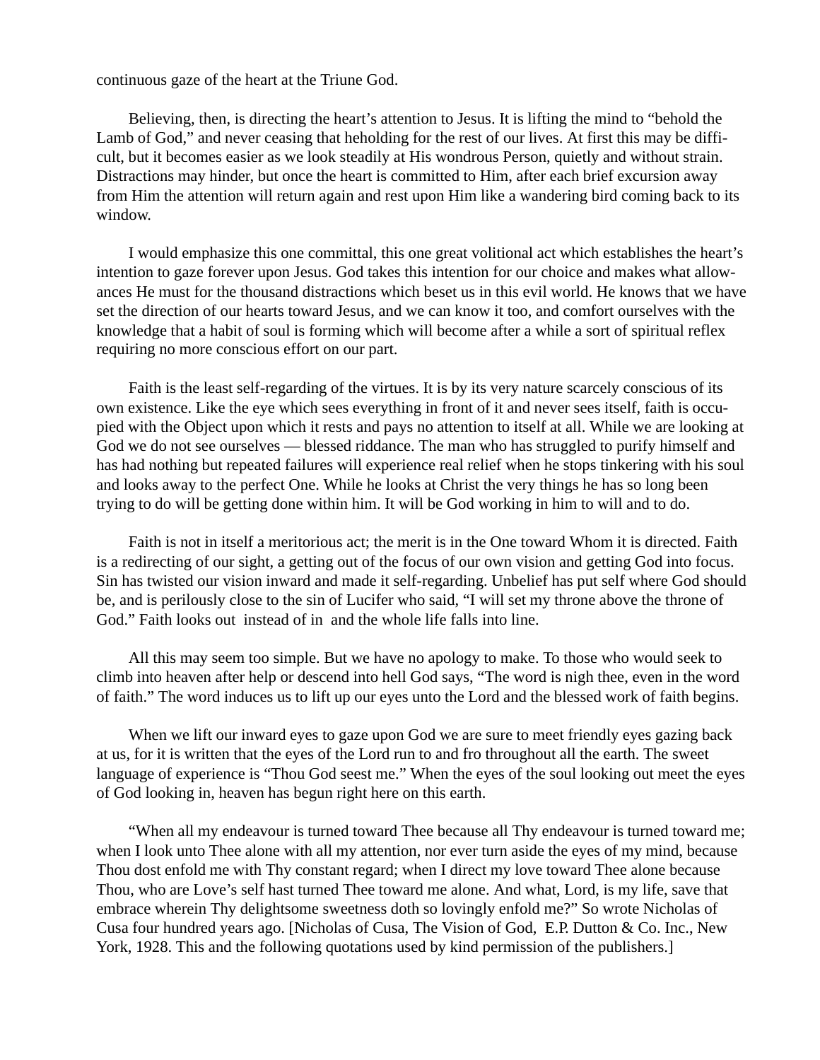continuous gaze of the heart at the Triune God.

Believing, then, is directing the heart's attention to Jesus. It is lifting the mind to "behold the Lamb of God," and never ceasing that heholding for the rest of our lives. At first this may be difficult, but it becomes easier as we look steadily at His wondrous Person, quietly and without strain. Distractions may hinder, but once the heart is committed to Him, after each brief excursion away from Him the attention will return again and rest upon Him like a wandering bird coming back to its window.

I would emphasize this one committal, this one great volitional act which establishes the heart's intention to gaze forever upon Jesus. God takes this intention for our choice and makes what allowances He must for the thousand distractions which beset us in this evil world. He knows that we have set the direction of our hearts toward Jesus, and we can know it too, and comfort ourselves with the knowledge that a habit of soul is forming which will become after a while a sort of spiritual reflex requiring no more conscious effort on our part.

Faith is the least self-regarding of the virtues. It is by its very nature scarcely conscious of its own existence. Like the eye which sees everything in front of it and never sees itself, faith is occupied with the Object upon which it rests and pays no attention to itself at all. While we are looking at God we do not see ourselves — blessed riddance. The man who has struggled to purify himself and has had nothing but repeated failures will experience real relief when he stops tinkering with his soul and looks away to the perfect One. While he looks at Christ the very things he has so long been trying to do will be getting done within him. It will be God working in him to will and to do.

Faith is not in itself a meritorious act; the merit is in the One toward Whom it is directed. Faith is a redirecting of our sight, a getting out of the focus of our own vision and getting God into focus. Sin has twisted our vision inward and made it self-regarding. Unbelief has put self where God should be, and is perilously close to the sin of Lucifer who said, "I will set my throne above the throne of God." Faith looks out instead of in and the whole life falls into line.

All this may seem too simple. But we have no apology to make. To those who would seek to climb into heaven after help or descend into hell God says, "The word is nigh thee, even in the word of faith." The word induces us to lift up our eyes unto the Lord and the blessed work of faith begins.

When we lift our inward eyes to gaze upon God we are sure to meet friendly eyes gazing back at us, for it is written that the eyes of the Lord run to and fro throughout all the earth. The sweet language of experience is "Thou God seest me." When the eyes of the soul looking out meet the eyes of God looking in, heaven has begun right here on this earth.

"When all my endeavour is turned toward Thee because all Thy endeavour is turned toward me; when I look unto Thee alone with all my attention, nor ever turn aside the eyes of my mind, because Thou dost enfold me with Thy constant regard; when I direct my love toward Thee alone because Thou, who are Love's self hast turned Thee toward me alone. And what, Lord, is my life, save that embrace wherein Thy delightsome sweetness doth so lovingly enfold me?" So wrote Nicholas of Cusa four hundred years ago. [Nicholas of Cusa, The Vision of God, E.P. Dutton & Co. Inc., New York, 1928. This and the following quotations used by kind permission of the publishers.]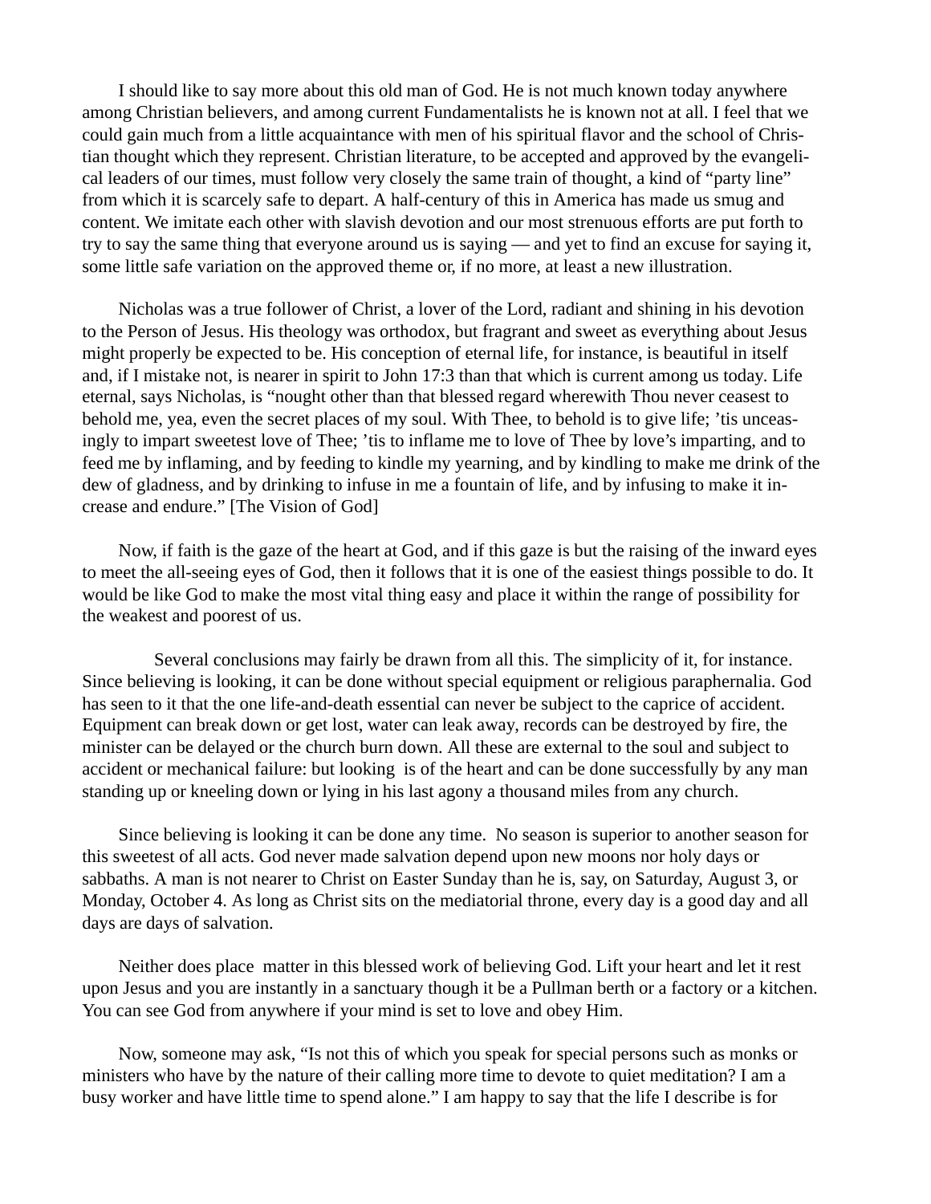I should like to say more about this old man of God. He is not much known today anywhere among Christian believers, and among current Fundamentalists he is known not at all. I feel that we could gain much from a little acquaintance with men of his spiritual flavor and the school of Christian thought which they represent. Christian literature, to be accepted and approved by the evangelical leaders of our times, must follow very closely the same train of thought, a kind of "party line" from which it is scarcely safe to depart. A half-century of this in America has made us smug and content. We imitate each other with slavish devotion and our most strenuous efforts are put forth to try to say the same thing that everyone around us is saying — and yet to find an excuse for saying it, some little safe variation on the approved theme or, if no more, at least a new illustration.

Nicholas was a true follower of Christ, a lover of the Lord, radiant and shining in his devotion to the Person of Jesus. His theology was orthodox, but fragrant and sweet as everything about Jesus might properly be expected to be. His conception of eternal life, for instance, is beautiful in itself and, if I mistake not, is nearer in spirit to John 17:3 than that which is current among us today. Life eternal, says Nicholas, is "nought other than that blessed regard wherewith Thou never ceasest to behold me, yea, even the secret places of my soul. With Thee, to behold is to give life; 'tis unceasingly to impart sweetest love of Thee; 'tis to inflame me to love of Thee by love's imparting, and to feed me by inflaming, and by feeding to kindle my yearning, and by kindling to make me drink of the dew of gladness, and by drinking to infuse in me a fountain of life, and by infusing to make it increase and endure." [The Vision of God]

Now, if faith is the gaze of the heart at God, and if this gaze is but the raising of the inward eyes to meet the all-seeing eyes of God, then it follows that it is one of the easiest things possible to do. It would be like God to make the most vital thing easy and place it within the range of possibility for the weakest and poorest of us.

Several conclusions may fairly be drawn from all this. The simplicity of it, for instance. Since believing is looking, it can be done without special equipment or religious paraphernalia. God has seen to it that the one life-and-death essential can never be subject to the caprice of accident. Equipment can break down or get lost, water can leak away, records can be destroyed by fire, the minister can be delayed or the church burn down. All these are external to the soul and subject to accident or mechanical failure: but looking is of the heart and can be done successfully by any man standing up or kneeling down or lying in his last agony a thousand miles from any church.

Since believing is looking it can be done any time. No season is superior to another season for this sweetest of all acts. God never made salvation depend upon new moons nor holy days or sabbaths. A man is not nearer to Christ on Easter Sunday than he is, say, on Saturday, August 3, or Monday, October 4. As long as Christ sits on the mediatorial throne, every day is a good day and all days are days of salvation.

Neither does place matter in this blessed work of believing God. Lift your heart and let it rest upon Jesus and you are instantly in a sanctuary though it be a Pullman berth or a factory or a kitchen. You can see God from anywhere if your mind is set to love and obey Him.

Now, someone may ask, "Is not this of which you speak for special persons such as monks or ministers who have by the nature of their calling more time to devote to quiet meditation? I am a busy worker and have little time to spend alone." I am happy to say that the life I describe is for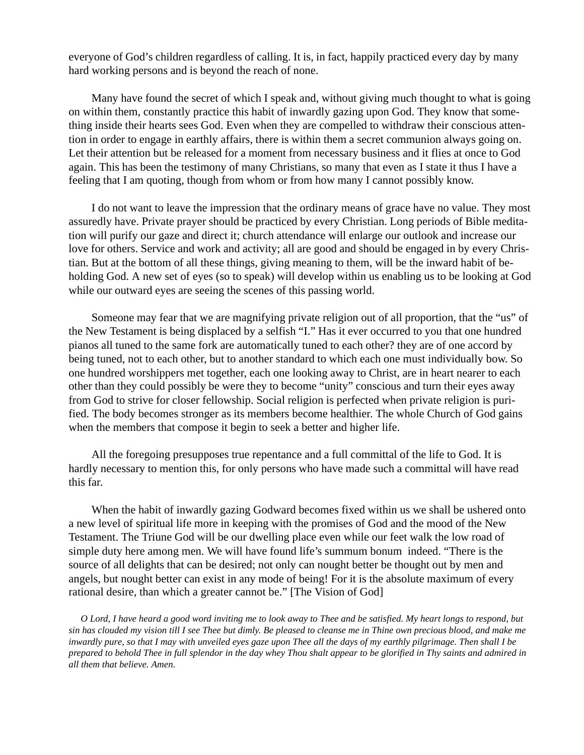everyone of God's children regardless of calling. It is, in fact, happily practiced every day by many hard working persons and is beyond the reach of none.

Many have found the secret of which I speak and, without giving much thought to what is going on within them, constantly practice this habit of inwardly gazing upon God. They know that something inside their hearts sees God. Even when they are compelled to withdraw their conscious attention in order to engage in earthly affairs, there is within them a secret communion always going on. Let their attention but be released for a moment from necessary business and it flies at once to God again. This has been the testimony of many Christians, so many that even as I state it thus I have a feeling that I am quoting, though from whom or from how many I cannot possibly know.

I do not want to leave the impression that the ordinary means of grace have no value. They most assuredly have. Private prayer should be practiced by every Christian. Long periods of Bible meditation will purify our gaze and direct it; church attendance will enlarge our outlook and increase our love for others. Service and work and activity; all are good and should be engaged in by every Christian. But at the bottom of all these things, giving meaning to them, will be the inward habit of beholding God. A new set of eyes (so to speak) will develop within us enabling us to be looking at God while our outward eyes are seeing the scenes of this passing world.

Someone may fear that we are magnifying private religion out of all proportion, that the "us" of the New Testament is being displaced by a selfish "I." Has it ever occurred to you that one hundred pianos all tuned to the same fork are automatically tuned to each other? they are of one accord by being tuned, not to each other, but to another standard to which each one must individually bow. So one hundred worshippers met together, each one looking away to Christ, are in heart nearer to each other than they could possibly be were they to become "unity" conscious and turn their eyes away from God to strive for closer fellowship. Social religion is perfected when private religion is purified. The body becomes stronger as its members become healthier. The whole Church of God gains when the members that compose it begin to seek a better and higher life.

All the foregoing presupposes true repentance and a full committal of the life to God. It is hardly necessary to mention this, for only persons who have made such a committal will have read this far.

When the habit of inwardly gazing Godward becomes fixed within us we shall be ushered onto a new level of spiritual life more in keeping with the promises of God and the mood of the New Testament. The Triune God will be our dwelling place even while our feet walk the low road of simple duty here among men. We will have found life's summum bonum indeed. "There is the source of all delights that can be desired; not only can nought better be thought out by men and angels, but nought better can exist in any mode of being! For it is the absolute maximum of every rational desire, than which a greater cannot be." [The Vision of God]

*O Lord, I have heard a good word inviting me to look away to Thee and be satisfied. My heart longs to respond, but sin has clouded my vision till I see Thee but dimly. Be pleased to cleanse me in Thine own precious blood, and make me inwardly pure, so that I may with unveiled eyes gaze upon Thee all the days of my earthly pilgrimage. Then shall I be prepared to behold Thee in full splendor in the day whey Thou shalt appear to be glorified in Thy saints and admired in all them that believe. Amen.*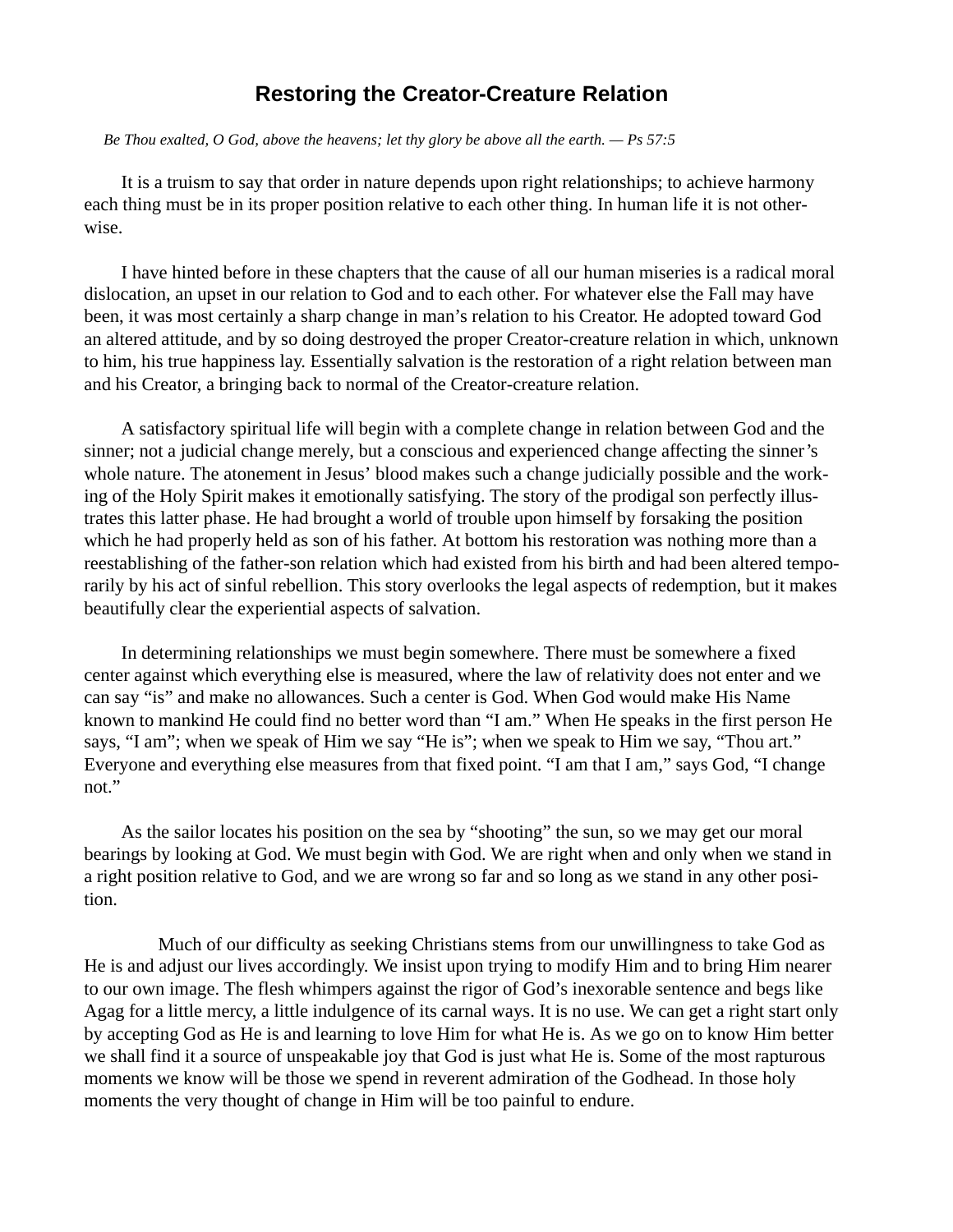# Restoring the Creator-Creature Relation

*Be Thou exalted, O God, above the heavens; let thy glory be above all the earth. — Ps 57:5*

It is a truism to say that order in nature depends upon right relationships; to achieve harmony each thing must be in its proper position relative to each other thing. In human life it is not otherwise.

I have hinted before in these chapters that the cause of all our human miseries is a radical moral dislocation, an upset in our relation to God and to each other. For whatever else the Fall may have been, it was most certainly a sharp change in man's relation to his Creator. He adopted toward God an altered attitude, and by so doing destroyed the proper Creator-creature relation in which, unknown to him, his true happiness lay. Essentially salvation is the restoration of a right relation between man and his Creator, a bringing back to normal of the Creator-creature relation.

A satisfactory spiritual life will begin with a complete change in relation between God and the sinner; not a judicial change merely, but a conscious and experienced change affecting the sinner's whole nature. The atonement in Jesus' blood makes such a change judicially possible and the working of the Holy Spirit makes it emotionally satisfying. The story of the prodigal son perfectly illustrates this latter phase. He had brought a world of trouble upon himself by forsaking the position which he had properly held as son of his father. At bottom his restoration was nothing more than a reestablishing of the father-son relation which had existed from his birth and had been altered temporarily by his act of sinful rebellion. This story overlooks the legal aspects of redemption, but it makes beautifully clear the experiential aspects of salvation.

In determining relationships we must begin somewhere. There must be somewhere a fixed center against which everything else is measured, where the law of relativity does not enter and we can say "is" and make no allowances. Such a center is God. When God would make His Name known to mankind He could find no better word than "I am." When He speaks in the first person He says, "I am"; when we speak of Him we say "He is"; when we speak to Him we say, "Thou art." Everyone and everything else measures from that fixed point. "I am that I am," says God, "I change not."

As the sailor locates his position on the sea by "shooting" the sun, so we may get our moral bearings by looking at God. We must begin with God. We are right when and only when we stand in a right position relative to God, and we are wrong so far and so long as we stand in any other position.

Much of our difficulty as seeking Christians stems from our unwillingness to take God as He is and adjust our lives accordingly. We insist upon trying to modify Him and to bring Him nearer to our own image. The flesh whimpers against the rigor of God's inexorable sentence and begs like Agag for a little mercy, a little indulgence of its carnal ways. It is no use. We can get a right start only by accepting God as He is and learning to love Him for what He is. As we go on to know Him better we shall find it a source of unspeakable joy that God is just what He is. Some of the most rapturous moments we know will be those we spend in reverent admiration of the Godhead. In those holy moments the very thought of change in Him will be too painful to endure.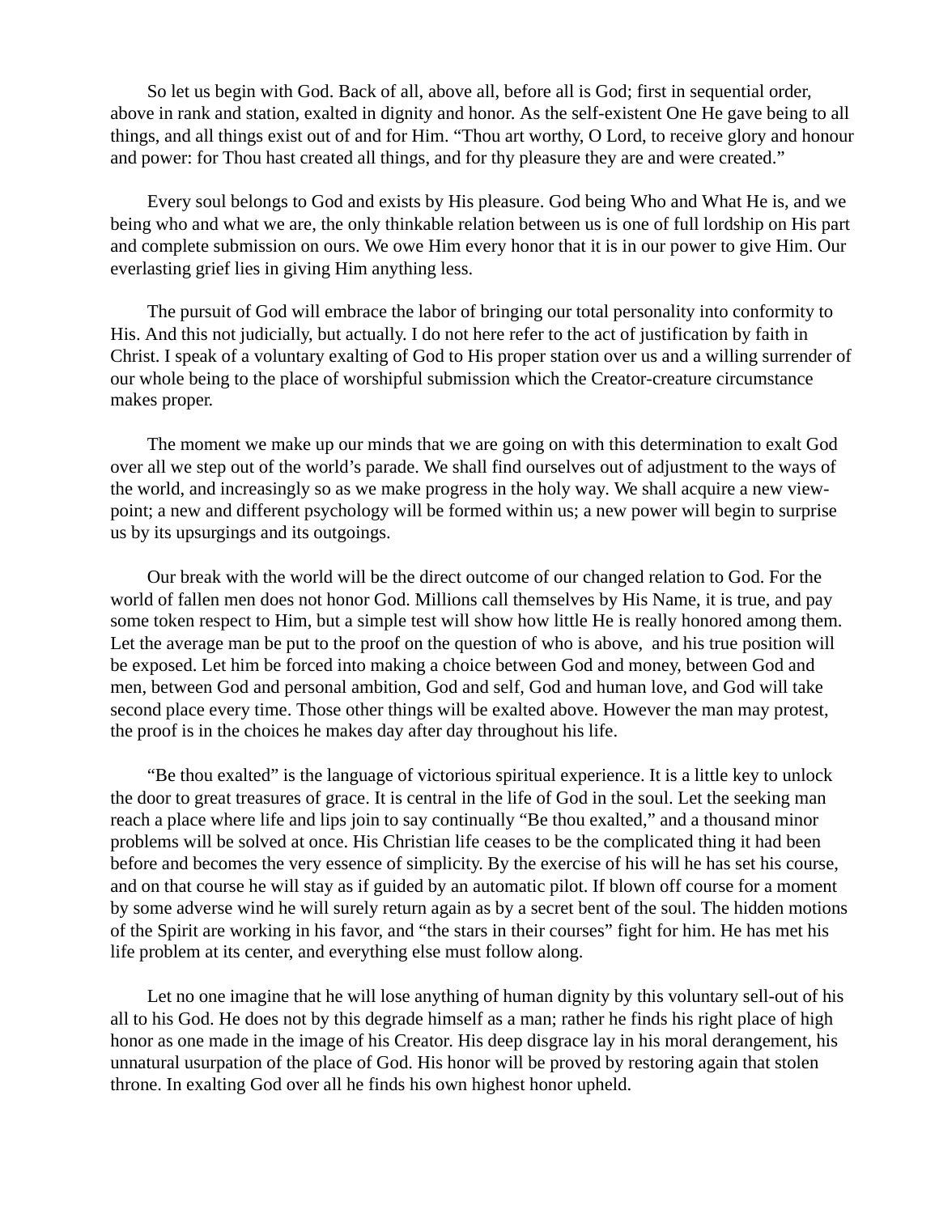So let us begin with God. Back of all, above all, before all is God; first in sequential order, above in rank and station, exalted in dignity and honor. As the self-existent One He gave being to all things, and all things exist out of and for Him. “Thou art worthy, O Lord, to receive glory and honour and power: for Thou hast created all things, and for thy pleasure they are and were created.”

Every soul belongs to God and exists by His pleasure. God being Who and What He is, and we being who and what we are, the only thinkable relation between us is one of full lordship on His part and complete submission on ours. We owe Him every honor that it is in our power to give Him. Our everlasting grief lies in giving Him anything less.

The pursuit of God will embrace the labor of bringing our total personality into conformity to His. And this not judicially, but actually. I do not here refer to the act of justification by faith in Christ. I speak of a voluntary exalting of God to His proper station over us and a willing surrender of our whole being to the place of worshipful submission which the Creator-creature circumstance makes proper.

The moment we make up our minds that we are going on with this determination to exalt God over all we step out of the world’s parade. We shall find ourselves out of adjustment to the ways of the world, and increasingly so as we make progress in the holy way. We shall acquire a new view-point; a new and different psychology will be formed within us; a new power will begin to surprise us by its upsurgings and its outgoings.

Our break with the world will be the direct outcome of our changed relation to God. For the world of fallen men does not honor God. Millions call themselves by His Name, it is true, and pay some token respect to Him, but a simple test will show how little He is really honored among them. Let the average man be put to the proof on the question of who is above, and his true position will be exposed. Let him be forced into making a choice between God and money, between God and men, between God and personal ambition, God and self, God and human love, and God will take second place every time. Those other things will be exalted above. However the man may protest, the proof is in the choices he makes day after day throughout his life.

“Be thou exalted” is the language of victorious spiritual experience. It is a little key to unlock the door to great treasures of grace. It is central in the life of God in the soul. Let the seeking man reach a place where life and lips join to say continually “Be thou exalted,” and a thousand minor problems will be solved at once. His Christian life ceases to be the complicated thing it had been before and becomes the very essence of simplicity. By the exercise of his will he has set his course, and on that course he will stay as if guided by an automatic pilot. If blown off course for a moment by some adverse wind he will surely return again as by a secret bent of the soul. The hidden motions of the Spirit are working in his favor, and “the stars in their courses” fight for him. He has met his life problem at its center, and everything else must follow along.

Let no one imagine that he will lose anything of human dignity by this voluntary sell-out of his all to his God. He does not by this degrade himself as a man; rather he finds his right place of high honor as one made in the image of his Creator. His deep disgrace lay in his moral derangement, his unnatural usurpation of the place of God. His honor will be proved by restoring again that stolen throne. In exalting God over all he finds his own highest honor upheld.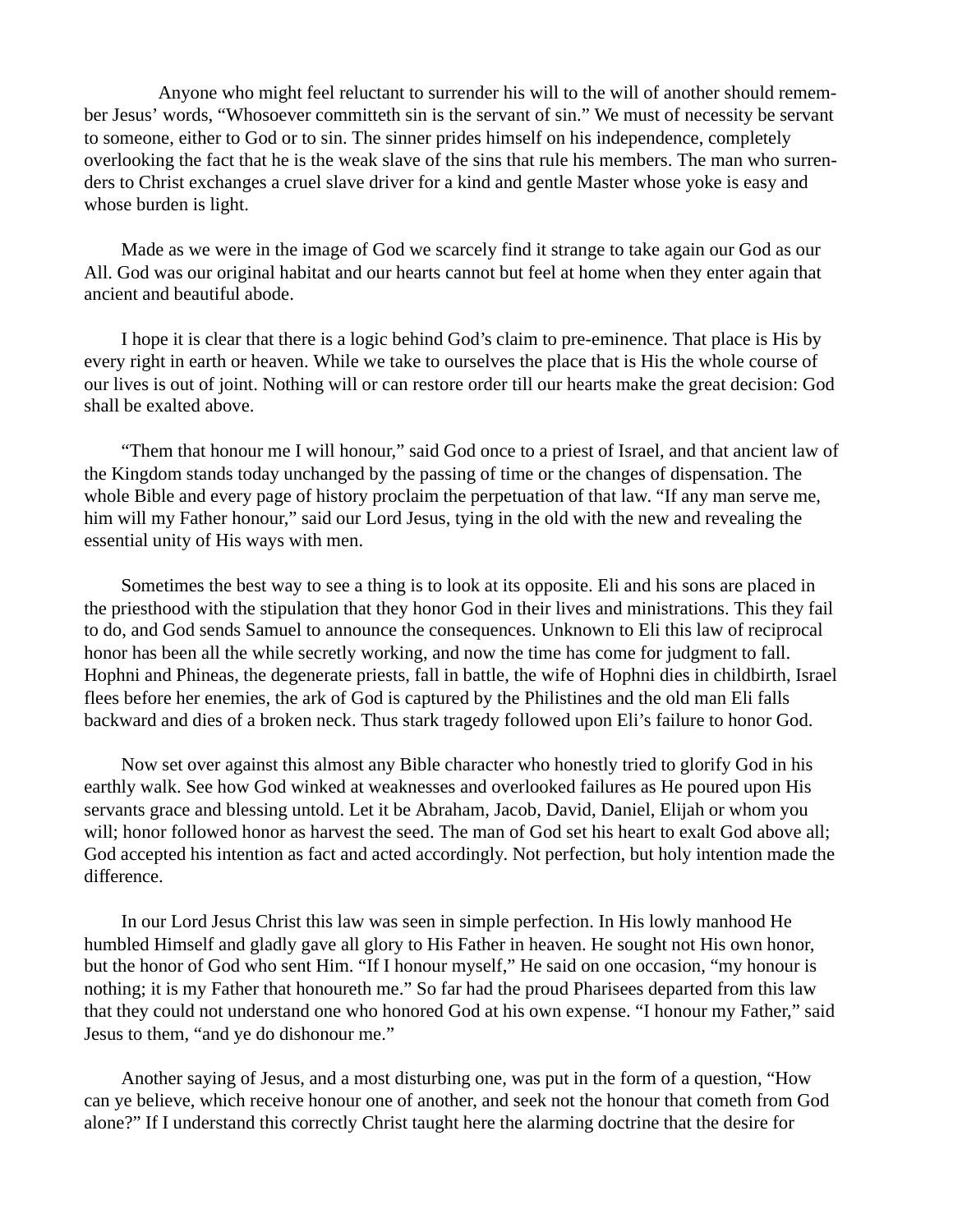Anyone who might feel reluctant to surrender his will to the will of another should remember Jesus' words, "Whosoever committeth sin is the servant of sin." We must of necessity be servant to someone, either to God or to sin. The sinner prides himself on his independence, completely overlooking the fact that he is the weak slave of the sins that rule his members. The man who surrenders to Christ exchanges a cruel slave driver for a kind and gentle Master whose yoke is easy and whose burden is light.

Made as we were in the image of God we scarcely find it strange to take again our God as our All. God was our original habitat and our hearts cannot but feel at home when they enter again that ancient and beautiful abode.

I hope it is clear that there is a logic behind God's claim to pre-eminence. That place is His by every right in earth or heaven. While we take to ourselves the place that is His the whole course of our lives is out of joint. Nothing will or can restore order till our hearts make the great decision: God shall be exalted above.

"Them that honour me I will honour," said God once to a priest of Israel, and that ancient law of the Kingdom stands today unchanged by the passing of time or the changes of dispensation. The whole Bible and every page of history proclaim the perpetuation of that law. "If any man serve me, him will my Father honour," said our Lord Jesus, tying in the old with the new and revealing the essential unity of His ways with men.

Sometimes the best way to see a thing is to look at its opposite. Eli and his sons are placed in the priesthood with the stipulation that they honor God in their lives and ministrations. This they fail to do, and God sends Samuel to announce the consequences. Unknown to Eli this law of reciprocal honor has been all the while secretly working, and now the time has come for judgment to fall. Hophni and Phineas, the degenerate priests, fall in battle, the wife of Hophni dies in childbirth, Israel flees before her enemies, the ark of God is captured by the Philistines and the old man Eli falls backward and dies of a broken neck. Thus stark tragedy followed upon Eli's failure to honor God.

Now set over against this almost any Bible character who honestly tried to glorify God in his earthly walk. See how God winked at weaknesses and overlooked failures as He poured upon His servants grace and blessing untold. Let it be Abraham, Jacob, David, Daniel, Elijah or whom you will; honor followed honor as harvest the seed. The man of God set his heart to exalt God above all; God accepted his intention as fact and acted accordingly. Not perfection, but holy intention made the difference.

In our Lord Jesus Christ this law was seen in simple perfection. In His lowly manhood He humbled Himself and gladly gave all glory to His Father in heaven. He sought not His own honor, but the honor of God who sent Him. "If I honour myself," He said on one occasion, "my honour is nothing; it is my Father that honoureth me." So far had the proud Pharisees departed from this law that they could not understand one who honored God at his own expense. "I honour my Father," said Jesus to them, "and ye do dishonour me."

Another saying of Jesus, and a most disturbing one, was put in the form of a question, "How can ye believe, which receive honour one of another, and seek not the honour that cometh from God alone?" If I understand this correctly Christ taught here the alarming doctrine that the desire for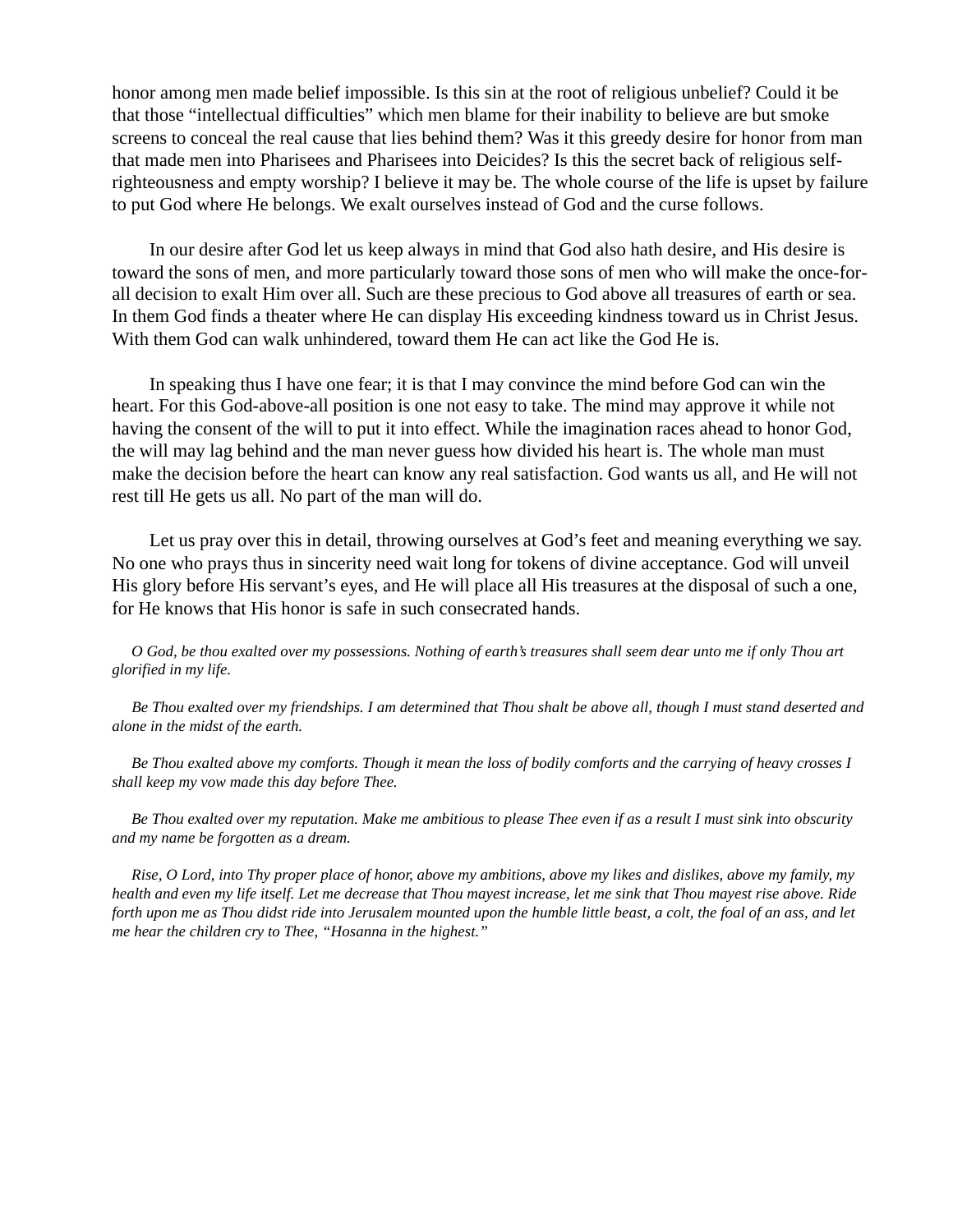honor among men made belief impossible. Is this sin at the root of religious unbelief? Could it be that those “intellectual difficulties” which men blame for their inability to believe are but smoke screens to conceal the real cause that lies behind them? Was it this greedy desire for honor from man that made men into Pharisees and Pharisees into Deicides? Is this the secret back of religious self-righteousness and empty worship? I believe it may be. The whole course of the life is upset by failure to put God where He belongs. We exalt ourselves instead of God and the curse follows.

In our desire after God let us keep always in mind that God also hath desire, and His desire is toward the sons of men, and more particularly toward those sons of men who will make the once-for-all decision to exalt Him over all. Such are these precious to God above all treasures of earth or sea. In them God finds a theater where He can display His exceeding kindness toward us in Christ Jesus. With them God can walk unhindered, toward them He can act like the God He is.

In speaking thus I have one fear; it is that I may convince the mind before God can win the heart. For this God-above-all position is one not easy to take. The mind may approve it while not having the consent of the will to put it into effect. While the imagination races ahead to honor God, the will may lag behind and the man never guess how divided his heart is. The whole man must make the decision before the heart can know any real satisfaction. God wants us all, and He will not rest till He gets us all. No part of the man will do.

Let us pray over this in detail, throwing ourselves at God’s feet and meaning everything we say. No one who prays thus in sincerity need wait long for tokens of divine acceptance. God will unveil His glory before His servant’s eyes, and He will place all His treasures at the disposal of such a one, for He knows that His honor is safe in such consecrated hands.

*O God, be thou exalted over my possessions. Nothing of earth’s treasures shall seem dear unto me if only Thou art glorified in my life.*

*Be Thou exalted over my friendships. I am determined that Thou shalt be above all, though I must stand deserted and alone in the midst of the earth.*

*Be Thou exalted above my comforts. Though it mean the loss of bodily comforts and the carrying of heavy crosses I shall keep my vow made this day before Thee.*

*Be Thou exalted over my reputation. Make me ambitious to please Thee even if as a result I must sink into obscurity and my name be forgotten as a dream.*

*Rise, O Lord, into Thy proper place of honor, above my ambitions, above my likes and dislikes, above my family, my health and even my life itself. Let me decrease that Thou mayest increase, let me sink that Thou mayest rise above. Ride forth upon me as Thou didst ride into Jerusalem mounted upon the humble little beast, a colt, the foal of an ass, and let me hear the children cry to Thee, “Hosanna in the highest.”*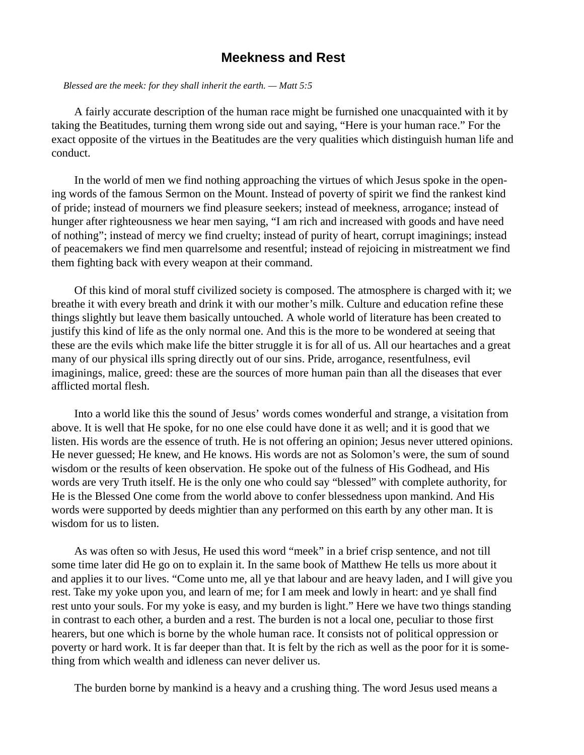# Meekness and Rest

*Blessed are the meek: for they shall inherit the earth. — Matt 5:5*

A fairly accurate description of the human race might be furnished one unacquainted with it by taking the Beatitudes, turning them wrong side out and saying, "Here is your human race." For the exact opposite of the virtues in the Beatitudes are the very qualities which distinguish human life and conduct.

In the world of men we find nothing approaching the virtues of which Jesus spoke in the opening words of the famous Sermon on the Mount. Instead of poverty of spirit we find the rankest kind of pride; instead of mourners we find pleasure seekers; instead of meekness, arrogance; instead of hunger after righteousness we hear men saying, "I am rich and increased with goods and have need of nothing"; instead of mercy we find cruelty; instead of purity of heart, corrupt imaginings; instead of peacemakers we find men quarrelsome and resentful; instead of rejoicing in mistreatment we find them fighting back with every weapon at their command.

Of this kind of moral stuff civilized society is composed. The atmosphere is charged with it; we breathe it with every breath and drink it with our mother's milk. Culture and education refine these things slightly but leave them basically untouched. A whole world of literature has been created to justify this kind of life as the only normal one. And this is the more to be wondered at seeing that these are the evils which make life the bitter struggle it is for all of us. All our heartaches and a great many of our physical ills spring directly out of our sins. Pride, arrogance, resentfulness, evil imaginings, malice, greed: these are the sources of more human pain than all the diseases that ever afflicted mortal flesh.

Into a world like this the sound of Jesus' words comes wonderful and strange, a visitation from above. It is well that He spoke, for no one else could have done it as well; and it is good that we listen. His words are the essence of truth. He is not offering an opinion; Jesus never uttered opinions. He never guessed; He knew, and He knows. His words are not as Solomon's were, the sum of sound wisdom or the results of keen observation. He spoke out of the fulness of His Godhead, and His words are very Truth itself. He is the only one who could say "blessed" with complete authority, for He is the Blessed One come from the world above to confer blessedness upon mankind. And His words were supported by deeds mightier than any performed on this earth by any other man. It is wisdom for us to listen.

As was often so with Jesus, He used this word "meek" in a brief crisp sentence, and not till some time later did He go on to explain it. In the same book of Matthew He tells us more about it and applies it to our lives. "Come unto me, all ye that labour and are heavy laden, and I will give you rest. Take my yoke upon you, and learn of me; for I am meek and lowly in heart: and ye shall find rest unto your souls. For my yoke is easy, and my burden is light." Here we have two things standing in contrast to each other, a burden and a rest. The burden is not a local one, peculiar to those first hearers, but one which is borne by the whole human race. It consists not of political oppression or poverty or hard work. It is far deeper than that. It is felt by the rich as well as the poor for it is something from which wealth and idleness can never deliver us.

The burden borne by mankind is a heavy and a crushing thing. The word Jesus used means a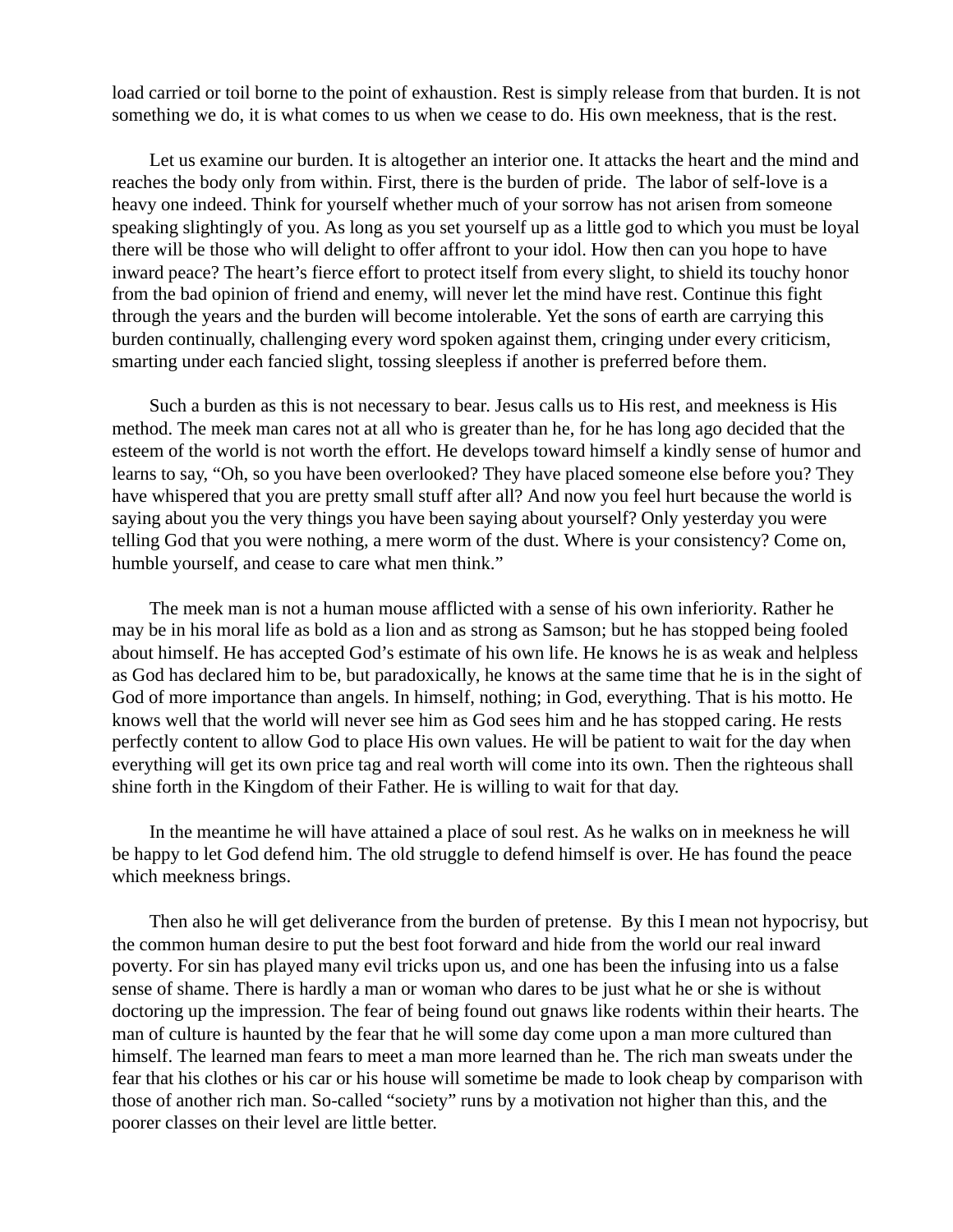load carried or toil borne to the point of exhaustion. Rest is simply release from that burden. It is not something we do, it is what comes to us when we cease to do. His own meekness, that is the rest.

Let us examine our burden. It is altogether an interior one. It attacks the heart and the mind and reaches the body only from within. First, there is the burden of pride. The labor of self-love is a heavy one indeed. Think for yourself whether much of your sorrow has not arisen from someone speaking slightingly of you. As long as you set yourself up as a little god to which you must be loyal there will be those who will delight to offer affront to your idol. How then can you hope to have inward peace? The heart's fierce effort to protect itself from every slight, to shield its touchy honor from the bad opinion of friend and enemy, will never let the mind have rest. Continue this fight through the years and the burden will become intolerable. Yet the sons of earth are carrying this burden continually, challenging every word spoken against them, cringing under every criticism, smarting under each fancied slight, tossing sleepless if another is preferred before them.

Such a burden as this is not necessary to bear. Jesus calls us to His rest, and meekness is His method. The meek man cares not at all who is greater than he, for he has long ago decided that the esteem of the world is not worth the effort. He develops toward himself a kindly sense of humor and learns to say, "Oh, so you have been overlooked? They have placed someone else before you? They have whispered that you are pretty small stuff after all? And now you feel hurt because the world is saying about you the very things you have been saying about yourself? Only yesterday you were telling God that you were nothing, a mere worm of the dust. Where is your consistency? Come on, humble yourself, and cease to care what men think."

The meek man is not a human mouse afflicted with a sense of his own inferiority. Rather he may be in his moral life as bold as a lion and as strong as Samson; but he has stopped being fooled about himself. He has accepted God's estimate of his own life. He knows he is as weak and helpless as God has declared him to be, but paradoxically, he knows at the same time that he is in the sight of God of more importance than angels. In himself, nothing; in God, everything. That is his motto. He knows well that the world will never see him as God sees him and he has stopped caring. He rests perfectly content to allow God to place His own values. He will be patient to wait for the day when everything will get its own price tag and real worth will come into its own. Then the righteous shall shine forth in the Kingdom of their Father. He is willing to wait for that day.

In the meantime he will have attained a place of soul rest. As he walks on in meekness he will be happy to let God defend him. The old struggle to defend himself is over. He has found the peace which meekness brings.

Then also he will get deliverance from the burden of pretense. By this I mean not hypocrisy, but the common human desire to put the best foot forward and hide from the world our real inward poverty. For sin has played many evil tricks upon us, and one has been the infusing into us a false sense of shame. There is hardly a man or woman who dares to be just what he or she is without doctoring up the impression. The fear of being found out gnaws like rodents within their hearts. The man of culture is haunted by the fear that he will some day come upon a man more cultured than himself. The learned man fears to meet a man more learned than he. The rich man sweats under the fear that his clothes or his car or his house will sometime be made to look cheap by comparison with those of another rich man. So-called "society" runs by a motivation not higher than this, and the poorer classes on their level are little better.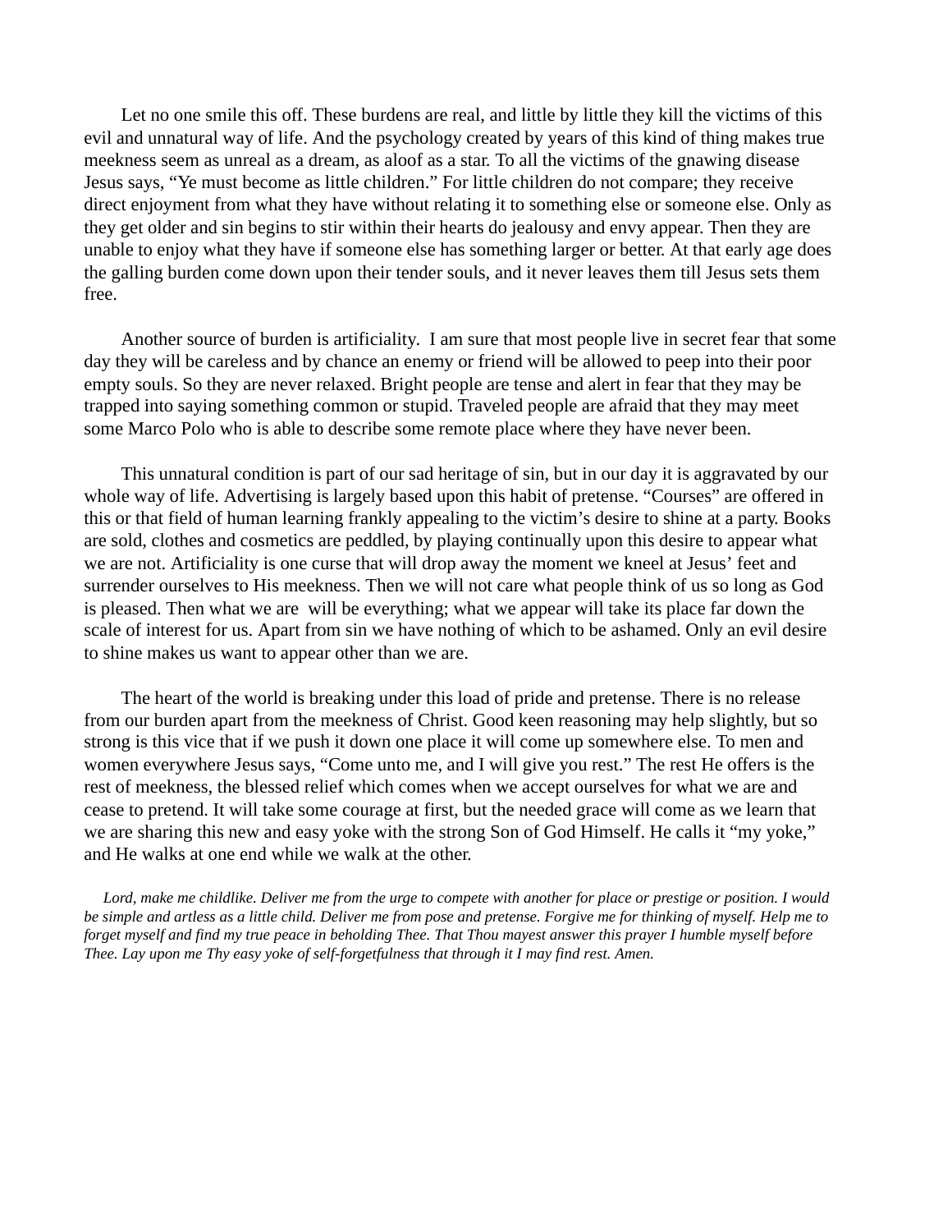Let no one smile this off. These burdens are real, and little by little they kill the victims of this evil and unnatural way of life. And the psychology created by years of this kind of thing makes true meekness seem as unreal as a dream, as aloof as a star. To all the victims of the gnawing disease Jesus says, “Ye must become as little children.” For little children do not compare; they receive direct enjoyment from what they have without relating it to something else or someone else. Only as they get older and sin begins to stir within their hearts do jealousy and envy appear. Then they are unable to enjoy what they have if someone else has something larger or better. At that early age does the galling burden come down upon their tender souls, and it never leaves them till Jesus sets them free.

Another source of burden is artificiality. I am sure that most people live in secret fear that some day they will be careless and by chance an enemy or friend will be allowed to peep into their poor empty souls. So they are never relaxed. Bright people are tense and alert in fear that they may be trapped into saying something common or stupid. Traveled people are afraid that they may meet some Marco Polo who is able to describe some remote place where they have never been.

This unnatural condition is part of our sad heritage of sin, but in our day it is aggravated by our whole way of life. Advertising is largely based upon this habit of pretense. “Courses” are offered in this or that field of human learning frankly appealing to the victim’s desire to shine at a party. Books are sold, clothes and cosmetics are peddled, by playing continually upon this desire to appear what we are not. Artificiality is one curse that will drop away the moment we kneel at Jesus’ feet and surrender ourselves to His meekness. Then we will not care what people think of us so long as God is pleased. Then what we are will be everything; what we appear will take its place far down the scale of interest for us. Apart from sin we have nothing of which to be ashamed. Only an evil desire to shine makes us want to appear other than we are.

The heart of the world is breaking under this load of pride and pretense. There is no release from our burden apart from the meekness of Christ. Good keen reasoning may help slightly, but so strong is this vice that if we push it down one place it will come up somewhere else. To men and women everywhere Jesus says, “Come unto me, and I will give you rest.” The rest He offers is the rest of meekness, the blessed relief which comes when we accept ourselves for what we are and cease to pretend. It will take some courage at first, but the needed grace will come as we learn that we are sharing this new and easy yoke with the strong Son of God Himself. He calls it “my yoke,” and He walks at one end while we walk at the other.

*Lord, make me childlike. Deliver me from the urge to compete with another for place or prestige or position. I would be simple and artless as a little child. Deliver me from pose and pretense. Forgive me for thinking of myself. Help me to forget myself and find my true peace in beholding Thee. That Thou mayest answer this prayer I humble myself before Thee. Lay upon me Thy easy yoke of self-forgetfulness that through it I may find rest. Amen.*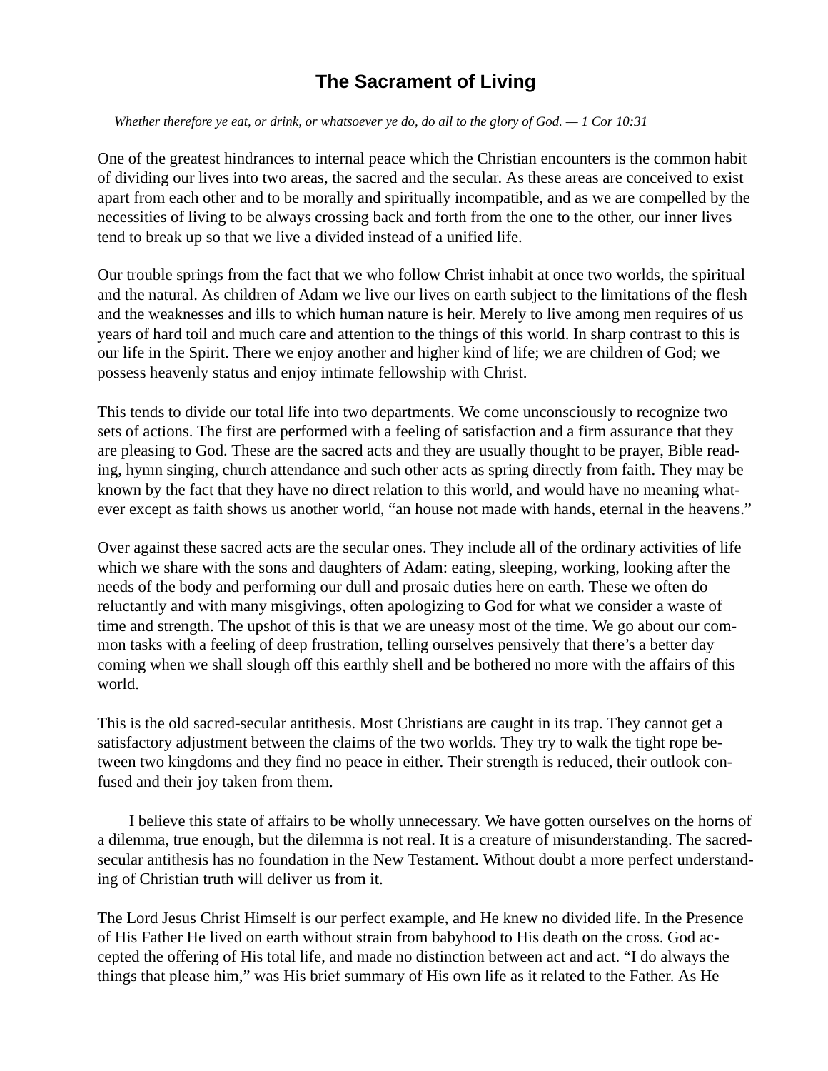# The Sacrament of Living

*Whether therefore ye eat, or drink, or whatsoever ye do, do all to the glory of God. — 1 Cor 10:31*

One of the greatest hindrances to internal peace which the Christian encounters is the common habit of dividing our lives into two areas, the sacred and the secular. As these areas are conceived to exist apart from each other and to be morally and spiritually incompatible, and as we are compelled by the necessities of living to be always crossing back and forth from the one to the other, our inner lives tend to break up so that we live a divided instead of a unified life.

Our trouble springs from the fact that we who follow Christ inhabit at once two worlds, the spiritual and the natural. As children of Adam we live our lives on earth subject to the limitations of the flesh and the weaknesses and ills to which human nature is heir. Merely to live among men requires of us years of hard toil and much care and attention to the things of this world. In sharp contrast to this is our life in the Spirit. There we enjoy another and higher kind of life; we are children of God; we possess heavenly status and enjoy intimate fellowship with Christ.

This tends to divide our total life into two departments. We come unconsciously to recognize two sets of actions. The first are performed with a feeling of satisfaction and a firm assurance that they are pleasing to God. These are the sacred acts and they are usually thought to be prayer, Bible reading, hymn singing, church attendance and such other acts as spring directly from faith. They may be known by the fact that they have no direct relation to this world, and would have no meaning whatever except as faith shows us another world, "an house not made with hands, eternal in the heavens."

Over against these sacred acts are the secular ones. They include all of the ordinary activities of life which we share with the sons and daughters of Adam: eating, sleeping, working, looking after the needs of the body and performing our dull and prosaic duties here on earth. These we often do reluctantly and with many misgivings, often apologizing to God for what we consider a waste of time and strength. The upshot of this is that we are uneasy most of the time. We go about our common tasks with a feeling of deep frustration, telling ourselves pensively that there's a better day coming when we shall slough off this earthly shell and be bothered no more with the affairs of this world.

This is the old sacred-secular antithesis. Most Christians are caught in its trap. They cannot get a satisfactory adjustment between the claims of the two worlds. They try to walk the tight rope between two kingdoms and they find no peace in either. Their strength is reduced, their outlook confused and their joy taken from them.

I believe this state of affairs to be wholly unnecessary. We have gotten ourselves on the horns of a dilemma, true enough, but the dilemma is not real. It is a creature of misunderstanding. The sacred-secular antithesis has no foundation in the New Testament. Without doubt a more perfect understanding of Christian truth will deliver us from it.

The Lord Jesus Christ Himself is our perfect example, and He knew no divided life. In the Presence of His Father He lived on earth without strain from babyhood to His death on the cross. God accepted the offering of His total life, and made no distinction between act and act. "I do always the things that please him," was His brief summary of His own life as it related to the Father. As He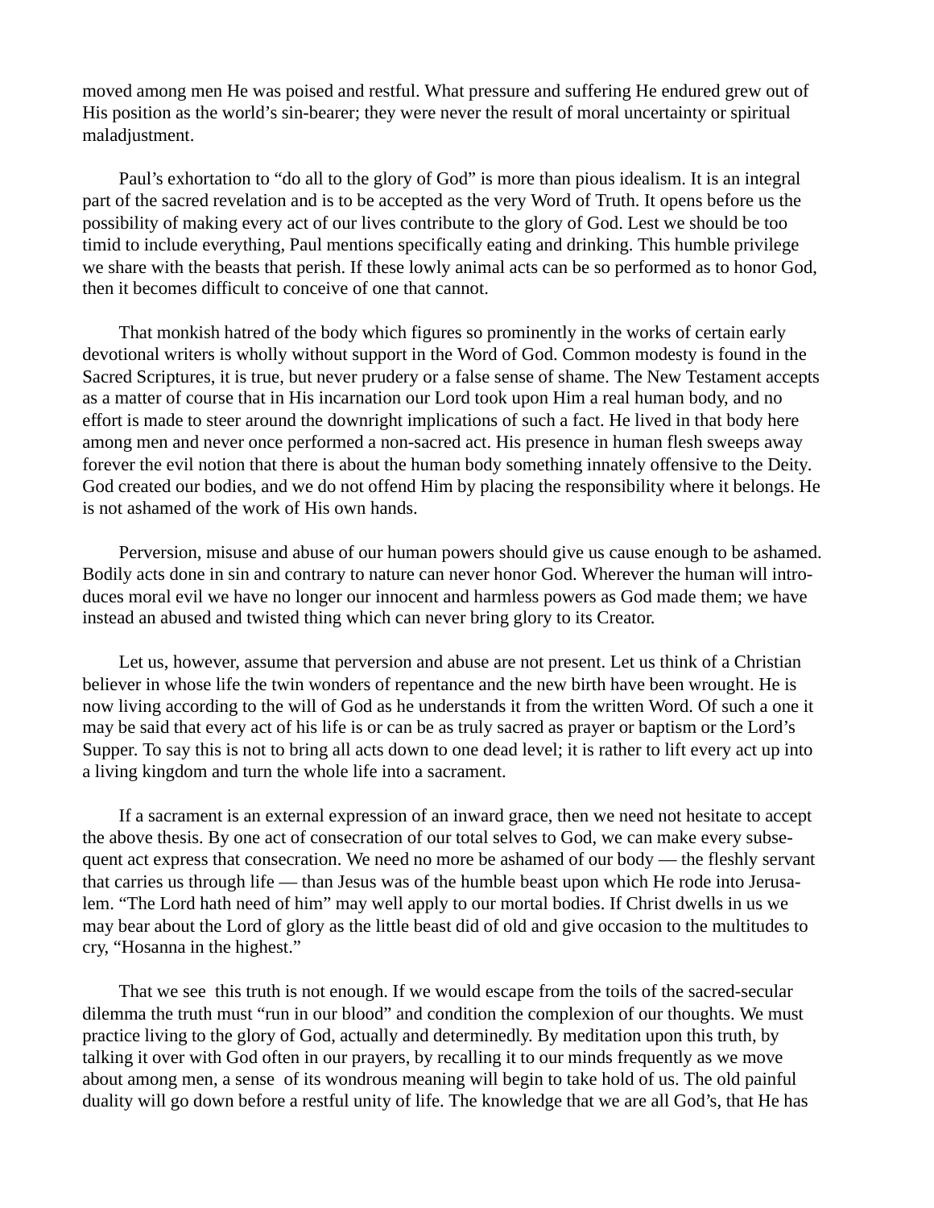moved among men He was poised and restful. What pressure and suffering He endured grew out of His position as the world's sin-bearer; they were never the result of moral uncertainty or spiritual maladjustment.

Paul's exhortation to "do all to the glory of God" is more than pious idealism. It is an integral part of the sacred revelation and is to be accepted as the very Word of Truth. It opens before us the possibility of making every act of our lives contribute to the glory of God. Lest we should be too timid to include everything, Paul mentions specifically eating and drinking. This humble privilege we share with the beasts that perish. If these lowly animal acts can be so performed as to honor God, then it becomes difficult to conceive of one that cannot.

That monkish hatred of the body which figures so prominently in the works of certain early devotional writers is wholly without support in the Word of God. Common modesty is found in the Sacred Scriptures, it is true, but never prudery or a false sense of shame. The New Testament accepts as a matter of course that in His incarnation our Lord took upon Him a real human body, and no effort is made to steer around the downright implications of such a fact. He lived in that body here among men and never once performed a non-sacred act. His presence in human flesh sweeps away forever the evil notion that there is about the human body something innately offensive to the Deity. God created our bodies, and we do not offend Him by placing the responsibility where it belongs. He is not ashamed of the work of His own hands.

Perversion, misuse and abuse of our human powers should give us cause enough to be ashamed. Bodily acts done in sin and contrary to nature can never honor God. Wherever the human will introduces moral evil we have no longer our innocent and harmless powers as God made them; we have instead an abused and twisted thing which can never bring glory to its Creator.

Let us, however, assume that perversion and abuse are not present. Let us think of a Christian believer in whose life the twin wonders of repentance and the new birth have been wrought. He is now living according to the will of God as he understands it from the written Word. Of such a one it may be said that every act of his life is or can be as truly sacred as prayer or baptism or the Lord's Supper. To say this is not to bring all acts down to one dead level; it is rather to lift every act up into a living kingdom and turn the whole life into a sacrament.

If a sacrament is an external expression of an inward grace, then we need not hesitate to accept the above thesis. By one act of consecration of our total selves to God, we can make every subsequent act express that consecration. We need no more be ashamed of our body — the fleshly servant that carries us through life — than Jesus was of the humble beast upon which He rode into Jerusalem. "The Lord hath need of him" may well apply to our mortal bodies. If Christ dwells in us we may bear about the Lord of glory as the little beast did of old and give occasion to the multitudes to cry, "Hosanna in the highest."

That we see this truth is not enough. If we would escape from the toils of the sacred-secular dilemma the truth must "run in our blood" and condition the complexion of our thoughts. We must practice living to the glory of God, actually and determinedly. By meditation upon this truth, by talking it over with God often in our prayers, by recalling it to our minds frequently as we move about among men, a sense of its wondrous meaning will begin to take hold of us. The old painful duality will go down before a restful unity of life. The knowledge that we are all God's, that He has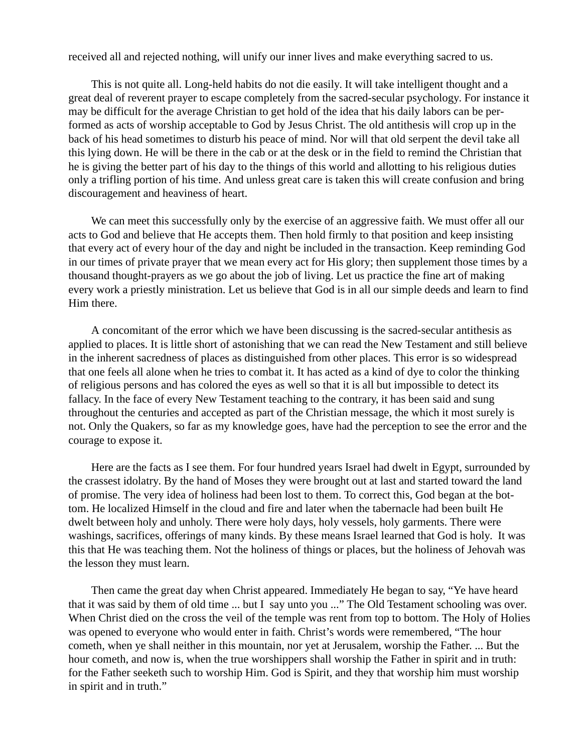received all and rejected nothing, will unify our inner lives and make everything sacred to us.

This is not quite all. Long-held habits do not die easily. It will take intelligent thought and a great deal of reverent prayer to escape completely from the sacred-secular psychology. For instance it may be difficult for the average Christian to get hold of the idea that his daily labors can be performed as acts of worship acceptable to God by Jesus Christ. The old antithesis will crop up in the back of his head sometimes to disturb his peace of mind. Nor will that old serpent the devil take all this lying down. He will be there in the cab or at the desk or in the field to remind the Christian that he is giving the better part of his day to the things of this world and allotting to his religious duties only a trifling portion of his time. And unless great care is taken this will create confusion and bring discouragement and heaviness of heart.

We can meet this successfully only by the exercise of an aggressive faith. We must offer all our acts to God and believe that He accepts them. Then hold firmly to that position and keep insisting that every act of every hour of the day and night be included in the transaction. Keep reminding God in our times of private prayer that we mean every act for His glory; then supplement those times by a thousand thought-prayers as we go about the job of living. Let us practice the fine art of making every work a priestly ministration. Let us believe that God is in all our simple deeds and learn to find Him there.

A concomitant of the error which we have been discussing is the sacred-secular antithesis as applied to places. It is little short of astonishing that we can read the New Testament and still believe in the inherent sacredness of places as distinguished from other places. This error is so widespread that one feels all alone when he tries to combat it. It has acted as a kind of dye to color the thinking of religious persons and has colored the eyes as well so that it is all but impossible to detect its fallacy. In the face of every New Testament teaching to the contrary, it has been said and sung throughout the centuries and accepted as part of the Christian message, the which it most surely is not. Only the Quakers, so far as my knowledge goes, have had the perception to see the error and the courage to expose it.

Here are the facts as I see them. For four hundred years Israel had dwelt in Egypt, surrounded by the crassest idolatry. By the hand of Moses they were brought out at last and started toward the land of promise. The very idea of holiness had been lost to them. To correct this, God began at the bottom. He localized Himself in the cloud and fire and later when the tabernacle had been built He dwelt between holy and unholy. There were holy days, holy vessels, holy garments. There were washings, sacrifices, offerings of many kinds. By these means Israel learned that God is holy. It was this that He was teaching them. Not the holiness of things or places, but the holiness of Jehovah was the lesson they must learn.

Then came the great day when Christ appeared. Immediately He began to say, “Ye have heard that it was said by them of old time ... but I say unto you ...” The Old Testament schooling was over. When Christ died on the cross the veil of the temple was rent from top to bottom. The Holy of Holies was opened to everyone who would enter in faith. Christ’s words were remembered, “The hour cometh, when ye shall neither in this mountain, nor yet at Jerusalem, worship the Father. ... But the hour cometh, and now is, when the true worshippers shall worship the Father in spirit and in truth: for the Father seeketh such to worship Him. God is Spirit, and they that worship him must worship in spirit and in truth.”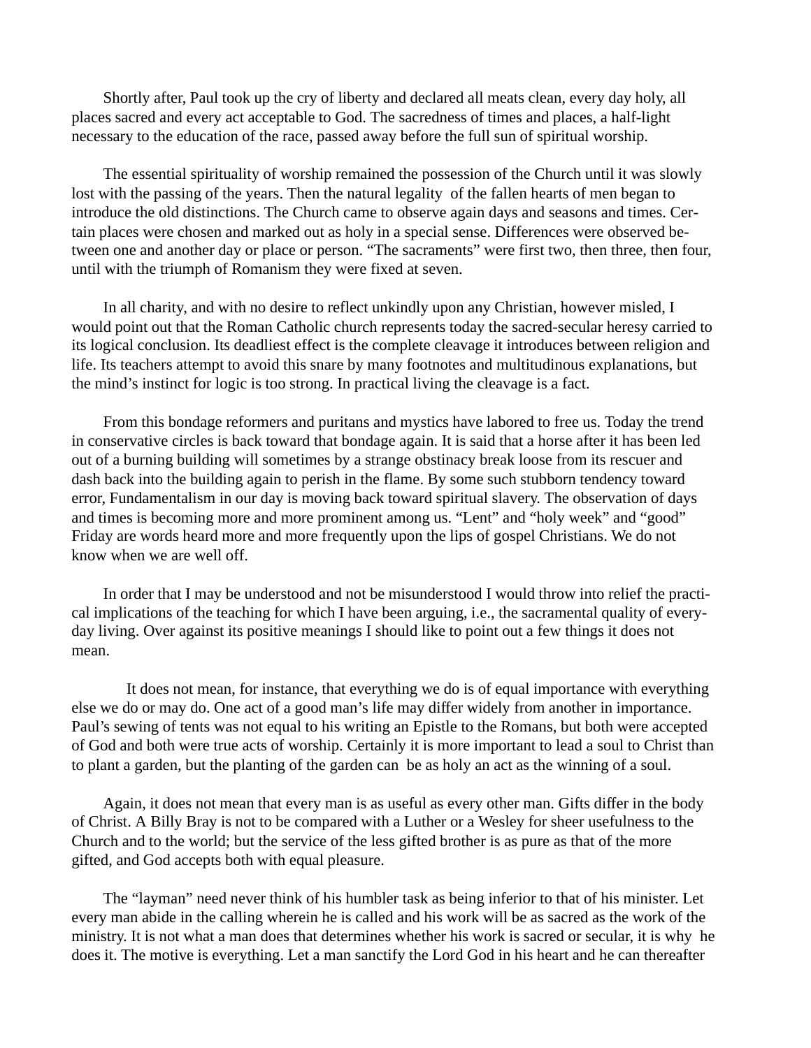Shortly after, Paul took up the cry of liberty and declared all meats clean, every day holy, all places sacred and every act acceptable to God. The sacredness of times and places, a half-light necessary to the education of the race, passed away before the full sun of spiritual worship.

The essential spirituality of worship remained the possession of the Church until it was slowly lost with the passing of the years. Then the natural legality of the fallen hearts of men began to introduce the old distinctions. The Church came to observe again days and seasons and times. Certain places were chosen and marked out as holy in a special sense. Differences were observed between one and another day or place or person. "The sacraments" were first two, then three, then four, until with the triumph of Romanism they were fixed at seven.

In all charity, and with no desire to reflect unkindly upon any Christian, however misled, I would point out that the Roman Catholic church represents today the sacred-secular heresy carried to its logical conclusion. Its deadliest effect is the complete cleavage it introduces between religion and life. Its teachers attempt to avoid this snare by many footnotes and multitudinous explanations, but the mind's instinct for logic is too strong. In practical living the cleavage is a fact.

From this bondage reformers and puritans and mystics have labored to free us. Today the trend in conservative circles is back toward that bondage again. It is said that a horse after it has been led out of a burning building will sometimes by a strange obstinacy break loose from its rescuer and dash back into the building again to perish in the flame. By some such stubborn tendency toward error, Fundamentalism in our day is moving back toward spiritual slavery. The observation of days and times is becoming more and more prominent among us. "Lent" and "holy week" and "good" Friday are words heard more and more frequently upon the lips of gospel Christians. We do not know when we are well off.

In order that I may be understood and not be misunderstood I would throw into relief the practical implications of the teaching for which I have been arguing, i.e., the sacramental quality of everyday living. Over against its positive meanings I should like to point out a few things it does not mean.

It does not mean, for instance, that everything we do is of equal importance with everything else we do or may do. One act of a good man's life may differ widely from another in importance. Paul's sewing of tents was not equal to his writing an Epistle to the Romans, but both were accepted of God and both were true acts of worship. Certainly it is more important to lead a soul to Christ than to plant a garden, but the planting of the garden can be as holy an act as the winning of a soul.

Again, it does not mean that every man is as useful as every other man. Gifts differ in the body of Christ. A Billy Bray is not to be compared with a Luther or a Wesley for sheer usefulness to the Church and to the world; but the service of the less gifted brother is as pure as that of the more gifted, and God accepts both with equal pleasure.

The "layman" need never think of his humbler task as being inferior to that of his minister. Let every man abide in the calling wherein he is called and his work will be as sacred as the work of the ministry. It is not what a man does that determines whether his work is sacred or secular, it is why he does it. The motive is everything. Let a man sanctify the Lord God in his heart and he can thereafter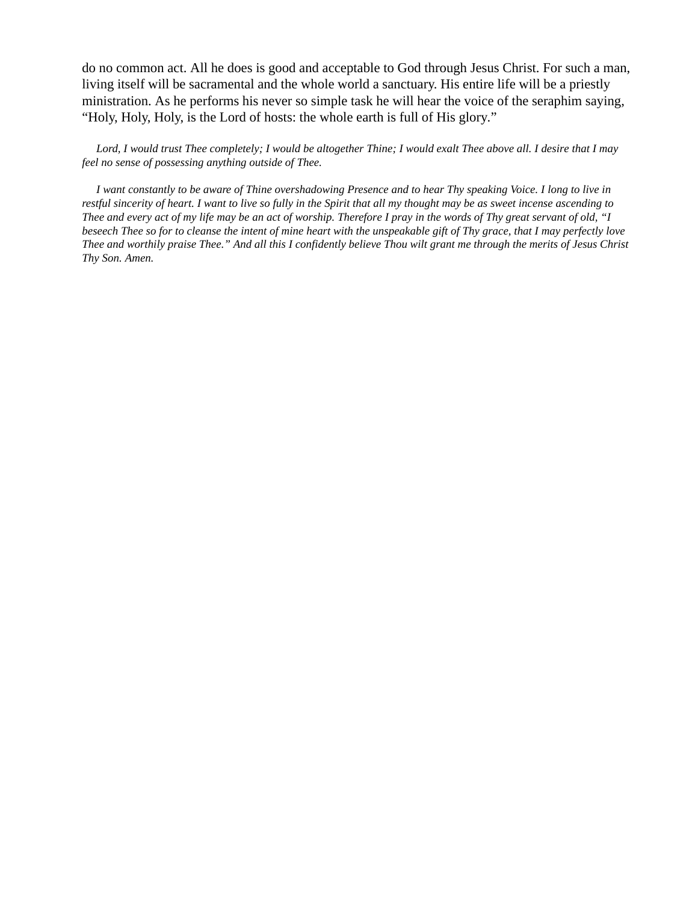do no common act. All he does is good and acceptable to God through Jesus Christ. For such a man, living itself will be sacramental and the whole world a sanctuary. His entire life will be a priestly ministration. As he performs his never so simple task he will hear the voice of the seraphim saying, “Holy, Holy, Holy, is the Lord of hosts: the whole earth is full of His glory.”

*Lord, I would trust Thee completely; I would be altogether Thine; I would exalt Thee above all. I desire that I may feel no sense of possessing anything outside of Thee.*

*I want constantly to be aware of Thine overshadowing Presence and to hear Thy speaking Voice. I long to live in restful sincerity of heart. I want to live so fully in the Spirit that all my thought may be as sweet incense ascending to Thee and every act of my life may be an act of worship. Therefore I pray in the words of Thy great servant of old, “I beseech Thee so for to cleanse the intent of mine heart with the unspeakable gift of Thy grace, that I may perfectly love Thee and worthily praise Thee.” And all this I confidently believe Thou wilt grant me through the merits of Jesus Christ Thy Son. Amen.*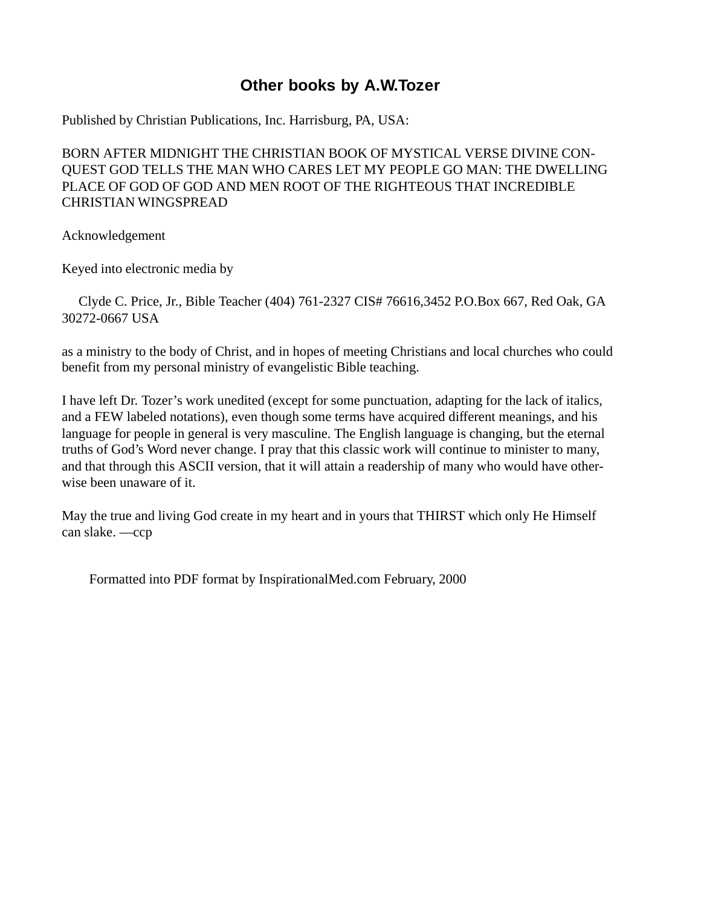## Other books by A.W.Tozer

Published by Christian Publications, Inc. Harrisburg, PA, USA:

BORN AFTER MIDNIGHT THE CHRISTIAN BOOK OF MYSTICAL VERSE DIVINE CONQUEST GOD TELLS THE MAN WHO CARES LET MY PEOPLE GO MAN: THE DWELLING PLACE OF GOD OF GOD AND MEN ROOT OF THE RIGHTEOUS THAT INCREDIBLE CHRISTIAN WINGSPREAD

Acknowledgement

Keyed into electronic media by

Clyde C. Price, Jr., Bible Teacher (404) 761-2327 CIS# 76616,3452 P.O.Box 667, Red Oak, GA 30272-0667 USA

as a ministry to the body of Christ, and in hopes of meeting Christians and local churches who could benefit from my personal ministry of evangelistic Bible teaching.

I have left Dr. Tozer's work unedited (except for some punctuation, adapting for the lack of italics, and a FEW labeled notations), even though some terms have acquired different meanings, and his language for people in general is very masculine. The English language is changing, but the eternal truths of God's Word never change. I pray that this classic work will continue to minister to many, and that through this ASCII version, that it will attain a readership of many who would have otherwise been unaware of it.

May the true and living God create in my heart and in yours that THIRST which only He Himself can slake. —ccp

Formatted into PDF format by InspirationalMed.com February, 2000